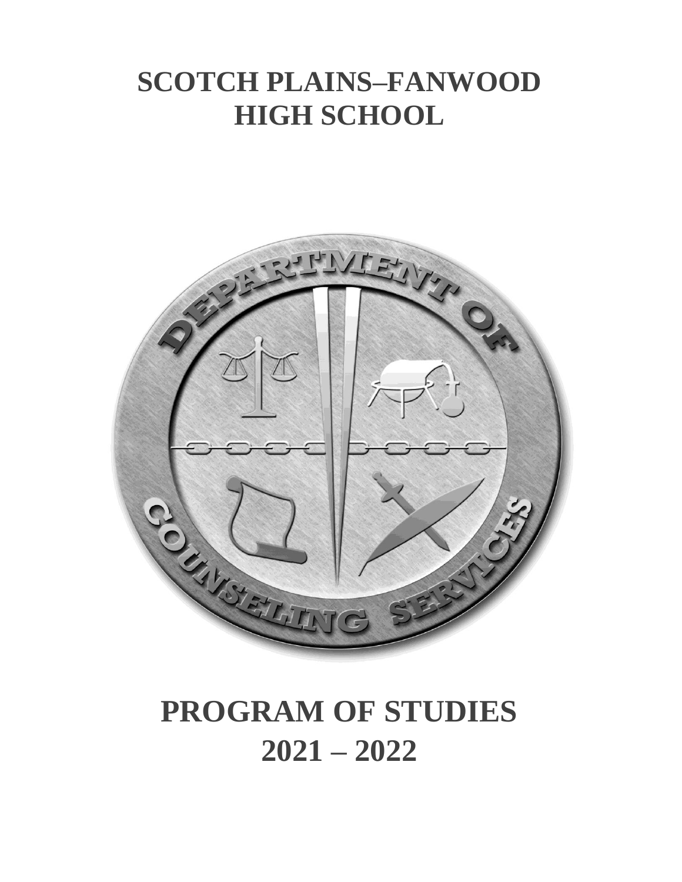# SCOTCH PLAINS–FANWOOD HIGH SCHOOL

# PROGRAM OF STUDIES 2021 – 2022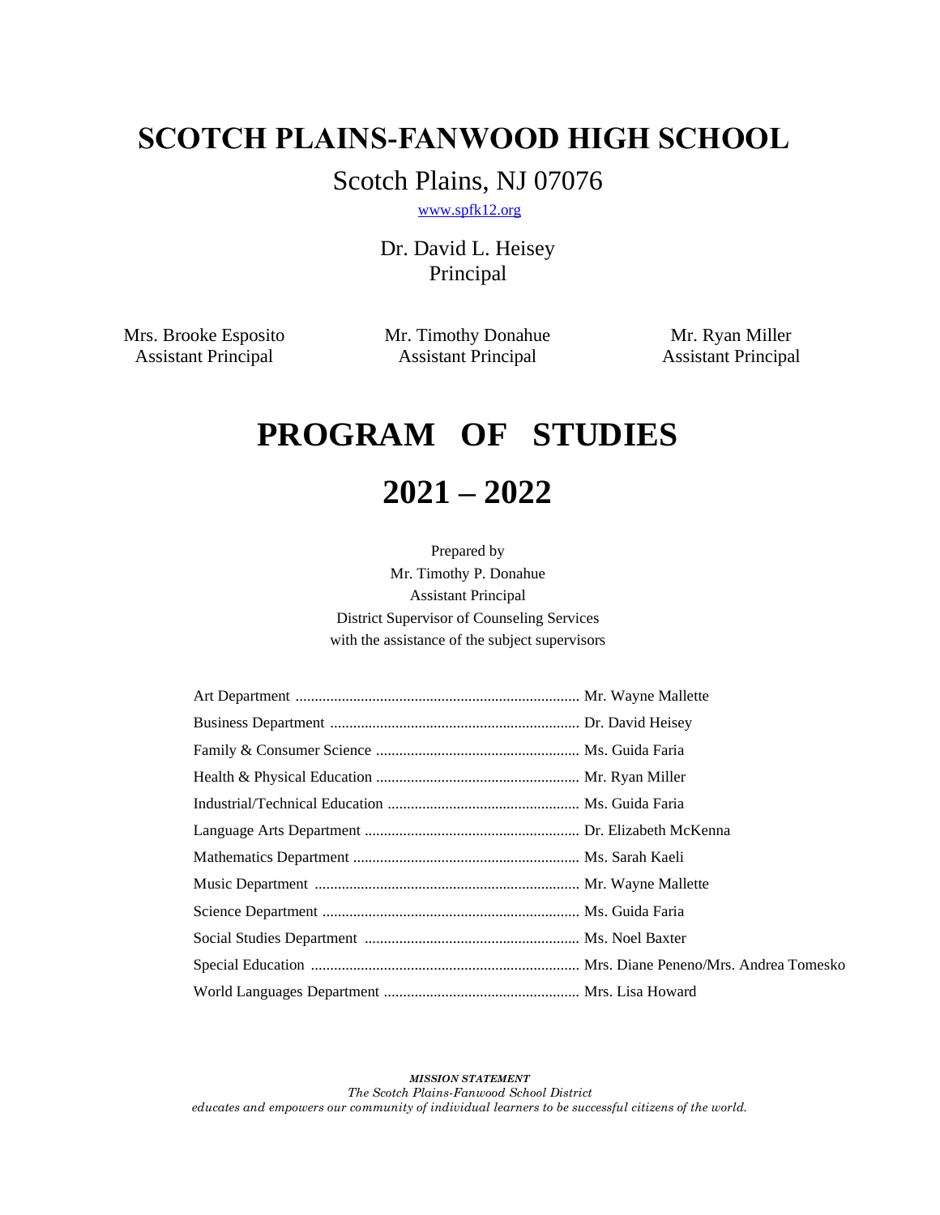# SCOTCH PLAINS-FANWOOD HIGH SCHOOL

Scotch Plains, NJ 07076

www.spfk12.org

Dr. David L. Heisey
Principal

Mrs. Brooke Esposito
Assistant Principal

Mr. Timothy Donahue
Assistant Principal

Mr. Ryan Miller
Assistant Principal

# PROGRAM OF STUDIES

# 2021 – 2022

Prepared by
Mr. Timothy P. Donahue
Assistant Principal
District Supervisor of Counseling Services
with the assistance of the subject supervisors

| Department | Supervisor |
|---|---|
| Art Department | Mr. Wayne Mallette |
| Business Department | Dr. David Heisey |
| Family & Consumer Science | Ms. Guida Faria |
| Health & Physical Education | Mr. Ryan Miller |
| Industrial/Technical Education | Ms. Guida Faria |
| Language Arts Department | Dr. Elizabeth McKenna |
| Mathematics Department | Ms. Sarah Kaeli |
| Music Department | Mr. Wayne Mallette |
| Science Department | Ms. Guida Faria |
| Social Studies Department | Ms. Noel Baxter |
| Special Education | Mrs. Diane Peneno/Mrs. Andrea Tomesko |
| World Languages Department | Mrs. Lisa Howard |

***MISSION STATEMENT***

*The Scotch Plains-Fanwood School District*
*educates and empowers our community of individual learners to be successful citizens of the world.*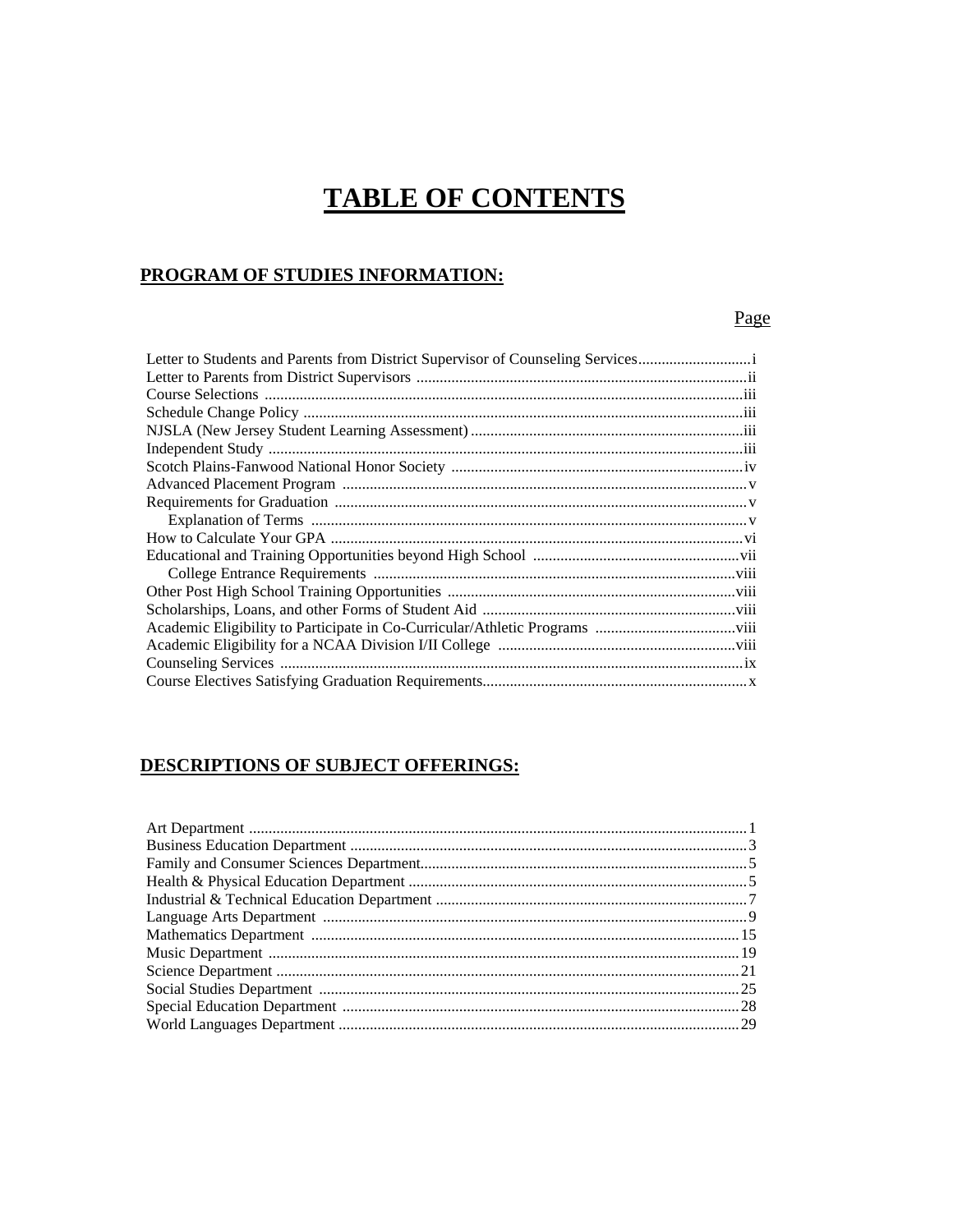# TABLE OF CONTENTS

## PROGRAM OF STUDIES INFORMATION:

| | Page |
|---|---|
| Letter to Students and Parents from District Supervisor of Counseling Services | i |
| Letter to Parents from District Supervisors | ii |
| Course Selections | iii |
| Schedule Change Policy | iii |
| NJSLA (New Jersey Student Learning Assessment) | iii |
| Independent Study | iii |
| Scotch Plains-Fanwood National Honor Society | iv |
| Advanced Placement Program | v |
| Requirements for Graduation | v |
| Explanation of Terms | v |
| How to Calculate Your GPA | vi |
| Educational and Training Opportunities beyond High School | vii |
| College Entrance Requirements | viii |
| Other Post High School Training Opportunities | viii |
| Scholarships, Loans, and other Forms of Student Aid | viii |
| Academic Eligibility to Participate in Co-Curricular/Athletic Programs | viii |
| Academic Eligibility for a NCAA Division I/II College | viii |
| Counseling Services | ix |
| Course Electives Satisfying Graduation Requirements | x |

## DESCRIPTIONS OF SUBJECT OFFERINGS:

| | |
|---|---|
| Art Department | 1 |
| Business Education Department | 3 |
| Family and Consumer Sciences Department | 5 |
| Health & Physical Education Department | 5 |
| Industrial & Technical Education Department | 7 |
| Language Arts Department | 9 |
| Mathematics Department | 15 |
| Music Department | 19 |
| Science Department | 21 |
| Social Studies Department | 25 |
| Special Education Department | 28 |
| World Languages Department | 29 |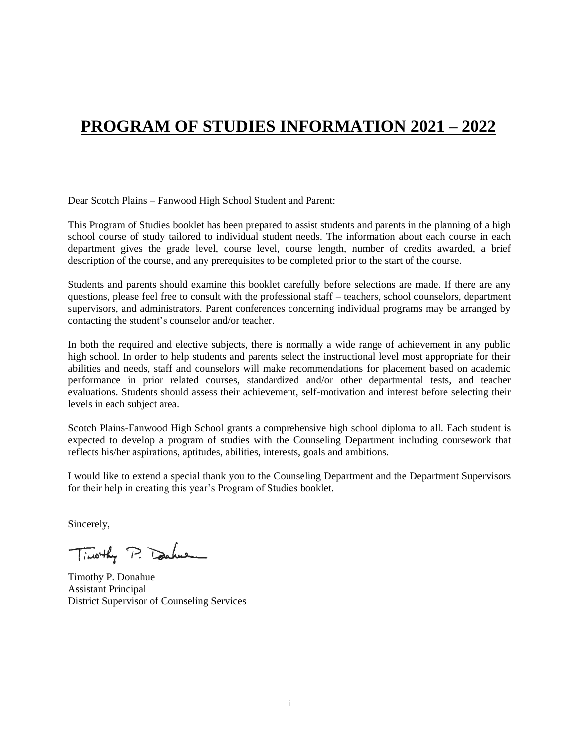# PROGRAM OF STUDIES INFORMATION 2021 – 2022

Dear Scotch Plains – Fanwood High School Student and Parent:

This Program of Studies booklet has been prepared to assist students and parents in the planning of a high school course of study tailored to individual student needs. The information about each course in each department gives the grade level, course level, course length, number of credits awarded, a brief description of the course, and any prerequisites to be completed prior to the start of the course.

Students and parents should examine this booklet carefully before selections are made. If there are any questions, please feel free to consult with the professional staff – teachers, school counselors, department supervisors, and administrators. Parent conferences concerning individual programs may be arranged by contacting the student's counselor and/or teacher.

In both the required and elective subjects, there is normally a wide range of achievement in any public high school. In order to help students and parents select the instructional level most appropriate for their abilities and needs, staff and counselors will make recommendations for placement based on academic performance in prior related courses, standardized and/or other departmental tests, and teacher evaluations. Students should assess their achievement, self-motivation and interest before selecting their levels in each subject area.

Scotch Plains-Fanwood High School grants a comprehensive high school diploma to all. Each student is expected to develop a program of studies with the Counseling Department including coursework that reflects his/her aspirations, aptitudes, abilities, interests, goals and ambitions.

I would like to extend a special thank you to the Counseling Department and the Department Supervisors for their help in creating this year's Program of Studies booklet.

Sincerely,

Timothy P. Donahue

Timothy P. Donahue
Assistant Principal
District Supervisor of Counseling Services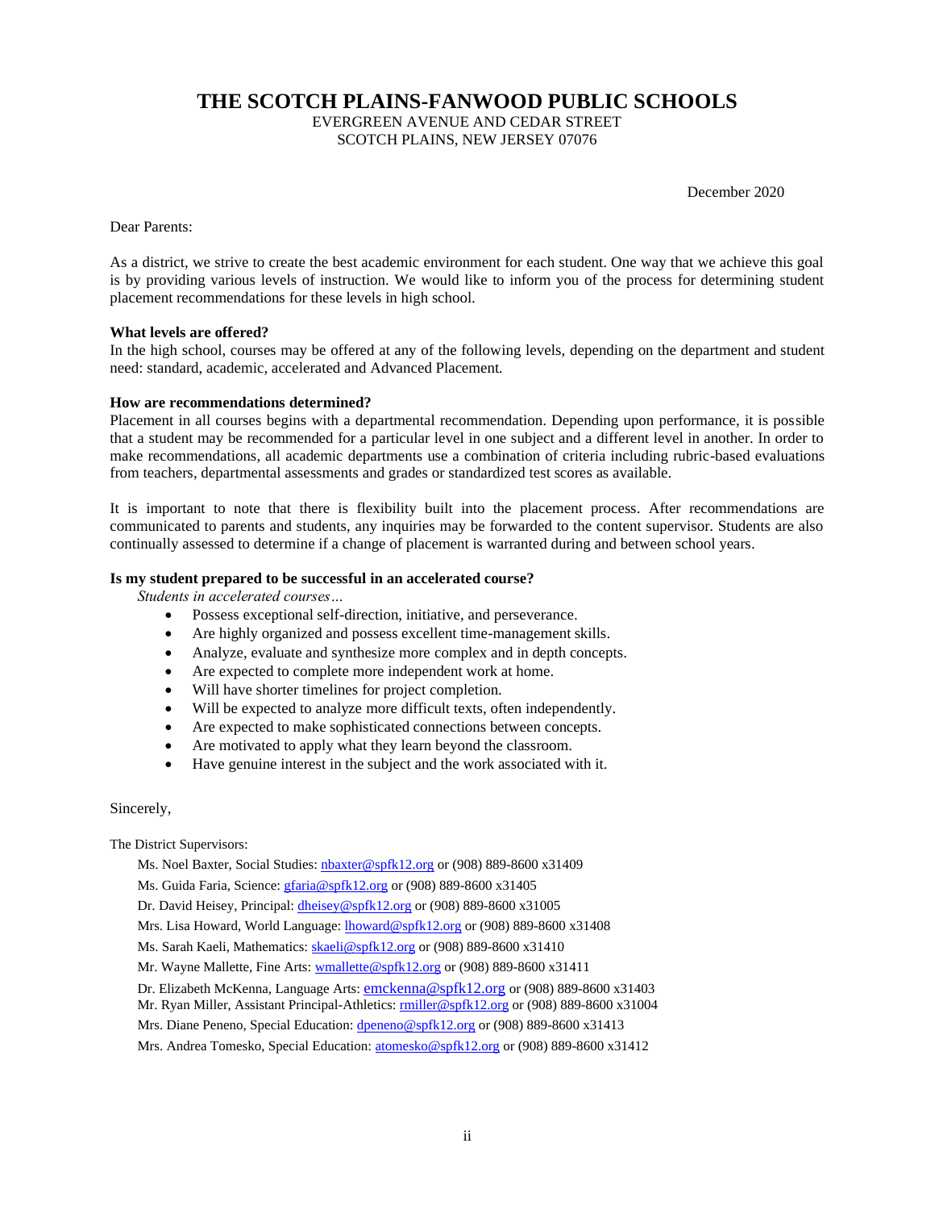# THE SCOTCH PLAINS-FANWOOD PUBLIC SCHOOLS

EVERGREEN AVENUE AND CEDAR STREET
SCOTCH PLAINS, NEW JERSEY 07076

December 2020

Dear Parents:

As a district, we strive to create the best academic environment for each student. One way that we achieve this goal is by providing various levels of instruction. We would like to inform you of the process for determining student placement recommendations for these levels in high school.

**What levels are offered?**
In the high school, courses may be offered at any of the following levels, depending on the department and student need: standard, academic, accelerated and Advanced Placement.

**How are recommendations determined?**
Placement in all courses begins with a departmental recommendation. Depending upon performance, it is possible that a student may be recommended for a particular level in one subject and a different level in another. In order to make recommendations, all academic departments use a combination of criteria including rubric-based evaluations from teachers, departmental assessments and grades or standardized test scores as available.

It is important to note that there is flexibility built into the placement process. After recommendations are communicated to parents and students, any inquiries may be forwarded to the content supervisor. Students are also continually assessed to determine if a change of placement is warranted during and between school years.

**Is my student prepared to be successful in an accelerated course?**

*Students in accelerated courses…*

- Possess exceptional self-direction, initiative, and perseverance.
- Are highly organized and possess excellent time-management skills.
- Analyze, evaluate and synthesize more complex and in depth concepts.
- Are expected to complete more independent work at home.
- Will have shorter timelines for project completion.
- Will be expected to analyze more difficult texts, often independently.
- Are expected to make sophisticated connections between concepts.
- Are motivated to apply what they learn beyond the classroom.
- Have genuine interest in the subject and the work associated with it.

Sincerely,

The District Supervisors:

Ms. Noel Baxter, Social Studies: nbaxter@spfk12.org or (908) 889-8600 x31409
Ms. Guida Faria, Science: gfaria@spfk12.org or (908) 889-8600 x31405
Dr. David Heisey, Principal: dheisey@spfk12.org or (908) 889-8600 x31005
Mrs. Lisa Howard, World Language: lhoward@spfk12.org or (908) 889-8600 x31408
Ms. Sarah Kaeli, Mathematics: skaeli@spfk12.org or (908) 889-8600 x31410
Mr. Wayne Mallette, Fine Arts: wmallette@spfk12.org or (908) 889-8600 x31411
Dr. Elizabeth McKenna, Language Arts: emckenna@spfk12.org or (908) 889-8600 x31403
Mr. Ryan Miller, Assistant Principal-Athletics: rmiller@spfk12.org or (908) 889-8600 x31004
Mrs. Diane Peneno, Special Education: dpeneno@spfk12.org or (908) 889-8600 x31413
Mrs. Andrea Tomesko, Special Education: atomesko@spfk12.org or (908) 889-8600 x31412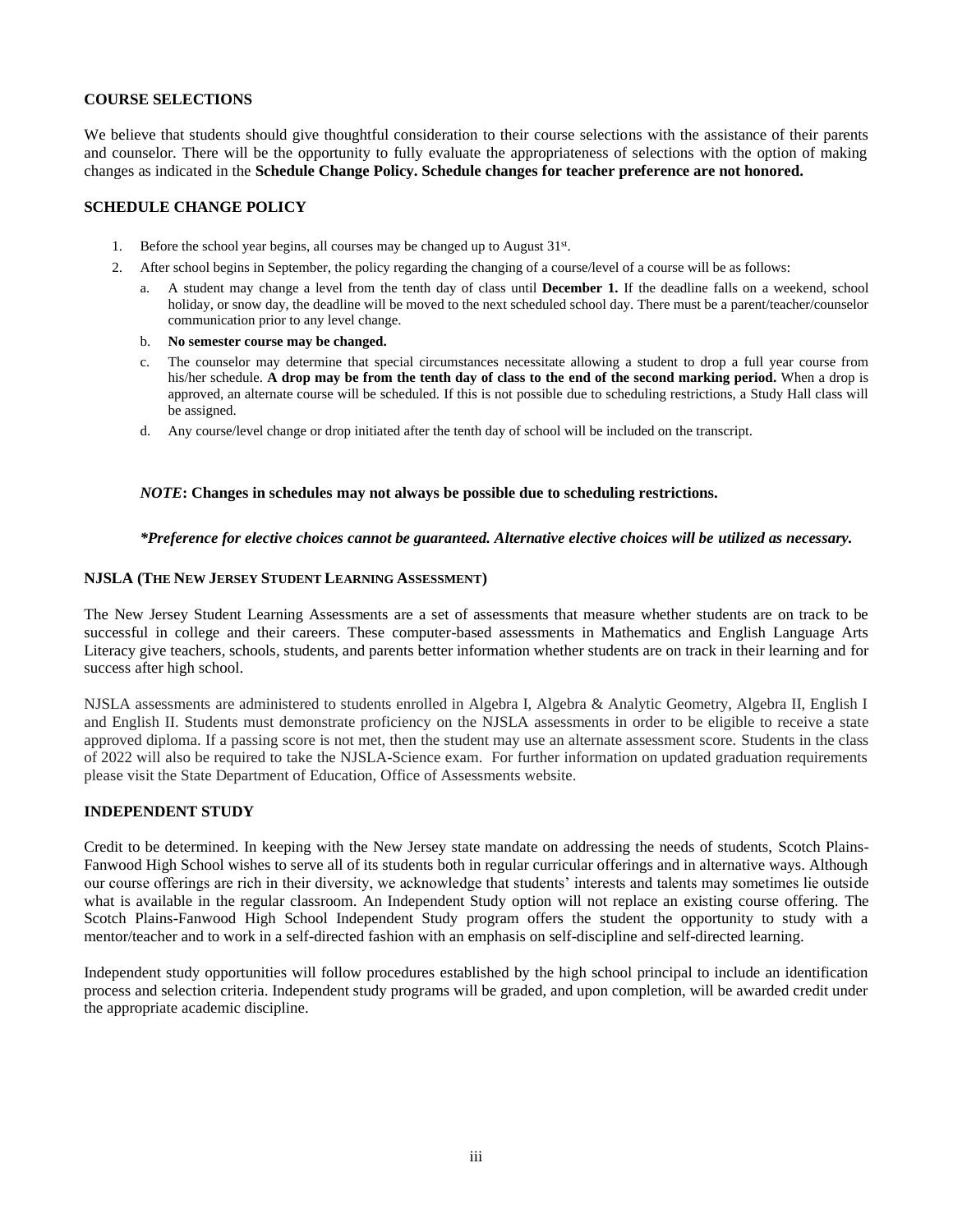## COURSE SELECTIONS

We believe that students should give thoughtful consideration to their course selections with the assistance of their parents and counselor. There will be the opportunity to fully evaluate the appropriateness of selections with the option of making changes as indicated in the **Schedule Change Policy. Schedule changes for teacher preference are not honored.**

## SCHEDULE CHANGE POLICY

1. Before the school year begins, all courses may be changed up to August 31st.
2. After school begins in September, the policy regarding the changing of a course/level of a course will be as follows:
   a. A student may change a level from the tenth day of class until **December 1.** If the deadline falls on a weekend, school holiday, or snow day, the deadline will be moved to the next scheduled school day. There must be a parent/teacher/counselor communication prior to any level change.
   b. **No semester course may be changed.**
   c. The counselor may determine that special circumstances necessitate allowing a student to drop a full year course from his/her schedule. **A drop may be from the tenth day of class to the end of the second marking period.** When a drop is approved, an alternate course will be scheduled. If this is not possible due to scheduling restrictions, a Study Hall class will be assigned.
   d. Any course/level change or drop initiated after the tenth day of school will be included on the transcript.

***NOTE*: Changes in schedules may not always be possible due to scheduling restrictions.**

***\*Preference for elective choices cannot be guaranteed. Alternative elective choices will be utilized as necessary.***

## NJSLA (THE NEW JERSEY STUDENT LEARNING ASSESSMENT)

The New Jersey Student Learning Assessments are a set of assessments that measure whether students are on track to be successful in college and their careers. These computer-based assessments in Mathematics and English Language Arts Literacy give teachers, schools, students, and parents better information whether students are on track in their learning and for success after high school.

NJSLA assessments are administered to students enrolled in Algebra I, Algebra & Analytic Geometry, Algebra II, English I and English II. Students must demonstrate proficiency on the NJSLA assessments in order to be eligible to receive a state approved diploma. If a passing score is not met, then the student may use an alternate assessment score. Students in the class of 2022 will also be required to take the NJSLA-Science exam. For further information on updated graduation requirements please visit the State Department of Education, Office of Assessments website.

## INDEPENDENT STUDY

Credit to be determined. In keeping with the New Jersey state mandate on addressing the needs of students, Scotch Plains-Fanwood High School wishes to serve all of its students both in regular curricular offerings and in alternative ways. Although our course offerings are rich in their diversity, we acknowledge that students' interests and talents may sometimes lie outside what is available in the regular classroom. An Independent Study option will not replace an existing course offering. The Scotch Plains-Fanwood High School Independent Study program offers the student the opportunity to study with a mentor/teacher and to work in a self-directed fashion with an emphasis on self-discipline and self-directed learning.

Independent study opportunities will follow procedures established by the high school principal to include an identification process and selection criteria. Independent study programs will be graded, and upon completion, will be awarded credit under the appropriate academic discipline.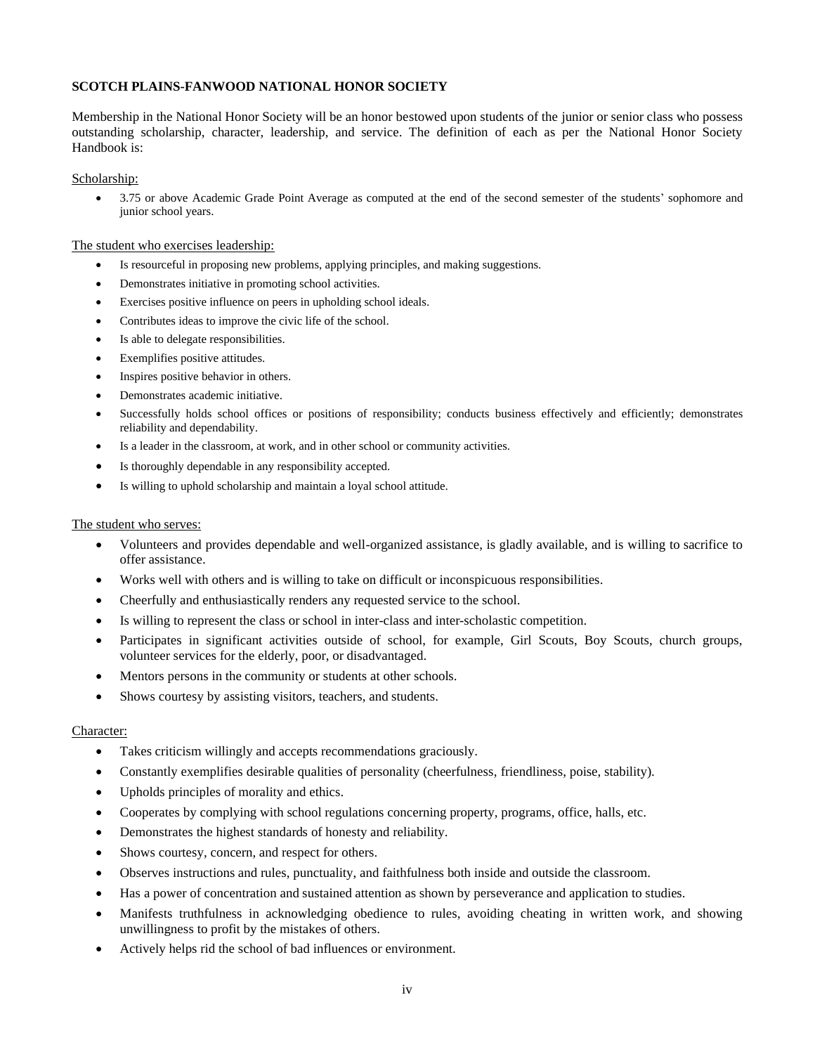**SCOTCH PLAINS-FANWOOD NATIONAL HONOR SOCIETY**

Membership in the National Honor Society will be an honor bestowed upon students of the junior or senior class who possess outstanding scholarship, character, leadership, and service. The definition of each as per the National Honor Society Handbook is:

Scholarship:

- 3.75 or above Academic Grade Point Average as computed at the end of the second semester of the students' sophomore and junior school years.

The student who exercises leadership:

- Is resourceful in proposing new problems, applying principles, and making suggestions.
- Demonstrates initiative in promoting school activities.
- Exercises positive influence on peers in upholding school ideals.
- Contributes ideas to improve the civic life of the school.
- Is able to delegate responsibilities.
- Exemplifies positive attitudes.
- Inspires positive behavior in others.
- Demonstrates academic initiative.
- Successfully holds school offices or positions of responsibility; conducts business effectively and efficiently; demonstrates reliability and dependability.
- Is a leader in the classroom, at work, and in other school or community activities.
- Is thoroughly dependable in any responsibility accepted.
- Is willing to uphold scholarship and maintain a loyal school attitude.

The student who serves:

- Volunteers and provides dependable and well-organized assistance, is gladly available, and is willing to sacrifice to offer assistance.
- Works well with others and is willing to take on difficult or inconspicuous responsibilities.
- Cheerfully and enthusiastically renders any requested service to the school.
- Is willing to represent the class or school in inter-class and inter-scholastic competition.
- Participates in significant activities outside of school, for example, Girl Scouts, Boy Scouts, church groups, volunteer services for the elderly, poor, or disadvantaged.
- Mentors persons in the community or students at other schools.
- Shows courtesy by assisting visitors, teachers, and students.

Character:

- Takes criticism willingly and accepts recommendations graciously.
- Constantly exemplifies desirable qualities of personality (cheerfulness, friendliness, poise, stability).
- Upholds principles of morality and ethics.
- Cooperates by complying with school regulations concerning property, programs, office, halls, etc.
- Demonstrates the highest standards of honesty and reliability.
- Shows courtesy, concern, and respect for others.
- Observes instructions and rules, punctuality, and faithfulness both inside and outside the classroom.
- Has a power of concentration and sustained attention as shown by perseverance and application to studies.
- Manifests truthfulness in acknowledging obedience to rules, avoiding cheating in written work, and showing unwillingness to profit by the mistakes of others.
- Actively helps rid the school of bad influences or environment.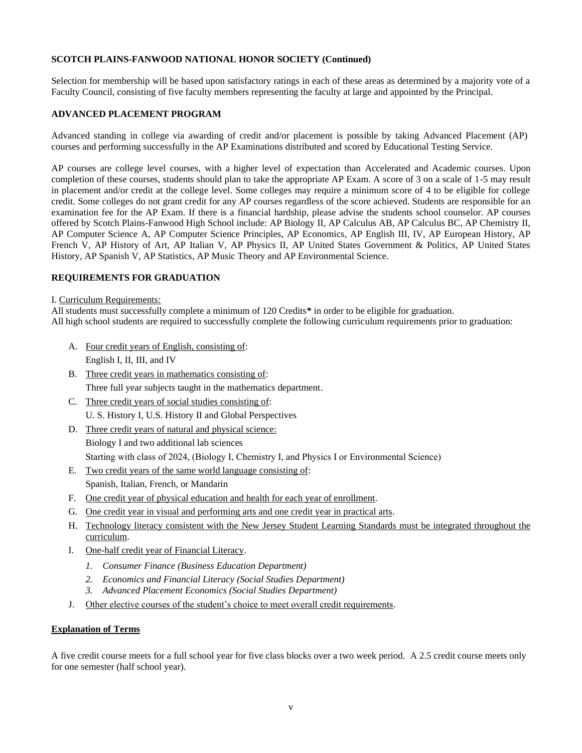**SCOTCH PLAINS-FANWOOD NATIONAL HONOR SOCIETY (Continued)**

Selection for membership will be based upon satisfactory ratings in each of these areas as determined by a majority vote of a Faculty Council, consisting of five faculty members representing the faculty at large and appointed by the Principal.

**ADVANCED PLACEMENT PROGRAM**

Advanced standing in college via awarding of credit and/or placement is possible by taking Advanced Placement (AP) courses and performing successfully in the AP Examinations distributed and scored by Educational Testing Service.

AP courses are college level courses, with a higher level of expectation than Accelerated and Academic courses. Upon completion of these courses, students should plan to take the appropriate AP Exam. A score of 3 on a scale of 1-5 may result in placement and/or credit at the college level. Some colleges may require a minimum score of 4 to be eligible for college credit. Some colleges do not grant credit for any AP courses regardless of the score achieved. Students are responsible for an examination fee for the AP Exam. If there is a financial hardship, please advise the students school counselor. AP courses offered by Scotch Plains-Fanwood High School include: AP Biology II, AP Calculus AB, AP Calculus BC, AP Chemistry II, AP Computer Science A, AP Computer Science Principles, AP Economics, AP English III, IV, AP European History, AP French V, AP History of Art, AP Italian V, AP Physics II, AP United States Government & Politics, AP United States History, AP Spanish V, AP Statistics, AP Music Theory and AP Environmental Science.

**REQUIREMENTS FOR GRADUATION**

I. Curriculum Requirements:
All students must successfully complete a minimum of 120 Credits**\*** in order to be eligible for graduation.
All high school students are required to successfully complete the following curriculum requirements prior to graduation:

A. Four credit years of English, consisting of:
   English I, II, III, and IV
B. Three credit years in mathematics consisting of:
   Three full year subjects taught in the mathematics department.
C. Three credit years of social studies consisting of:
   U. S. History I, U.S. History II and Global Perspectives
D. Three credit years of natural and physical science:
   Biology I and two additional lab sciences
   Starting with class of 2024, (Biology I, Chemistry I, and Physics I or Environmental Science)
E. Two credit years of the same world language consisting of:
   Spanish, Italian, French, or Mandarin
F. One credit year of physical education and health for each year of enrollment.
G. One credit year in visual and performing arts and one credit year in practical arts.
H. Technology literacy consistent with the New Jersey Student Learning Standards must be integrated throughout the curriculum.
I. One-half credit year of Financial Literacy.
   1. *Consumer Finance (Business Education Department)*
   2. *Economics and Financial Literacy (Social Studies Department)*
   3. *Advanced Placement Economics (Social Studies Department)*
J. Other elective courses of the student's choice to meet overall credit requirements.

**Explanation of Terms**

A five credit course meets for a full school year for five class blocks over a two week period. A 2.5 credit course meets only for one semester (half school year).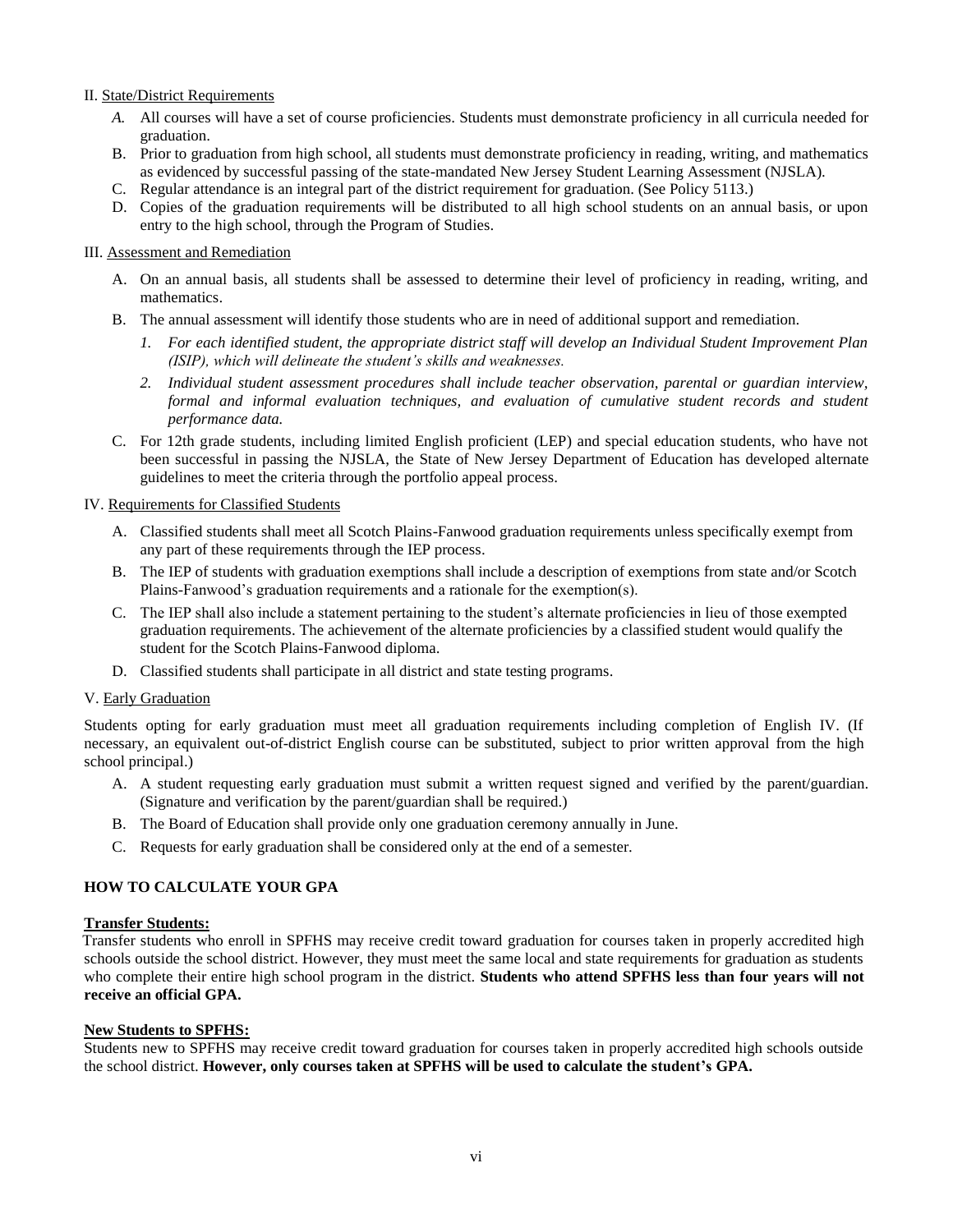II. State/District Requirements

- *A.* All courses will have a set of course proficiencies. Students must demonstrate proficiency in all curricula needed for graduation.
- B. Prior to graduation from high school, all students must demonstrate proficiency in reading, writing, and mathematics as evidenced by successful passing of the state-mandated New Jersey Student Learning Assessment (NJSLA).
- C. Regular attendance is an integral part of the district requirement for graduation. (See Policy 5113.)
- D. Copies of the graduation requirements will be distributed to all high school students on an annual basis, or upon entry to the high school, through the Program of Studies.

III. Assessment and Remediation

- A. On an annual basis, all students shall be assessed to determine their level of proficiency in reading, writing, and mathematics.
- B. The annual assessment will identify those students who are in need of additional support and remediation.
  1. *For each identified student, the appropriate district staff will develop an Individual Student Improvement Plan (ISIP), which will delineate the student's skills and weaknesses.*
  2. *Individual student assessment procedures shall include teacher observation, parental or guardian interview, formal and informal evaluation techniques, and evaluation of cumulative student records and student performance data.*
- C. For 12th grade students, including limited English proficient (LEP) and special education students, who have not been successful in passing the NJSLA, the State of New Jersey Department of Education has developed alternate guidelines to meet the criteria through the portfolio appeal process.

IV. Requirements for Classified Students

- A. Classified students shall meet all Scotch Plains-Fanwood graduation requirements unless specifically exempt from any part of these requirements through the IEP process.
- B. The IEP of students with graduation exemptions shall include a description of exemptions from state and/or Scotch Plains-Fanwood's graduation requirements and a rationale for the exemption(s).
- C. The IEP shall also include a statement pertaining to the student's alternate proficiencies in lieu of those exempted graduation requirements. The achievement of the alternate proficiencies by a classified student would qualify the student for the Scotch Plains-Fanwood diploma.
- D. Classified students shall participate in all district and state testing programs.

V. Early Graduation

Students opting for early graduation must meet all graduation requirements including completion of English IV. (If necessary, an equivalent out-of-district English course can be substituted, subject to prior written approval from the high school principal.)

- A. A student requesting early graduation must submit a written request signed and verified by the parent/guardian. (Signature and verification by the parent/guardian shall be required.)
- B. The Board of Education shall provide only one graduation ceremony annually in June.
- C. Requests for early graduation shall be considered only at the end of a semester.

## HOW TO CALCULATE YOUR GPA

**Transfer Students:**

Transfer students who enroll in SPFHS may receive credit toward graduation for courses taken in properly accredited high schools outside the school district. However, they must meet the same local and state requirements for graduation as students who complete their entire high school program in the district. **Students who attend SPFHS less than four years will not receive an official GPA.**

**New Students to SPFHS:**

Students new to SPFHS may receive credit toward graduation for courses taken in properly accredited high schools outside the school district. **However, only courses taken at SPFHS will be used to calculate the student's GPA.**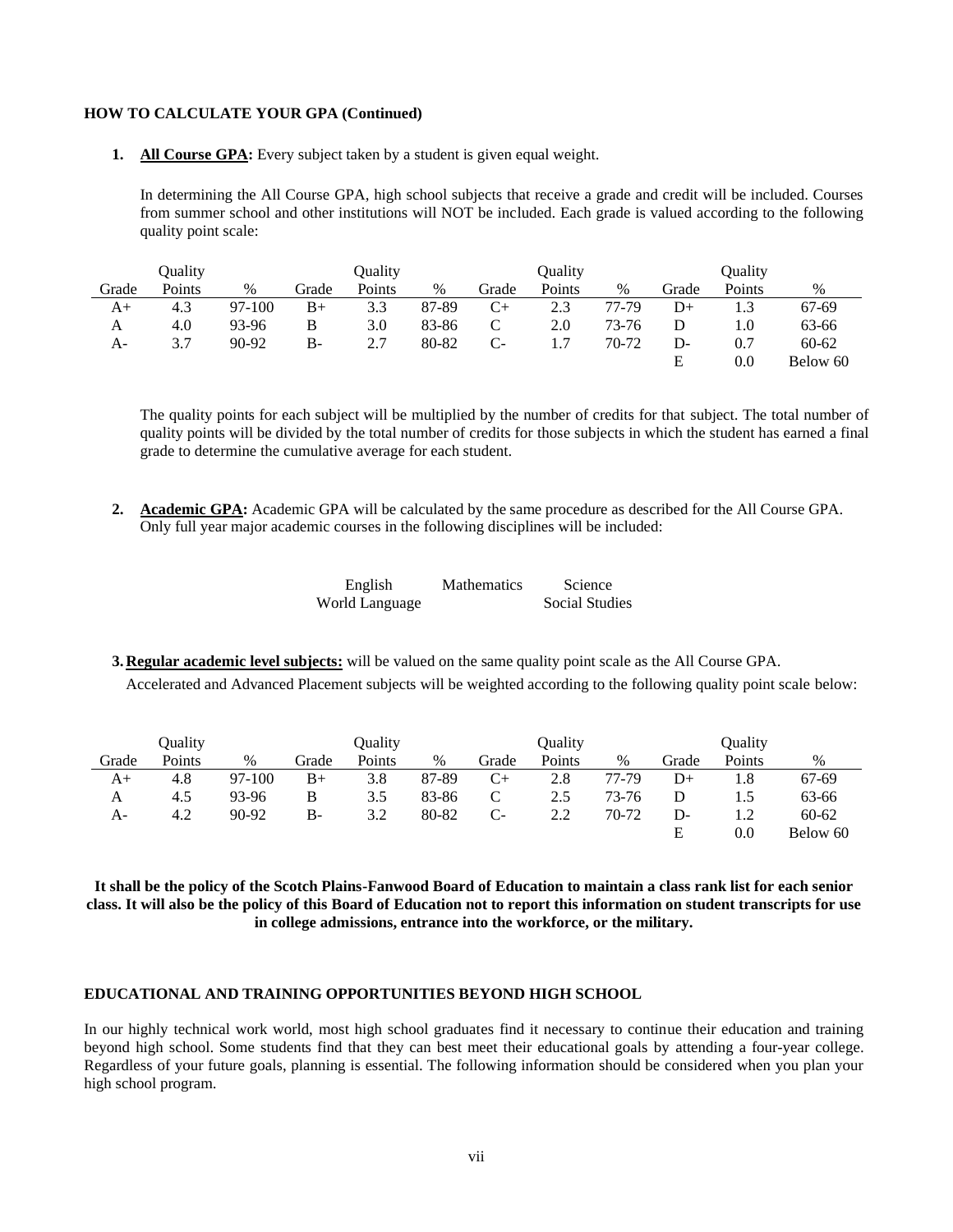**HOW TO CALCULATE YOUR GPA (Continued)**

1. **All Course GPA:** Every subject taken by a student is given equal weight.

   In determining the All Course GPA, high school subjects that receive a grade and credit will be included. Courses from summer school and other institutions will NOT be included. Each grade is valued according to the following quality point scale:

| Grade | Quality Points | % | Grade | Quality Points | % | Grade | Quality Points | % | Grade | Quality Points | % |
|---|---|---|---|---|---|---|---|---|---|---|---|
| A+ | 4.3 | 97-100 | B+ | 3.3 | 87-89 | C+ | 2.3 | 77-79 | D+ | 1.3 | 67-69 |
| A | 4.0 | 93-96 | B | 3.0 | 83-86 | C | 2.0 | 73-76 | D | 1.0 | 63-66 |
| A- | 3.7 | 90-92 | B- | 2.7 | 80-82 | C- | 1.7 | 70-72 | D- | 0.7 | 60-62 |
| | | | | | | | | | E | 0.0 | Below 60 |

   The quality points for each subject will be multiplied by the number of credits for that subject. The total number of quality points will be divided by the total number of credits for those subjects in which the student has earned a final grade to determine the cumulative average for each student.

2. **Academic GPA:** Academic GPA will be calculated by the same procedure as described for the All Course GPA. Only full year major academic courses in the following disciplines will be included:

   English, Mathematics, Science, World Language, Social Studies

3. **Regular academic level subjects:** will be valued on the same quality point scale as the All Course GPA.

   Accelerated and Advanced Placement subjects will be weighted according to the following quality point scale below:

| Grade | Quality Points | % | Grade | Quality Points | % | Grade | Quality Points | % | Grade | Quality Points | % |
|---|---|---|---|---|---|---|---|---|---|---|---|
| A+ | 4.8 | 97-100 | B+ | 3.8 | 87-89 | C+ | 2.8 | 77-79 | D+ | 1.8 | 67-69 |
| A | 4.5 | 93-96 | B | 3.5 | 83-86 | C | 2.5 | 73-76 | D | 1.5 | 63-66 |
| A- | 4.2 | 90-92 | B- | 3.2 | 80-82 | C- | 2.2 | 70-72 | D- | 1.2 | 60-62 |
| | | | | | | | | | E | 0.0 | Below 60 |

**It shall be the policy of the Scotch Plains-Fanwood Board of Education to maintain a class rank list for each senior class. It will also be the policy of this Board of Education not to report this information on student transcripts for use in college admissions, entrance into the workforce, or the military.**

**EDUCATIONAL AND TRAINING OPPORTUNITIES BEYOND HIGH SCHOOL**

In our highly technical work world, most high school graduates find it necessary to continue their education and training beyond high school. Some students find that they can best meet their educational goals by attending a four-year college. Regardless of your future goals, planning is essential. The following information should be considered when you plan your high school program.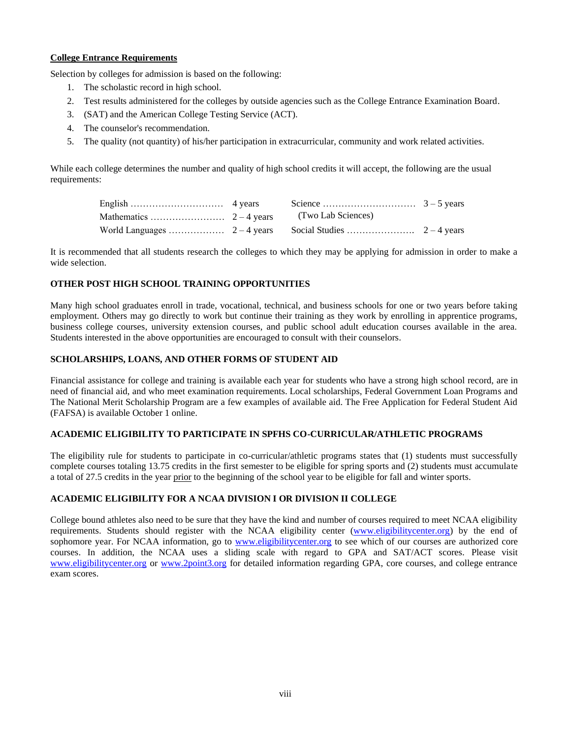## College Entrance Requirements

Selection by colleges for admission is based on the following:

1. The scholastic record in high school.
2. Test results administered for the colleges by outside agencies such as the College Entrance Examination Board.
3. (SAT) and the American College Testing Service (ACT).
4. The counselor's recommendation.
5. The quality (not quantity) of his/her participation in extracurricular, community and work related activities.

While each college determines the number and quality of high school credits it will accept, the following are the usual requirements:

| | | | |
|---|---|---|---|
| English | 4 years | Science | 3 – 5 years |
| Mathematics | 2 – 4 years | (Two Lab Sciences) | |
| World Languages | 2 – 4 years | Social Studies | 2 – 4 years |

It is recommended that all students research the colleges to which they may be applying for admission in order to make a wide selection.

### OTHER POST HIGH SCHOOL TRAINING OPPORTUNITIES

Many high school graduates enroll in trade, vocational, technical, and business schools for one or two years before taking employment. Others may go directly to work but continue their training as they work by enrolling in apprentice programs, business college courses, university extension courses, and public school adult education courses available in the area. Students interested in the above opportunities are encouraged to consult with their counselors.

### SCHOLARSHIPS, LOANS, AND OTHER FORMS OF STUDENT AID

Financial assistance for college and training is available each year for students who have a strong high school record, are in need of financial aid, and who meet examination requirements. Local scholarships, Federal Government Loan Programs and The National Merit Scholarship Program are a few examples of available aid. The Free Application for Federal Student Aid (FAFSA) is available October 1 online.

### ACADEMIC ELIGIBILITY TO PARTICIPATE IN SPFHS CO-CURRICULAR/ATHLETIC PROGRAMS

The eligibility rule for students to participate in co-curricular/athletic programs states that (1) students must successfully complete courses totaling 13.75 credits in the first semester to be eligible for spring sports and (2) students must accumulate a total of 27.5 credits in the year prior to the beginning of the school year to be eligible for fall and winter sports.

### ACADEMIC ELIGIBILITY FOR A NCAA DIVISION I OR DIVISION II COLLEGE

College bound athletes also need to be sure that they have the kind and number of courses required to meet NCAA eligibility requirements. Students should register with the NCAA eligibility center (www.eligibilitycenter.org) by the end of sophomore year. For NCAA information, go to www.eligibilitycenter.org to see which of our courses are authorized core courses. In addition, the NCAA uses a sliding scale with regard to GPA and SAT/ACT scores. Please visit www.eligibilitycenter.org or www.2point3.org for detailed information regarding GPA, core courses, and college entrance exam scores.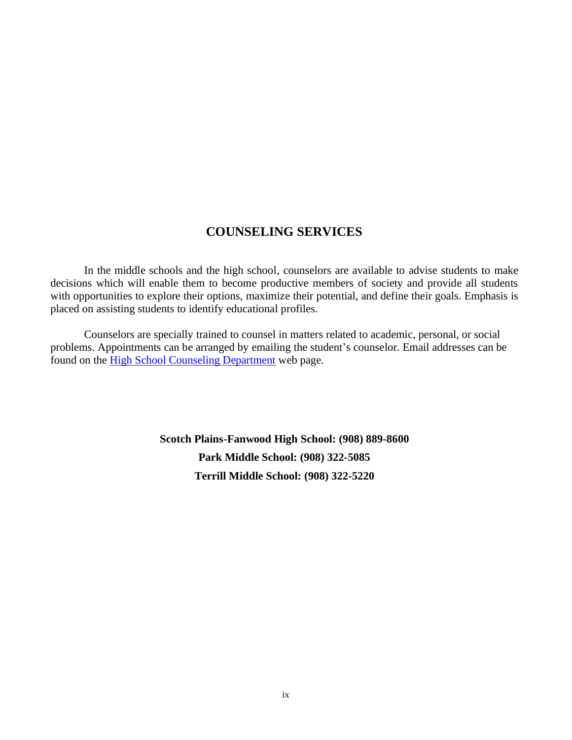## COUNSELING SERVICES

In the middle schools and the high school, counselors are available to advise students to make decisions which will enable them to become productive members of society and provide all students with opportunities to explore their options, maximize their potential, and define their goals. Emphasis is placed on assisting students to identify educational profiles.

Counselors are specially trained to counsel in matters related to academic, personal, or social problems. Appointments can be arranged by emailing the student's counselor. Email addresses can be found on the High School Counseling Department web page.

**Scotch Plains-Fanwood High School: (908) 889-8600**

**Park Middle School: (908) 322-5085**

**Terrill Middle School: (908) 322-5220**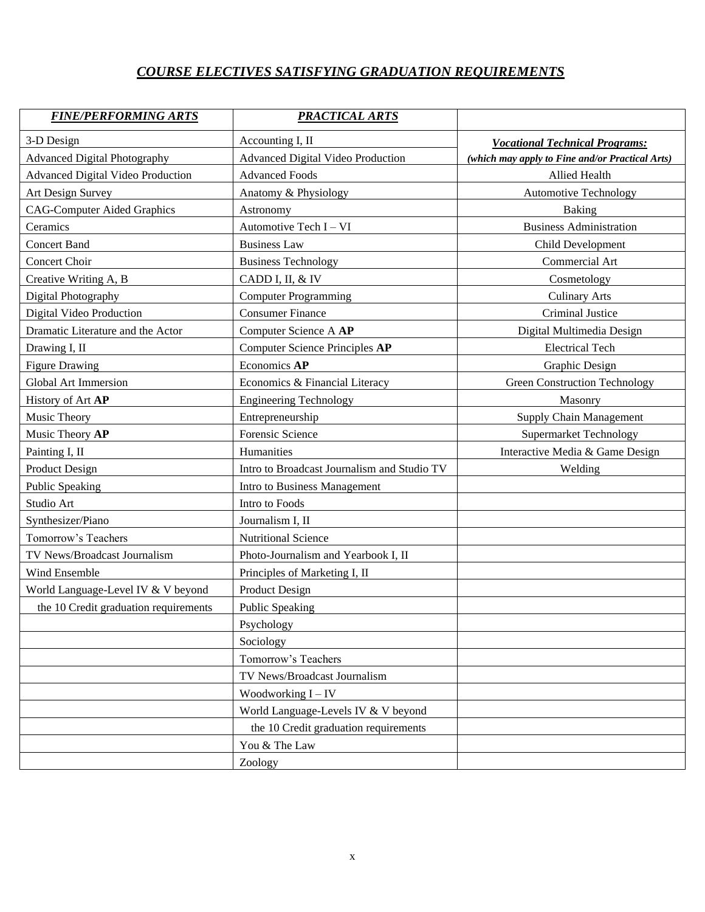## *COURSE ELECTIVES SATISFYING GRADUATION REQUIREMENTS*

| ***FINE/PERFORMING ARTS*** | ***PRACTICAL ARTS*** | |
|---|---|---|
| 3-D Design | Accounting I, II | ***Vocational Technical Programs:*** |
| Advanced Digital Photography | Advanced Digital Video Production | ***(which may apply to Fine and/or Practical Arts)*** |
| Advanced Digital Video Production | Advanced Foods | Allied Health |
| Art Design Survey | Anatomy & Physiology | Automotive Technology |
| CAG-Computer Aided Graphics | Astronomy | Baking |
| Ceramics | Automotive Tech I – VI | Business Administration |
| Concert Band | Business Law | Child Development |
| Concert Choir | Business Technology | Commercial Art |
| Creative Writing A, B | CADD I, II, & IV | Cosmetology |
| Digital Photography | Computer Programming | Culinary Arts |
| Digital Video Production | Consumer Finance | Criminal Justice |
| Dramatic Literature and the Actor | Computer Science A **AP** | Digital Multimedia Design |
| Drawing I, II | Computer Science Principles **AP** | Electrical Tech |
| Figure Drawing | Economics **AP** | Graphic Design |
| Global Art Immersion | Economics & Financial Literacy | Green Construction Technology |
| History of Art **AP** | Engineering Technology | Masonry |
| Music Theory | Entrepreneurship | Supply Chain Management |
| Music Theory **AP** | Forensic Science | Supermarket Technology |
| Painting I, II | Humanities | Interactive Media & Game Design |
| Product Design | Intro to Broadcast Journalism and Studio TV | Welding |
| Public Speaking | Intro to Business Management | |
| Studio Art | Intro to Foods | |
| Synthesizer/Piano | Journalism I, II | |
| Tomorrow's Teachers | Nutritional Science | |
| TV News/Broadcast Journalism | Photo-Journalism and Yearbook I, II | |
| Wind Ensemble | Principles of Marketing I, II | |
| World Language-Level IV & V beyond | Product Design | |
| the 10 Credit graduation requirements | Public Speaking | |
| | Psychology | |
| | Sociology | |
| | Tomorrow's Teachers | |
| | TV News/Broadcast Journalism | |
| | Woodworking I – IV | |
| | World Language-Levels IV & V beyond | |
| | the 10 Credit graduation requirements | |
| | You & The Law | |
| | Zoology | |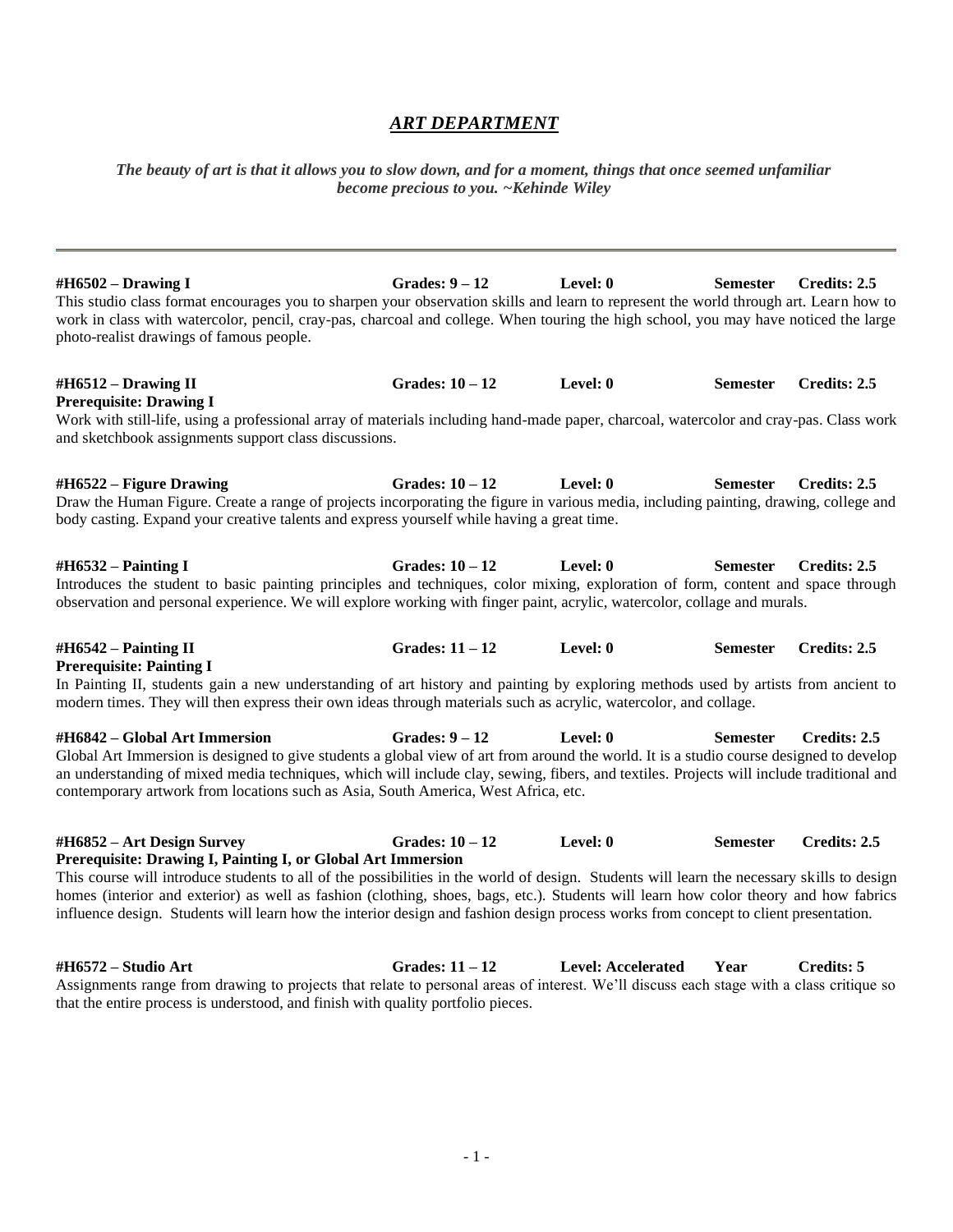## *ART DEPARTMENT*

***The beauty of art is that it allows you to slow down, and for a moment, things that once seemed unfamiliar become precious to you. ~Kehinde Wiley***

---

**#H6502 – Drawing I** **Grades: 9 – 12** **Level: 0** **Semester** **Credits: 2.5**

This studio class format encourages you to sharpen your observation skills and learn to represent the world through art. Learn how to work in class with watercolor, pencil, cray-pas, charcoal and college. When touring the high school, you may have noticed the large photo-realist drawings of famous people.

**#H6512 – Drawing II** **Grades: 10 – 12** **Level: 0** **Semester** **Credits: 2.5**

**Prerequisite: Drawing I**

Work with still-life, using a professional array of materials including hand-made paper, charcoal, watercolor and cray-pas. Class work and sketchbook assignments support class discussions.

**#H6522 – Figure Drawing** **Grades: 10 – 12** **Level: 0** **Semester** **Credits: 2.5**

Draw the Human Figure. Create a range of projects incorporating the figure in various media, including painting, drawing, college and body casting. Expand your creative talents and express yourself while having a great time.

**#H6532 – Painting I** **Grades: 10 – 12** **Level: 0** **Semester** **Credits: 2.5**

Introduces the student to basic painting principles and techniques, color mixing, exploration of form, content and space through observation and personal experience. We will explore working with finger paint, acrylic, watercolor, collage and murals.

**#H6542 – Painting II** **Grades: 11 – 12** **Level: 0** **Semester** **Credits: 2.5**

**Prerequisite: Painting I**

In Painting II, students gain a new understanding of art history and painting by exploring methods used by artists from ancient to modern times. They will then express their own ideas through materials such as acrylic, watercolor, and collage.

**#H6842 – Global Art Immersion** **Grades: 9 – 12** **Level: 0** **Semester** **Credits: 2.5**

Global Art Immersion is designed to give students a global view of art from around the world. It is a studio course designed to develop an understanding of mixed media techniques, which will include clay, sewing, fibers, and textiles. Projects will include traditional and contemporary artwork from locations such as Asia, South America, West Africa, etc.

**#H6852 – Art Design Survey** **Grades: 10 – 12** **Level: 0** **Semester** **Credits: 2.5**

**Prerequisite: Drawing I, Painting I, or Global Art Immersion**

This course will introduce students to all of the possibilities in the world of design. Students will learn the necessary skills to design homes (interior and exterior) as well as fashion (clothing, shoes, bags, etc.). Students will learn how color theory and how fabrics influence design. Students will learn how the interior design and fashion design process works from concept to client presentation.

**#H6572 – Studio Art** **Grades: 11 – 12** **Level: Accelerated** **Year** **Credits: 5**

Assignments range from drawing to projects that relate to personal areas of interest. We'll discuss each stage with a class critique so that the entire process is understood, and finish with quality portfolio pieces.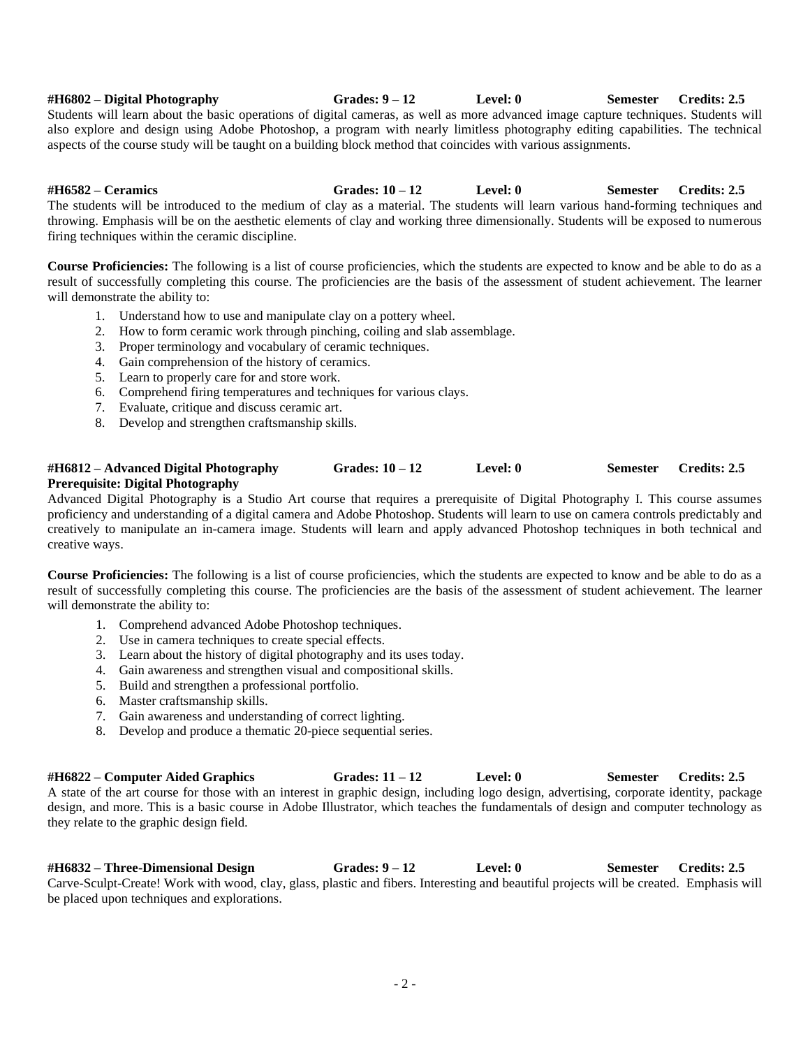**#H6802 – Digital Photography** **Grades: 9 – 12** **Level: 0** **Semester** **Credits: 2.5**

Students will learn about the basic operations of digital cameras, as well as more advanced image capture techniques. Students will also explore and design using Adobe Photoshop, a program with nearly limitless photography editing capabilities. The technical aspects of the course study will be taught on a building block method that coincides with various assignments.

**#H6582 – Ceramics** **Grades: 10 – 12** **Level: 0** **Semester** **Credits: 2.5**

The students will be introduced to the medium of clay as a material. The students will learn various hand-forming techniques and throwing. Emphasis will be on the aesthetic elements of clay and working three dimensionally. Students will be exposed to numerous firing techniques within the ceramic discipline.

**Course Proficiencies:** The following is a list of course proficiencies, which the students are expected to know and be able to do as a result of successfully completing this course. The proficiencies are the basis of the assessment of student achievement. The learner will demonstrate the ability to:

1. Understand how to use and manipulate clay on a pottery wheel.
2. How to form ceramic work through pinching, coiling and slab assemblage.
3. Proper terminology and vocabulary of ceramic techniques.
4. Gain comprehension of the history of ceramics.
5. Learn to properly care for and store work.
6. Comprehend firing temperatures and techniques for various clays.
7. Evaluate, critique and discuss ceramic art.
8. Develop and strengthen craftsmanship skills.

**#H6812 – Advanced Digital Photography** **Grades: 10 – 12** **Level: 0** **Semester** **Credits: 2.5**
**Prerequisite: Digital Photography**

Advanced Digital Photography is a Studio Art course that requires a prerequisite of Digital Photography I. This course assumes proficiency and understanding of a digital camera and Adobe Photoshop. Students will learn to use on camera controls predictably and creatively to manipulate an in-camera image. Students will learn and apply advanced Photoshop techniques in both technical and creative ways.

**Course Proficiencies:** The following is a list of course proficiencies, which the students are expected to know and be able to do as a result of successfully completing this course. The proficiencies are the basis of the assessment of student achievement. The learner will demonstrate the ability to:

1. Comprehend advanced Adobe Photoshop techniques.
2. Use in camera techniques to create special effects.
3. Learn about the history of digital photography and its uses today.
4. Gain awareness and strengthen visual and compositional skills.
5. Build and strengthen a professional portfolio.
6. Master craftsmanship skills.
7. Gain awareness and understanding of correct lighting.
8. Develop and produce a thematic 20-piece sequential series.

**#H6822 – Computer Aided Graphics** **Grades: 11 – 12** **Level: 0** **Semester** **Credits: 2.5**

A state of the art course for those with an interest in graphic design, including logo design, advertising, corporate identity, package design, and more. This is a basic course in Adobe Illustrator, which teaches the fundamentals of design and computer technology as they relate to the graphic design field.

**#H6832 – Three-Dimensional Design** **Grades: 9 – 12** **Level: 0** **Semester** **Credits: 2.5**

Carve-Sculpt-Create! Work with wood, clay, glass, plastic and fibers. Interesting and beautiful projects will be created. Emphasis will be placed upon techniques and explorations.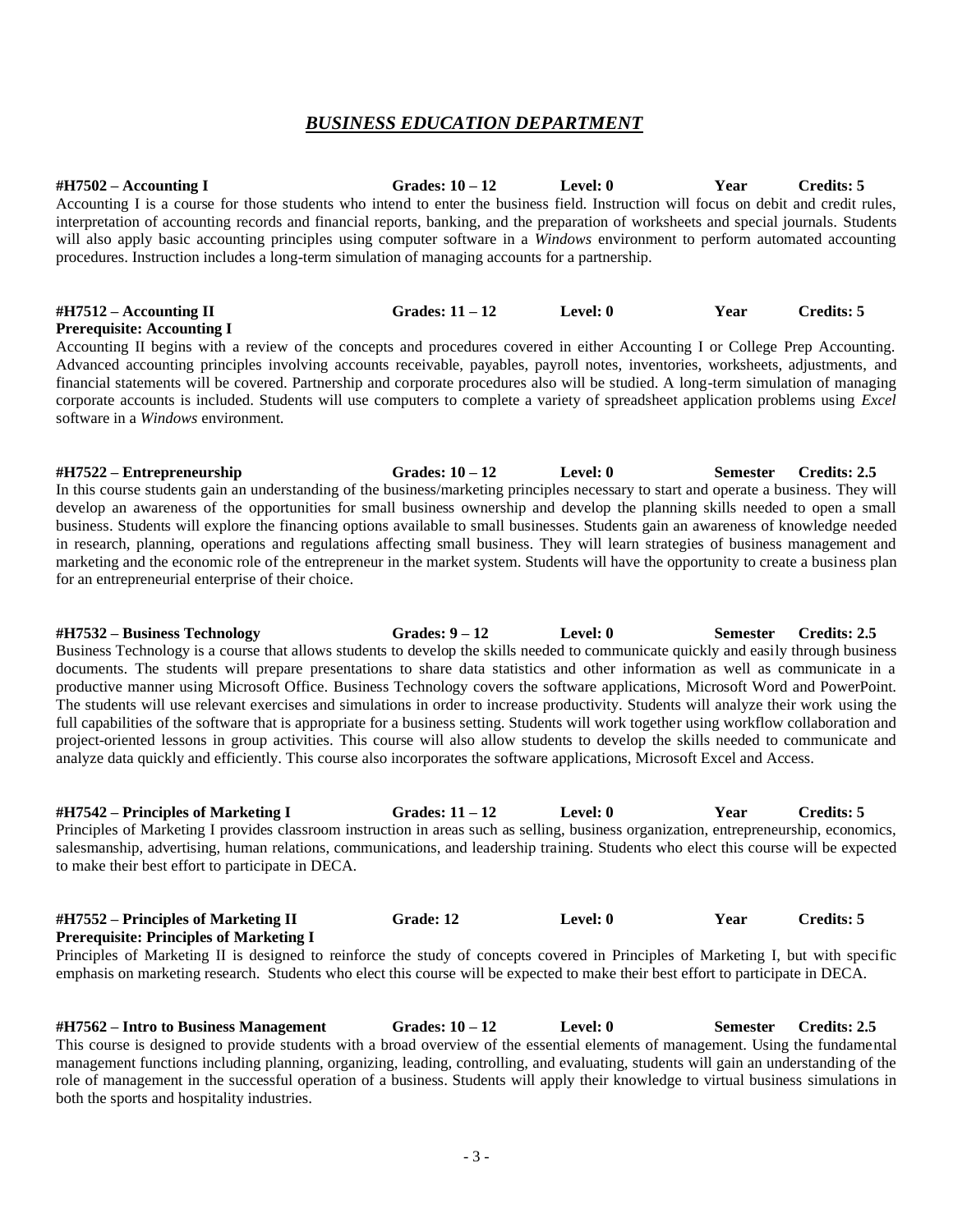## *BUSINESS EDUCATION DEPARTMENT*

**#H7502 – Accounting I** **Grades: 10 – 12** **Level: 0** **Year** **Credits: 5**

Accounting I is a course for those students who intend to enter the business field. Instruction will focus on debit and credit rules, interpretation of accounting records and financial reports, banking, and the preparation of worksheets and special journals. Students will also apply basic accounting principles using computer software in a *Windows* environment to perform automated accounting procedures. Instruction includes a long-term simulation of managing accounts for a partnership.

**#H7512 – Accounting II** **Grades: 11 – 12** **Level: 0** **Year** **Credits: 5**
**Prerequisite: Accounting I**

Accounting II begins with a review of the concepts and procedures covered in either Accounting I or College Prep Accounting. Advanced accounting principles involving accounts receivable, payables, payroll notes, inventories, worksheets, adjustments, and financial statements will be covered. Partnership and corporate procedures also will be studied. A long-term simulation of managing corporate accounts is included. Students will use computers to complete a variety of spreadsheet application problems using *Excel* software in a *Windows* environment.

**#H7522 – Entrepreneurship** **Grades: 10 – 12** **Level: 0** **Semester** **Credits: 2.5**

In this course students gain an understanding of the business/marketing principles necessary to start and operate a business. They will develop an awareness of the opportunities for small business ownership and develop the planning skills needed to open a small business. Students will explore the financing options available to small businesses. Students gain an awareness of knowledge needed in research, planning, operations and regulations affecting small business. They will learn strategies of business management and marketing and the economic role of the entrepreneur in the market system. Students will have the opportunity to create a business plan for an entrepreneurial enterprise of their choice.

**#H7532 – Business Technology** **Grades: 9 – 12** **Level: 0** **Semester** **Credits: 2.5**

Business Technology is a course that allows students to develop the skills needed to communicate quickly and easily through business documents. The students will prepare presentations to share data statistics and other information as well as communicate in a productive manner using Microsoft Office. Business Technology covers the software applications, Microsoft Word and PowerPoint. The students will use relevant exercises and simulations in order to increase productivity. Students will analyze their work using the full capabilities of the software that is appropriate for a business setting. Students will work together using workflow collaboration and project-oriented lessons in group activities. This course will also allow students to develop the skills needed to communicate and analyze data quickly and efficiently. This course also incorporates the software applications, Microsoft Excel and Access.

**#H7542 – Principles of Marketing I** **Grades: 11 – 12** **Level: 0** **Year** **Credits: 5**

Principles of Marketing I provides classroom instruction in areas such as selling, business organization, entrepreneurship, economics, salesmanship, advertising, human relations, communications, and leadership training. Students who elect this course will be expected to make their best effort to participate in DECA.

**#H7552 – Principles of Marketing II** **Grade: 12** **Level: 0** **Year** **Credits: 5**
**Prerequisite: Principles of Marketing I**

Principles of Marketing II is designed to reinforce the study of concepts covered in Principles of Marketing I, but with specific emphasis on marketing research. Students who elect this course will be expected to make their best effort to participate in DECA.

**#H7562 – Intro to Business Management** **Grades: 10 – 12** **Level: 0** **Semester** **Credits: 2.5**

This course is designed to provide students with a broad overview of the essential elements of management. Using the fundamental management functions including planning, organizing, leading, controlling, and evaluating, students will gain an understanding of the role of management in the successful operation of a business. Students will apply their knowledge to virtual business simulations in both the sports and hospitality industries.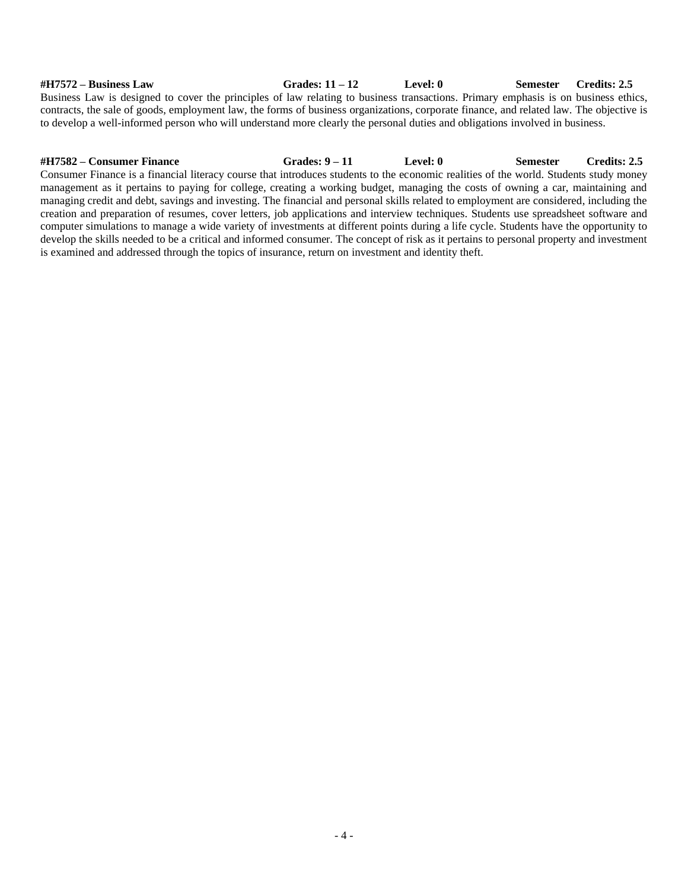**#H7572 – Business Law** **Grades: 11 – 12** **Level: 0** **Semester** **Credits: 2.5**

Business Law is designed to cover the principles of law relating to business transactions. Primary emphasis is on business ethics, contracts, the sale of goods, employment law, the forms of business organizations, corporate finance, and related law. The objective is to develop a well-informed person who will understand more clearly the personal duties and obligations involved in business.

**#H7582 – Consumer Finance** **Grades: 9 – 11** **Level: 0** **Semester** **Credits: 2.5**

Consumer Finance is a financial literacy course that introduces students to the economic realities of the world. Students study money management as it pertains to paying for college, creating a working budget, managing the costs of owning a car, maintaining and managing credit and debt, savings and investing. The financial and personal skills related to employment are considered, including the creation and preparation of resumes, cover letters, job applications and interview techniques. Students use spreadsheet software and computer simulations to manage a wide variety of investments at different points during a life cycle. Students have the opportunity to develop the skills needed to be a critical and informed consumer. The concept of risk as it pertains to personal property and investment is examined and addressed through the topics of insurance, return on investment and identity theft.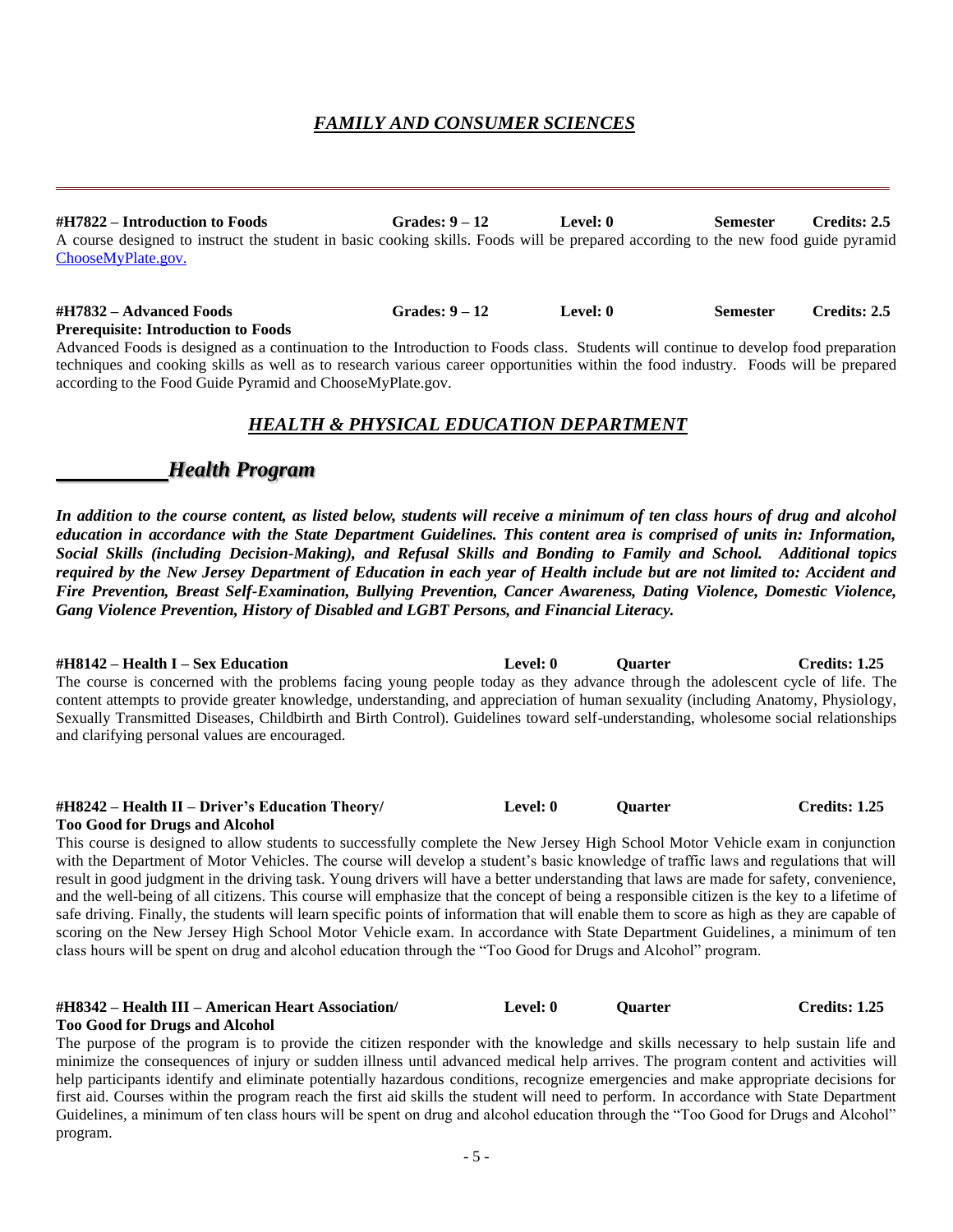## *FAMILY AND CONSUMER SCIENCES*

---

**#H7822 – Introduction to Foods** **Grades: 9 – 12** **Level: 0** **Semester** **Credits: 2.5**

A course designed to instruct the student in basic cooking skills. Foods will be prepared according to the new food guide pyramid ChooseMyPlate.gov.

**#H7832 – Advanced Foods** **Grades: 9 – 12** **Level: 0** **Semester** **Credits: 2.5**
**Prerequisite: Introduction to Foods**

Advanced Foods is designed as a continuation to the Introduction to Foods class. Students will continue to develop food preparation techniques and cooking skills as well as to research various career opportunities within the food industry. Foods will be prepared according to the Food Guide Pyramid and ChooseMyPlate.gov.

## *HEALTH & PHYSICAL EDUCATION DEPARTMENT*

### *Health Program*

***In addition to the course content, as listed below, students will receive a minimum of ten class hours of drug and alcohol education in accordance with the State Department Guidelines. This content area is comprised of units in: Information, Social Skills (including Decision-Making), and Refusal Skills and Bonding to Family and School. Additional topics required by the New Jersey Department of Education in each year of Health include but are not limited to: Accident and Fire Prevention, Breast Self-Examination, Bullying Prevention, Cancer Awareness, Dating Violence, Domestic Violence, Gang Violence Prevention, History of Disabled and LGBT Persons, and Financial Literacy.***

**#H8142 – Health I – Sex Education** **Level: 0** **Quarter** **Credits: 1.25**

The course is concerned with the problems facing young people today as they advance through the adolescent cycle of life. The content attempts to provide greater knowledge, understanding, and appreciation of human sexuality (including Anatomy, Physiology, Sexually Transmitted Diseases, Childbirth and Birth Control). Guidelines toward self-understanding, wholesome social relationships and clarifying personal values are encouraged.

**#H8242 – Health II – Driver's Education Theory/ Too Good for Drugs and Alcohol** **Level: 0** **Quarter** **Credits: 1.25**

This course is designed to allow students to successfully complete the New Jersey High School Motor Vehicle exam in conjunction with the Department of Motor Vehicles. The course will develop a student's basic knowledge of traffic laws and regulations that will result in good judgment in the driving task. Young drivers will have a better understanding that laws are made for safety, convenience, and the well-being of all citizens. This course will emphasize that the concept of being a responsible citizen is the key to a lifetime of safe driving. Finally, the students will learn specific points of information that will enable them to score as high as they are capable of scoring on the New Jersey High School Motor Vehicle exam. In accordance with State Department Guidelines, a minimum of ten class hours will be spent on drug and alcohol education through the "Too Good for Drugs and Alcohol" program.

**#H8342 – Health III – American Heart Association/ Too Good for Drugs and Alcohol** **Level: 0** **Quarter** **Credits: 1.25**

The purpose of the program is to provide the citizen responder with the knowledge and skills necessary to help sustain life and minimize the consequences of injury or sudden illness until advanced medical help arrives. The program content and activities will help participants identify and eliminate potentially hazardous conditions, recognize emergencies and make appropriate decisions for first aid. Courses within the program reach the first aid skills the student will need to perform. In accordance with State Department Guidelines, a minimum of ten class hours will be spent on drug and alcohol education through the "Too Good for Drugs and Alcohol" program.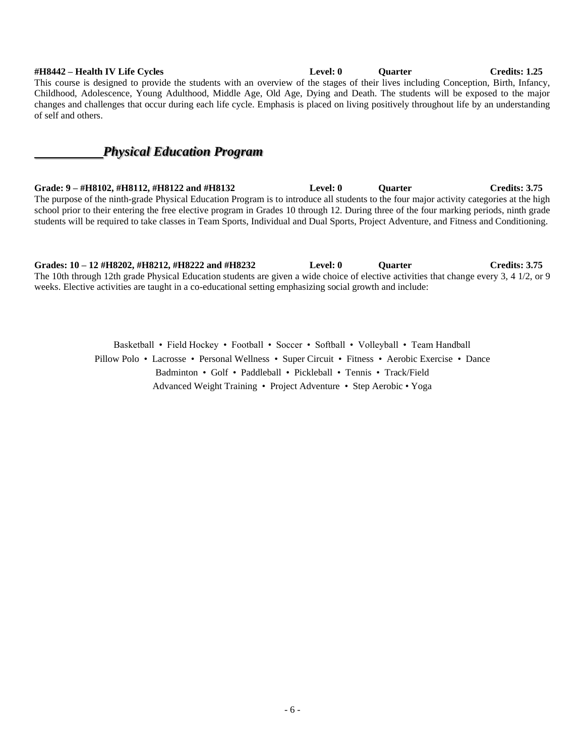**#H8442 – Health IV Life Cycles** **Level: 0** **Quarter** **Credits: 1.25**

This course is designed to provide the students with an overview of the stages of their lives including Conception, Birth, Infancy, Childhood, Adolescence, Young Adulthood, Middle Age, Old Age, Dying and Death. The students will be exposed to the major changes and challenges that occur during each life cycle. Emphasis is placed on living positively throughout life by an understanding of self and others.

## *Physical Education Program*

**Grade: 9 – #H8102, #H8112, #H8122 and #H8132** **Level: 0** **Quarter** **Credits: 3.75**

The purpose of the ninth-grade Physical Education Program is to introduce all students to the four major activity categories at the high school prior to their entering the free elective program in Grades 10 through 12. During three of the four marking periods, ninth grade students will be required to take classes in Team Sports, Individual and Dual Sports, Project Adventure, and Fitness and Conditioning.

**Grades: 10 – 12 #H8202, #H8212, #H8222 and #H8232** **Level: 0** **Quarter** **Credits: 3.75**

The 10th through 12th grade Physical Education students are given a wide choice of elective activities that change every 3, 4 1/2, or 9 weeks. Elective activities are taught in a co-educational setting emphasizing social growth and include:

Basketball • Field Hockey • Football • Soccer • Softball • Volleyball • Team Handball
Pillow Polo • Lacrosse • Personal Wellness • Super Circuit • Fitness • Aerobic Exercise • Dance
Badminton • Golf • Paddleball • Pickleball • Tennis • Track/Field
Advanced Weight Training • Project Adventure • Step Aerobic • Yoga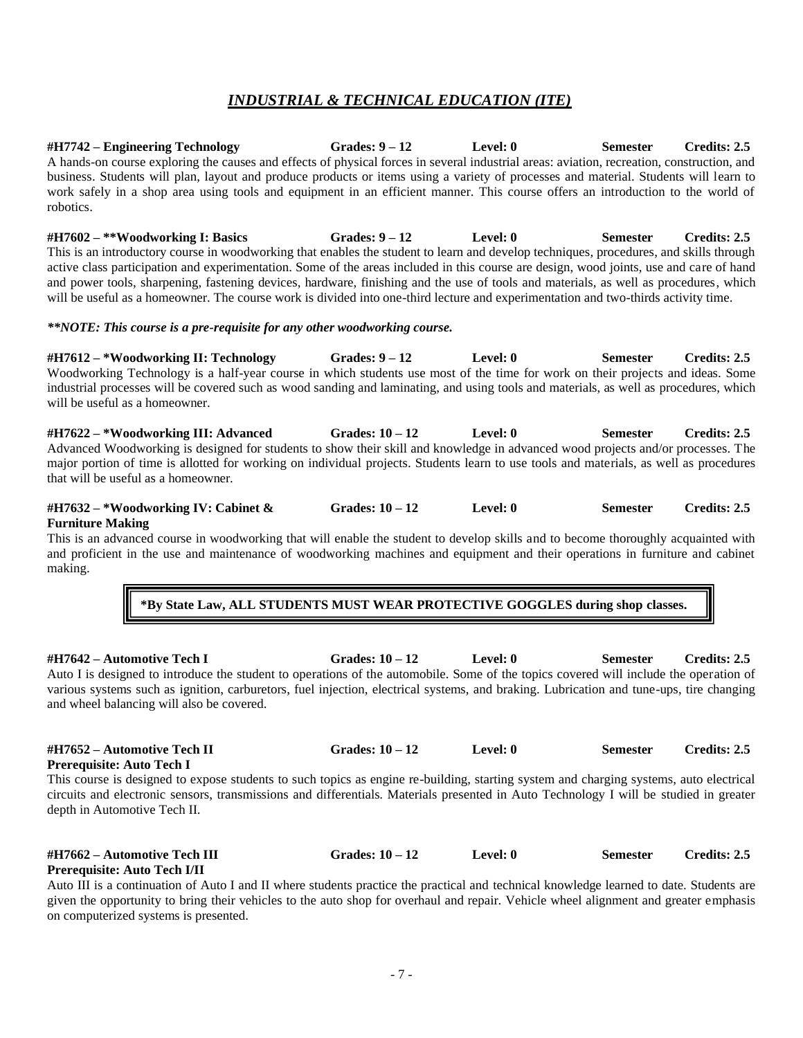## *INDUSTRIAL & TECHNICAL EDUCATION (ITE)*

**#H7742 – Engineering Technology Grades: 9 – 12 Level: 0 Semester Credits: 2.5**

A hands-on course exploring the causes and effects of physical forces in several industrial areas: aviation, recreation, construction, and business. Students will plan, layout and produce products or items using a variety of processes and material. Students will learn to work safely in a shop area using tools and equipment in an efficient manner. This course offers an introduction to the world of robotics.

**#H7602 – **Woodworking I: Basics Grades: 9 – 12 Level: 0 Semester Credits: 2.5**

This is an introductory course in woodworking that enables the student to learn and develop techniques, procedures, and skills through active class participation and experimentation. Some of the areas included in this course are design, wood joints, use and care of hand and power tools, sharpening, fastening devices, hardware, finishing and the use of tools and materials, as well as procedures, which will be useful as a homeowner. The course work is divided into one-third lecture and experimentation and two-thirds activity time.

***\*\*NOTE: This course is a pre-requisite for any other woodworking course.***

**#H7612 – *Woodworking II: Technology Grades: 9 – 12 Level: 0 Semester Credits: 2.5**

Woodworking Technology is a half-year course in which students use most of the time for work on their projects and ideas. Some industrial processes will be covered such as wood sanding and laminating, and using tools and materials, as well as procedures, which will be useful as a homeowner.

**#H7622 – *Woodworking III: Advanced Grades: 10 – 12 Level: 0 Semester Credits: 2.5**

Advanced Woodworking is designed for students to show their skill and knowledge in advanced wood projects and/or processes. The major portion of time is allotted for working on individual projects. Students learn to use tools and materials, as well as procedures that will be useful as a homeowner.

**#H7632 – *Woodworking IV: Cabinet & Furniture Making Grades: 10 – 12 Level: 0 Semester Credits: 2.5**

This is an advanced course in woodworking that will enable the student to develop skills and to become thoroughly acquainted with and proficient in the use and maintenance of woodworking machines and equipment and their operations in furniture and cabinet making.

**\*By State Law, ALL STUDENTS MUST WEAR PROTECTIVE GOGGLES during shop classes.**

**#H7642 – Automotive Tech I Grades: 10 – 12 Level: 0 Semester Credits: 2.5**

Auto I is designed to introduce the student to operations of the automobile. Some of the topics covered will include the operation of various systems such as ignition, carburetors, fuel injection, electrical systems, and braking. Lubrication and tune-ups, tire changing and wheel balancing will also be covered.

**#H7652 – Automotive Tech II Grades: 10 – 12 Level: 0 Semester Credits: 2.5**
**Prerequisite: Auto Tech I**

This course is designed to expose students to such topics as engine re-building, starting system and charging systems, auto electrical circuits and electronic sensors, transmissions and differentials. Materials presented in Auto Technology I will be studied in greater depth in Automotive Tech II.

**#H7662 – Automotive Tech III Grades: 10 – 12 Level: 0 Semester Credits: 2.5**
**Prerequisite: Auto Tech I/II**

Auto III is a continuation of Auto I and II where students practice the practical and technical knowledge learned to date. Students are given the opportunity to bring their vehicles to the auto shop for overhaul and repair. Vehicle wheel alignment and greater emphasis on computerized systems is presented.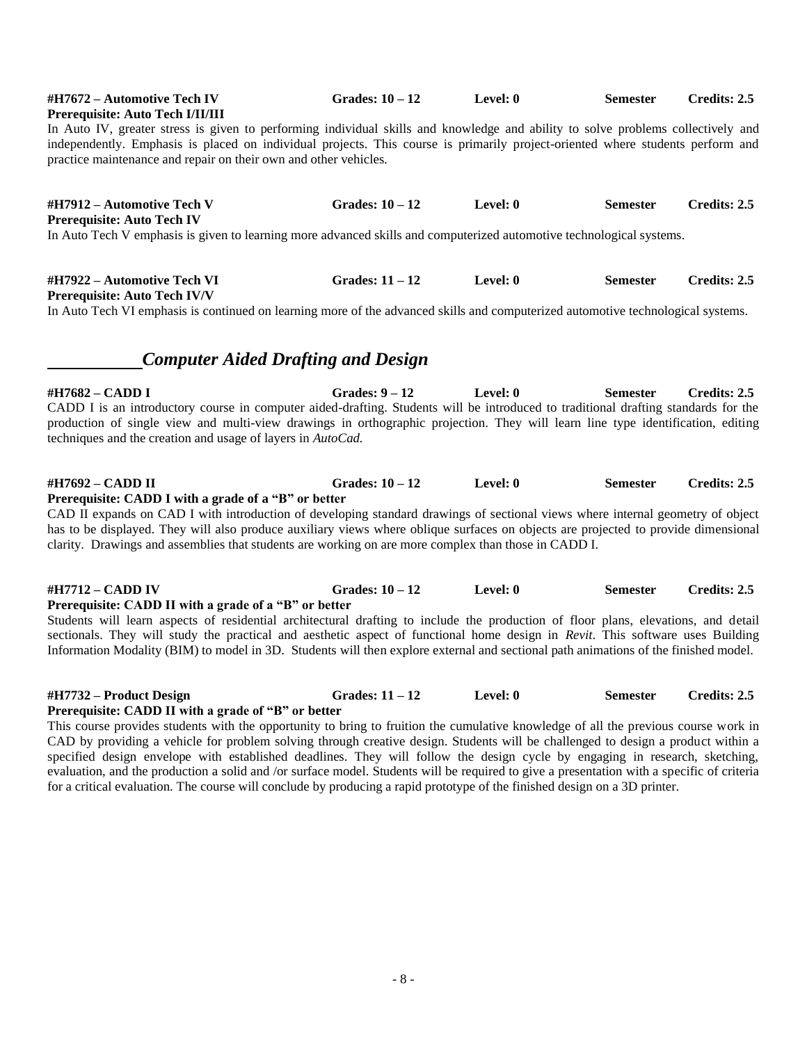**#H7672 – Automotive Tech IV** **Grades: 10 – 12** **Level: 0** **Semester** **Credits: 2.5**
**Prerequisite: Auto Tech I/II/III**
In Auto IV, greater stress is given to performing individual skills and knowledge and ability to solve problems collectively and independently. Emphasis is placed on individual projects. This course is primarily project-oriented where students perform and practice maintenance and repair on their own and other vehicles.

**#H7912 – Automotive Tech V** **Grades: 10 – 12** **Level: 0** **Semester** **Credits: 2.5**
**Prerequisite: Auto Tech IV**
In Auto Tech V emphasis is given to learning more advanced skills and computerized automotive technological systems.

**#H7922 – Automotive Tech VI** **Grades: 11 – 12** **Level: 0** **Semester** **Credits: 2.5**
**Prerequisite: Auto Tech IV/V**
In Auto Tech VI emphasis is continued on learning more of the advanced skills and computerized automotive technological systems.

## *Computer Aided Drafting and Design*

**#H7682 – CADD I** **Grades: 9 – 12** **Level: 0** **Semester** **Credits: 2.5**
CADD I is an introductory course in computer aided-drafting. Students will be introduced to traditional drafting standards for the production of single view and multi-view drawings in orthographic projection. They will learn line type identification, editing techniques and the creation and usage of layers in *AutoCad.*

**#H7692 – CADD II** **Grades: 10 – 12** **Level: 0** **Semester** **Credits: 2.5**
**Prerequisite: CADD I with a grade of a "B" or better**
CAD II expands on CAD I with introduction of developing standard drawings of sectional views where internal geometry of object has to be displayed. They will also produce auxiliary views where oblique surfaces on objects are projected to provide dimensional clarity. Drawings and assemblies that students are working on are more complex than those in CADD I.

**#H7712 – CADD IV** **Grades: 10 – 12** **Level: 0** **Semester** **Credits: 2.5**
**Prerequisite: CADD II with a grade of a "B" or better**
Students will learn aspects of residential architectural drafting to include the production of floor plans, elevations, and detail sectionals. They will study the practical and aesthetic aspect of functional home design in *Revit*. This software uses Building Information Modality (BIM) to model in 3D. Students will then explore external and sectional path animations of the finished model.

**#H7732 – Product Design** **Grades: 11 – 12** **Level: 0** **Semester** **Credits: 2.5**
**Prerequisite: CADD II with a grade of "B" or better**
This course provides students with the opportunity to bring to fruition the cumulative knowledge of all the previous course work in CAD by providing a vehicle for problem solving through creative design. Students will be challenged to design a product within a specified design envelope with established deadlines. They will follow the design cycle by engaging in research, sketching, evaluation, and the production a solid and /or surface model. Students will be required to give a presentation with a specific of criteria for a critical evaluation. The course will conclude by producing a rapid prototype of the finished design on a 3D printer.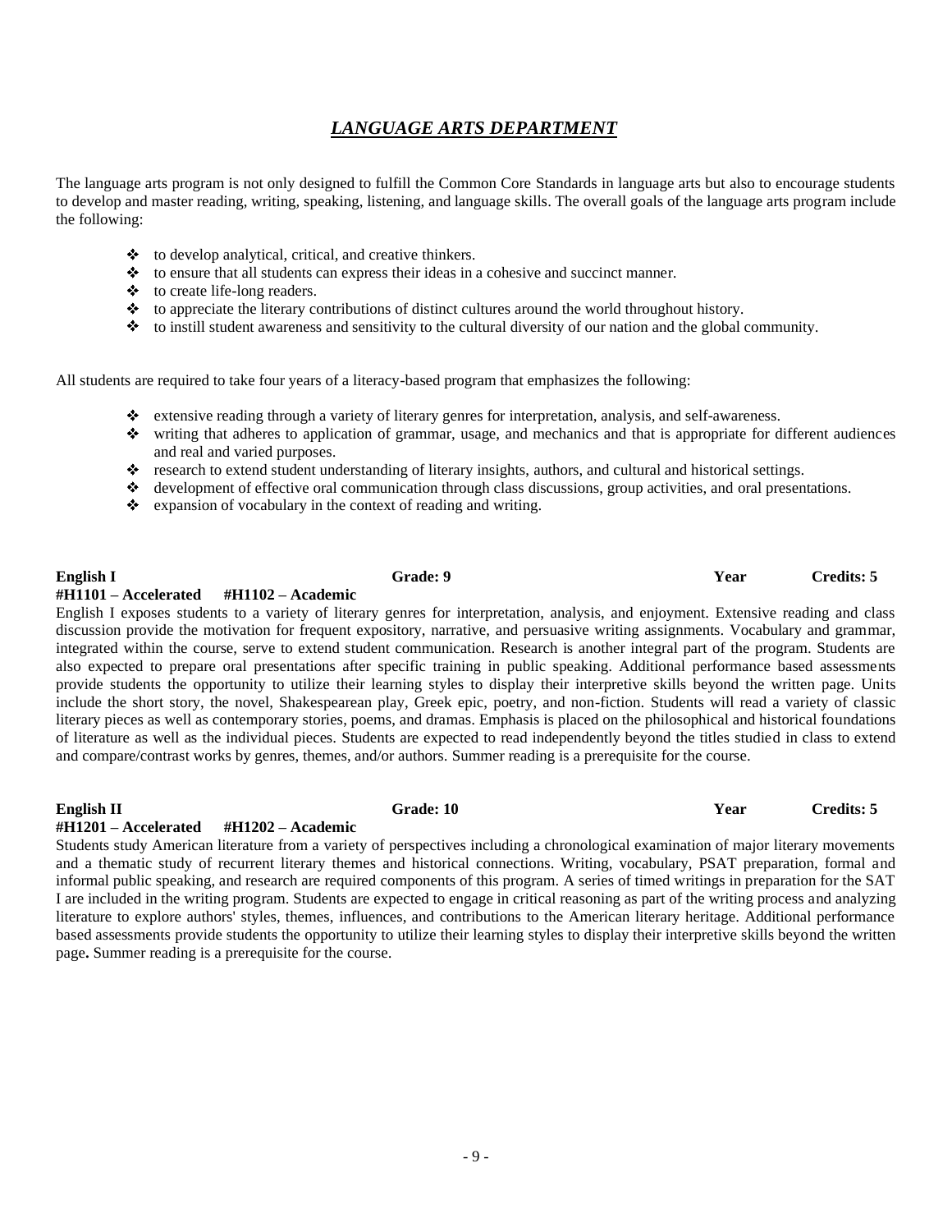# *LANGUAGE ARTS DEPARTMENT*

The language arts program is not only designed to fulfill the Common Core Standards in language arts but also to encourage students to develop and master reading, writing, speaking, listening, and language skills. The overall goals of the language arts program include the following:

- to develop analytical, critical, and creative thinkers.
- to ensure that all students can express their ideas in a cohesive and succinct manner.
- to create life-long readers.
- to appreciate the literary contributions of distinct cultures around the world throughout history.
- to instill student awareness and sensitivity to the cultural diversity of our nation and the global community.

All students are required to take four years of a literacy-based program that emphasizes the following:

- extensive reading through a variety of literary genres for interpretation, analysis, and self-awareness.
- writing that adheres to application of grammar, usage, and mechanics and that is appropriate for different audiences and real and varied purposes.
- research to extend student understanding of literary insights, authors, and cultural and historical settings.
- development of effective oral communication through class discussions, group activities, and oral presentations.
- expansion of vocabulary in the context of reading and writing.

**English I** **Grade: 9** **Year** **Credits: 5**
**#H1101 – Accelerated #H1102 – Academic**

English I exposes students to a variety of literary genres for interpretation, analysis, and enjoyment. Extensive reading and class discussion provide the motivation for frequent expository, narrative, and persuasive writing assignments. Vocabulary and grammar, integrated within the course, serve to extend student communication. Research is another integral part of the program. Students are also expected to prepare oral presentations after specific training in public speaking. Additional performance based assessments provide students the opportunity to utilize their learning styles to display their interpretive skills beyond the written page. Units include the short story, the novel, Shakespearean play, Greek epic, poetry, and non-fiction. Students will read a variety of classic literary pieces as well as contemporary stories, poems, and dramas. Emphasis is placed on the philosophical and historical foundations of literature as well as the individual pieces. Students are expected to read independently beyond the titles studied in class to extend and compare/contrast works by genres, themes, and/or authors. Summer reading is a prerequisite for the course.

**English II** **Grade: 10** **Year** **Credits: 5**
**#H1201 – Accelerated #H1202 – Academic**

Students study American literature from a variety of perspectives including a chronological examination of major literary movements and a thematic study of recurrent literary themes and historical connections. Writing, vocabulary, PSAT preparation, formal and informal public speaking, and research are required components of this program. A series of timed writings in preparation for the SAT I are included in the writing program. Students are expected to engage in critical reasoning as part of the writing process and analyzing literature to explore authors' styles, themes, influences, and contributions to the American literary heritage. Additional performance based assessments provide students the opportunity to utilize their learning styles to display their interpretive skills beyond the written page**.** Summer reading is a prerequisite for the course.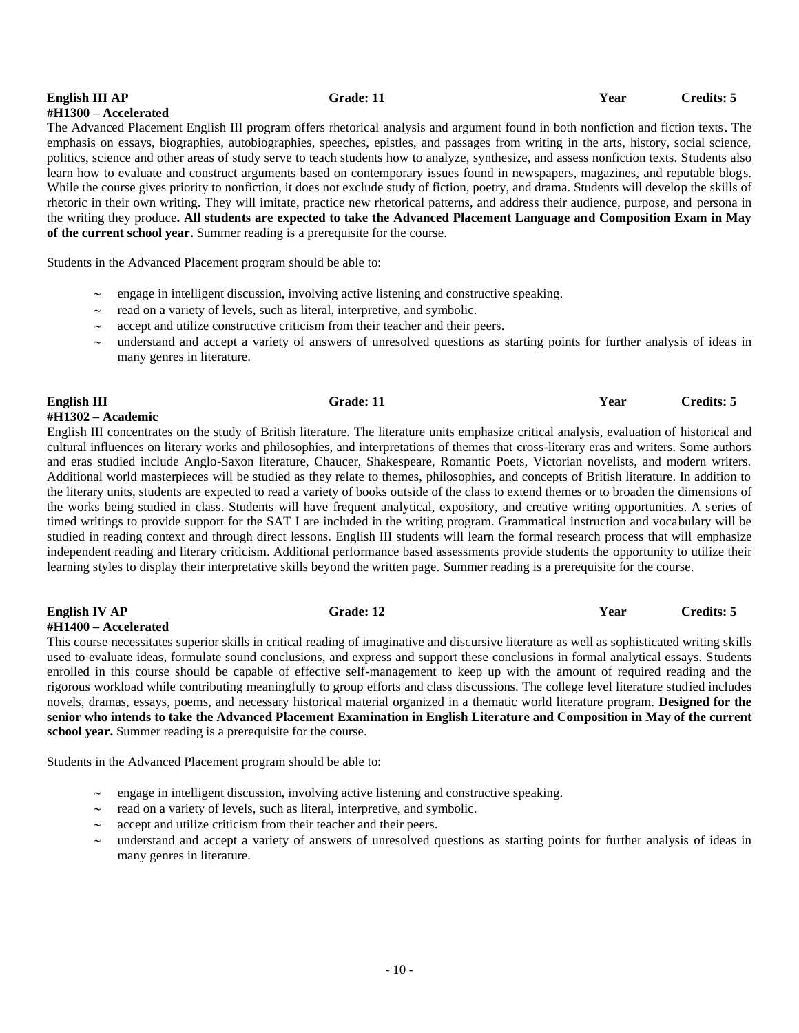**English III AP** **Grade: 11** **Year** **Credits: 5**
**#H1300 – Accelerated**

The Advanced Placement English III program offers rhetorical analysis and argument found in both nonfiction and fiction texts. The emphasis on essays, biographies, autobiographies, speeches, epistles, and passages from writing in the arts, history, social science, politics, science and other areas of study serve to teach students how to analyze, synthesize, and assess nonfiction texts. Students also learn how to evaluate and construct arguments based on contemporary issues found in newspapers, magazines, and reputable blogs. While the course gives priority to nonfiction, it does not exclude study of fiction, poetry, and drama. Students will develop the skills of rhetoric in their own writing. They will imitate, practice new rhetorical patterns, and address their audience, purpose, and persona in the writing they produce**. All students are expected to take the Advanced Placement Language and Composition Exam in May of the current school year.** Summer reading is a prerequisite for the course.

Students in the Advanced Placement program should be able to:

- engage in intelligent discussion, involving active listening and constructive speaking.
- read on a variety of levels, such as literal, interpretive, and symbolic.
- accept and utilize constructive criticism from their teacher and their peers.
- understand and accept a variety of answers of unresolved questions as starting points for further analysis of ideas in many genres in literature.

**English III** **Grade: 11** **Year** **Credits: 5**
**#H1302 – Academic**

English III concentrates on the study of British literature. The literature units emphasize critical analysis, evaluation of historical and cultural influences on literary works and philosophies, and interpretations of themes that cross-literary eras and writers. Some authors and eras studied include Anglo-Saxon literature, Chaucer, Shakespeare, Romantic Poets, Victorian novelists, and modern writers. Additional world masterpieces will be studied as they relate to themes, philosophies, and concepts of British literature. In addition to the literary units, students are expected to read a variety of books outside of the class to extend themes or to broaden the dimensions of the works being studied in class. Students will have frequent analytical, expository, and creative writing opportunities. A series of timed writings to provide support for the SAT I are included in the writing program. Grammatical instruction and vocabulary will be studied in reading context and through direct lessons. English III students will learn the formal research process that will emphasize independent reading and literary criticism. Additional performance based assessments provide students the opportunity to utilize their learning styles to display their interpretative skills beyond the written page. Summer reading is a prerequisite for the course.

**English IV AP** **Grade: 12** **Year** **Credits: 5**
**#H1400 – Accelerated**

This course necessitates superior skills in critical reading of imaginative and discursive literature as well as sophisticated writing skills used to evaluate ideas, formulate sound conclusions, and express and support these conclusions in formal analytical essays. Students enrolled in this course should be capable of effective self-management to keep up with the amount of required reading and the rigorous workload while contributing meaningfully to group efforts and class discussions. The college level literature studied includes novels, dramas, essays, poems, and necessary historical material organized in a thematic world literature program. **Designed for the senior who intends to take the Advanced Placement Examination in English Literature and Composition in May of the current school year.** Summer reading is a prerequisite for the course.

Students in the Advanced Placement program should be able to:

- engage in intelligent discussion, involving active listening and constructive speaking.
- read on a variety of levels, such as literal, interpretive, and symbolic.
- accept and utilize criticism from their teacher and their peers.
- understand and accept a variety of answers of unresolved questions as starting points for further analysis of ideas in many genres in literature.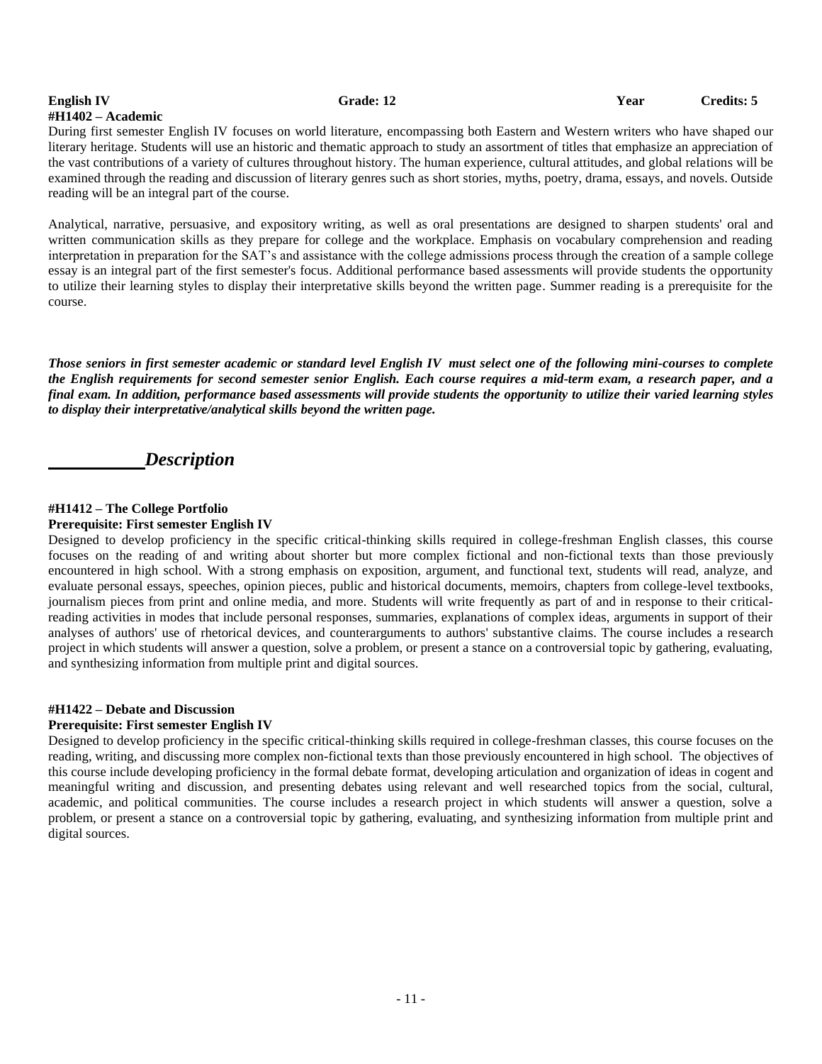**English IV** **Grade: 12** **Year** **Credits: 5**
**#H1402 – Academic**

During first semester English IV focuses on world literature, encompassing both Eastern and Western writers who have shaped our literary heritage. Students will use an historic and thematic approach to study an assortment of titles that emphasize an appreciation of the vast contributions of a variety of cultures throughout history. The human experience, cultural attitudes, and global relations will be examined through the reading and discussion of literary genres such as short stories, myths, poetry, drama, essays, and novels. Outside reading will be an integral part of the course.

Analytical, narrative, persuasive, and expository writing, as well as oral presentations are designed to sharpen students' oral and written communication skills as they prepare for college and the workplace. Emphasis on vocabulary comprehension and reading interpretation in preparation for the SAT's and assistance with the college admissions process through the creation of a sample college essay is an integral part of the first semester's focus. Additional performance based assessments will provide students the opportunity to utilize their learning styles to display their interpretative skills beyond the written page. Summer reading is a prerequisite for the course.

***Those seniors in first semester academic or standard level English IV must select one of the following mini-courses to complete the English requirements for second semester senior English. Each course requires a mid-term exam, a research paper, and a final exam. In addition, performance based assessments will provide students the opportunity to utilize their varied learning styles to display their interpretative/analytical skills beyond the written page.***

## ***Description***

**#H1412 – The College Portfolio**
**Prerequisite: First semester English IV**

Designed to develop proficiency in the specific critical-thinking skills required in college-freshman English classes, this course focuses on the reading of and writing about shorter but more complex fictional and non-fictional texts than those previously encountered in high school. With a strong emphasis on exposition, argument, and functional text, students will read, analyze, and evaluate personal essays, speeches, opinion pieces, public and historical documents, memoirs, chapters from college-level textbooks, journalism pieces from print and online media, and more. Students will write frequently as part of and in response to their critical-reading activities in modes that include personal responses, summaries, explanations of complex ideas, arguments in support of their analyses of authors' use of rhetorical devices, and counterarguments to authors' substantive claims. The course includes a research project in which students will answer a question, solve a problem, or present a stance on a controversial topic by gathering, evaluating, and synthesizing information from multiple print and digital sources.

**#H1422 – Debate and Discussion**
**Prerequisite: First semester English IV**

Designed to develop proficiency in the specific critical-thinking skills required in college-freshman classes, this course focuses on the reading, writing, and discussing more complex non-fictional texts than those previously encountered in high school. The objectives of this course include developing proficiency in the formal debate format, developing articulation and organization of ideas in cogent and meaningful writing and discussion, and presenting debates using relevant and well researched topics from the social, cultural, academic, and political communities. The course includes a research project in which students will answer a question, solve a problem, or present a stance on a controversial topic by gathering, evaluating, and synthesizing information from multiple print and digital sources.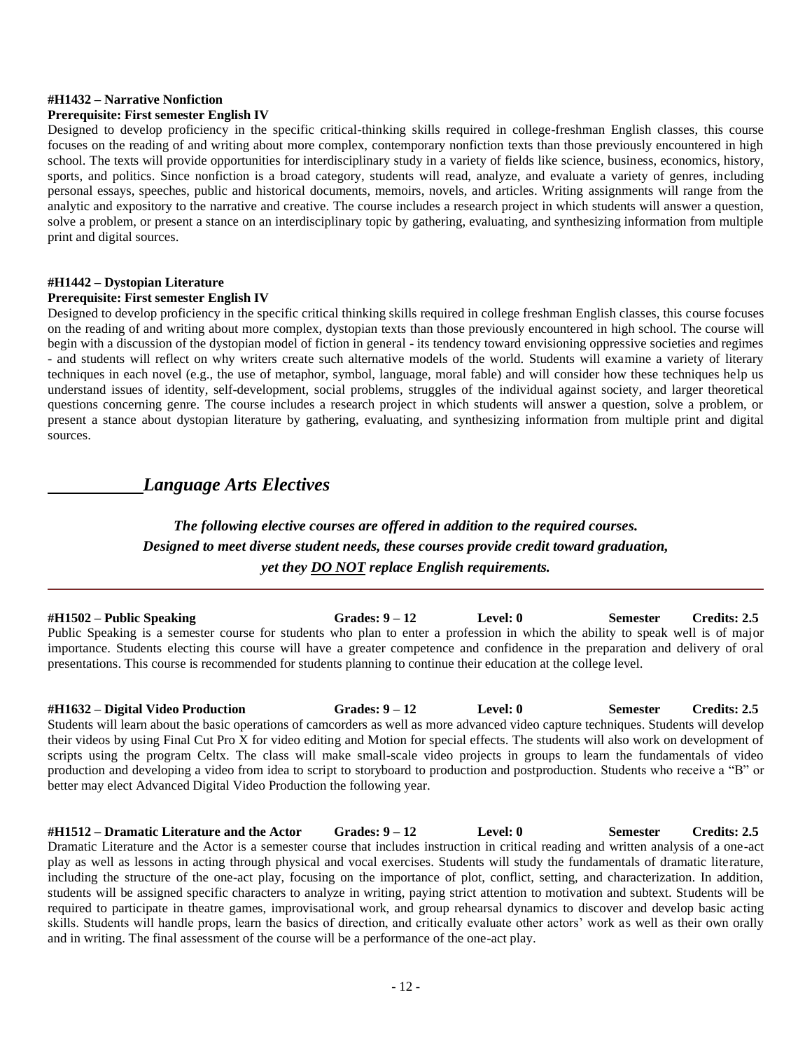**#H1432 – Narrative Nonfiction**
**Prerequisite: First semester English IV**

Designed to develop proficiency in the specific critical-thinking skills required in college-freshman English classes, this course focuses on the reading of and writing about more complex, contemporary nonfiction texts than those previously encountered in high school. The texts will provide opportunities for interdisciplinary study in a variety of fields like science, business, economics, history, sports, and politics. Since nonfiction is a broad category, students will read, analyze, and evaluate a variety of genres, including personal essays, speeches, public and historical documents, memoirs, novels, and articles. Writing assignments will range from the analytic and expository to the narrative and creative. The course includes a research project in which students will answer a question, solve a problem, or present a stance on an interdisciplinary topic by gathering, evaluating, and synthesizing information from multiple print and digital sources.

**#H1442 – Dystopian Literature**
**Prerequisite: First semester English IV**

Designed to develop proficiency in the specific critical thinking skills required in college freshman English classes, this course focuses on the reading of and writing about more complex, dystopian texts than those previously encountered in high school. The course will begin with a discussion of the dystopian model of fiction in general - its tendency toward envisioning oppressive societies and regimes - and students will reflect on why writers create such alternative models of the world. Students will examine a variety of literary techniques in each novel (e.g., the use of metaphor, symbol, language, moral fable) and will consider how these techniques help us understand issues of identity, self-development, social problems, struggles of the individual against society, and larger theoretical questions concerning genre. The course includes a research project in which students will answer a question, solve a problem, or present a stance about dystopian literature by gathering, evaluating, and synthesizing information from multiple print and digital sources.

## *Language Arts Electives*

***The following elective courses are offered in addition to the required courses. Designed to meet diverse student needs, these courses provide credit toward graduation, yet they DO NOT replace English requirements.***

**#H1502 – Public Speaking** **Grades: 9 – 12** **Level: 0** **Semester** **Credits: 2.5**

Public Speaking is a semester course for students who plan to enter a profession in which the ability to speak well is of major importance. Students electing this course will have a greater competence and confidence in the preparation and delivery of oral presentations. This course is recommended for students planning to continue their education at the college level.

**#H1632 – Digital Video Production** **Grades: 9 – 12** **Level: 0** **Semester** **Credits: 2.5**

Students will learn about the basic operations of camcorders as well as more advanced video capture techniques. Students will develop their videos by using Final Cut Pro X for video editing and Motion for special effects. The students will also work on development of scripts using the program Celtx. The class will make small-scale video projects in groups to learn the fundamentals of video production and developing a video from idea to script to storyboard to production and postproduction. Students who receive a "B" or better may elect Advanced Digital Video Production the following year.

**#H1512 – Dramatic Literature and the Actor** **Grades: 9 – 12** **Level: 0** **Semester** **Credits: 2.5**

Dramatic Literature and the Actor is a semester course that includes instruction in critical reading and written analysis of a one-act play as well as lessons in acting through physical and vocal exercises. Students will study the fundamentals of dramatic literature, including the structure of the one-act play, focusing on the importance of plot, conflict, setting, and characterization. In addition, students will be assigned specific characters to analyze in writing, paying strict attention to motivation and subtext. Students will be required to participate in theatre games, improvisational work, and group rehearsal dynamics to discover and develop basic acting skills. Students will handle props, learn the basics of direction, and critically evaluate other actors' work as well as their own orally and in writing. The final assessment of the course will be a performance of the one-act play.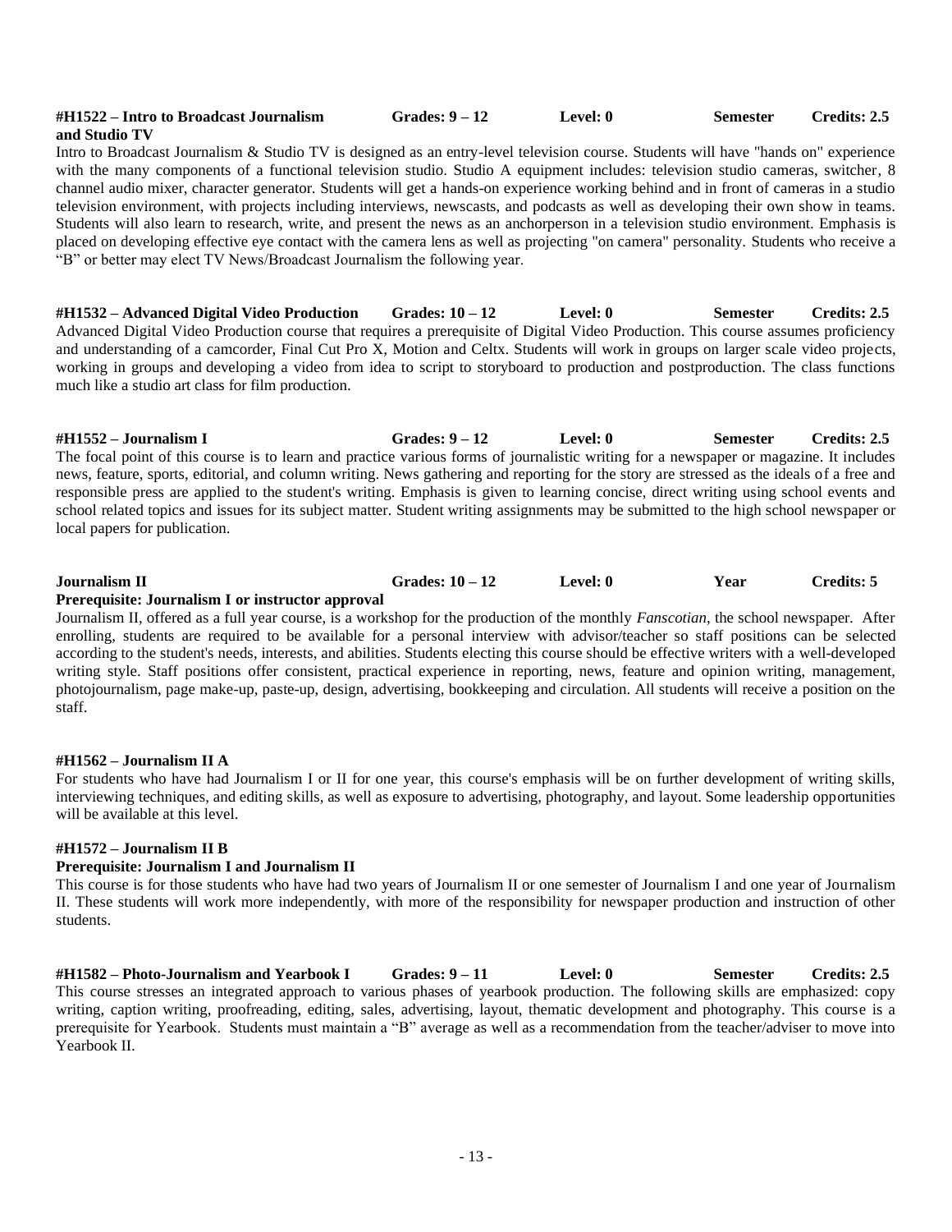**#H1522 – Intro to Broadcast Journalism and Studio TV** | **Grades: 9 – 12** | **Level: 0** | **Semester** | **Credits: 2.5**

Intro to Broadcast Journalism & Studio TV is designed as an entry-level television course. Students will have "hands on" experience with the many components of a functional television studio. Studio A equipment includes: television studio cameras, switcher, 8 channel audio mixer, character generator. Students will get a hands-on experience working behind and in front of cameras in a studio television environment, with projects including interviews, newscasts, and podcasts as well as developing their own show in teams. Students will also learn to research, write, and present the news as an anchorperson in a television studio environment. Emphasis is placed on developing effective eye contact with the camera lens as well as projecting "on camera" personality. Students who receive a "B" or better may elect TV News/Broadcast Journalism the following year.

**#H1532 – Advanced Digital Video Production** | **Grades: 10 – 12** | **Level: 0** | **Semester** | **Credits: 2.5**

Advanced Digital Video Production course that requires a prerequisite of Digital Video Production. This course assumes proficiency and understanding of a camcorder, Final Cut Pro X, Motion and Celtx. Students will work in groups on larger scale video projects, working in groups and developing a video from idea to script to storyboard to production and postproduction. The class functions much like a studio art class for film production.

**#H1552 – Journalism I** | **Grades: 9 – 12** | **Level: 0** | **Semester** | **Credits: 2.5**

The focal point of this course is to learn and practice various forms of journalistic writing for a newspaper or magazine. It includes news, feature, sports, editorial, and column writing. News gathering and reporting for the story are stressed as the ideals of a free and responsible press are applied to the student's writing. Emphasis is given to learning concise, direct writing using school events and school related topics and issues for its subject matter. Student writing assignments may be submitted to the high school newspaper or local papers for publication.

**Journalism II** | **Grades: 10 – 12** | **Level: 0** | **Year** | **Credits: 5**

**Prerequisite: Journalism I or instructor approval**

Journalism II, offered as a full year course, is a workshop for the production of the monthly *Fanscotian*, the school newspaper. After enrolling, students are required to be available for a personal interview with advisor/teacher so staff positions can be selected according to the student's needs, interests, and abilities. Students electing this course should be effective writers with a well-developed writing style. Staff positions offer consistent, practical experience in reporting, news, feature and opinion writing, management, photojournalism, page make-up, paste-up, design, advertising, bookkeeping and circulation. All students will receive a position on the staff.

**#H1562 – Journalism II A**

For students who have had Journalism I or II for one year, this course's emphasis will be on further development of writing skills, interviewing techniques, and editing skills, as well as exposure to advertising, photography, and layout. Some leadership opportunities will be available at this level.

**#H1572 – Journalism II B**

**Prerequisite: Journalism I and Journalism II**

This course is for those students who have had two years of Journalism II or one semester of Journalism I and one year of Journalism II. These students will work more independently, with more of the responsibility for newspaper production and instruction of other students.

**#H1582 – Photo-Journalism and Yearbook I** | **Grades: 9 – 11** | **Level: 0** | **Semester** | **Credits: 2.5**

This course stresses an integrated approach to various phases of yearbook production. The following skills are emphasized: copy writing, caption writing, proofreading, editing, sales, advertising, layout, thematic development and photography. This course is a prerequisite for Yearbook. Students must maintain a "B" average as well as a recommendation from the teacher/adviser to move into Yearbook II.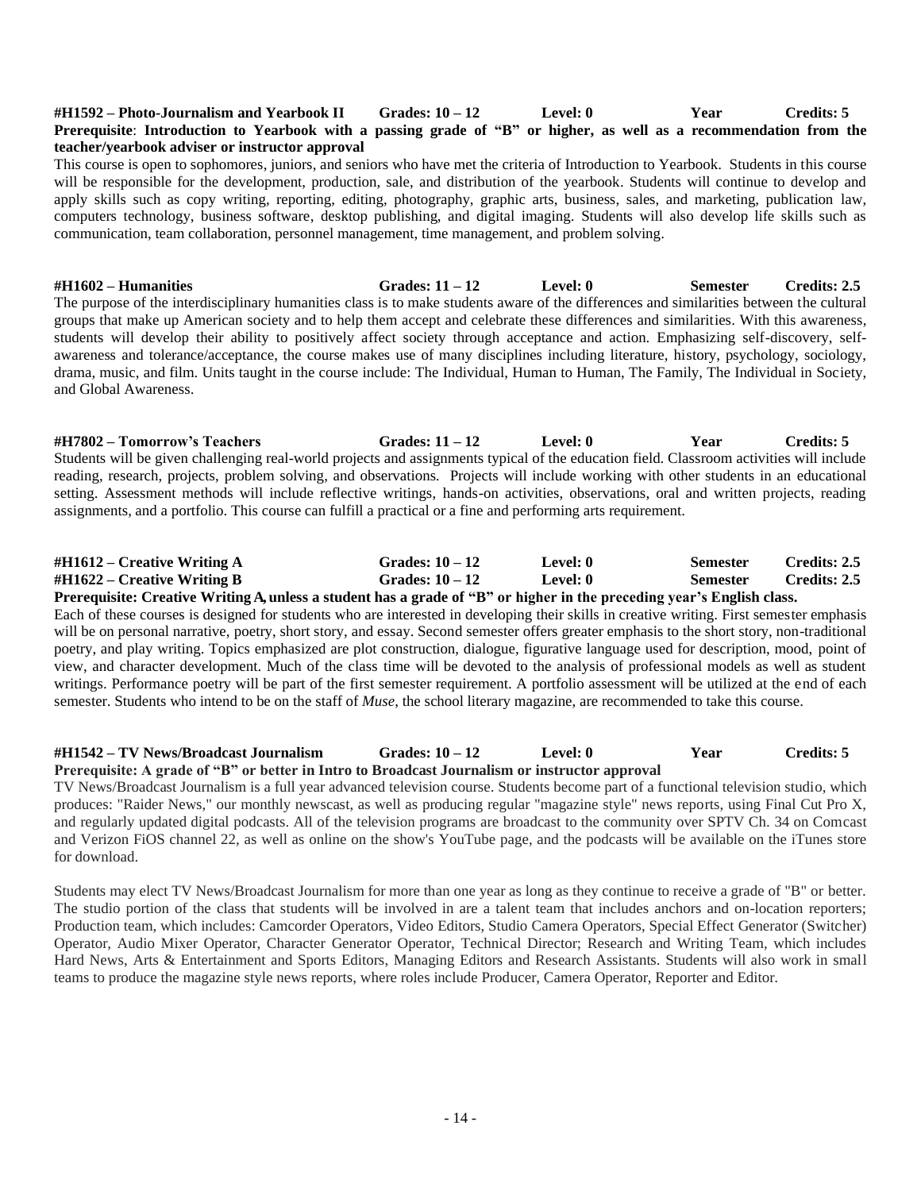**#H1592 – Photo-Journalism and Yearbook II Grades: 10 – 12 Level: 0 Year Credits: 5**

**Prerequisite: Introduction to Yearbook with a passing grade of "B" or higher, as well as a recommendation from the teacher/yearbook adviser or instructor approval**

This course is open to sophomores, juniors, and seniors who have met the criteria of Introduction to Yearbook. Students in this course will be responsible for the development, production, sale, and distribution of the yearbook. Students will continue to develop and apply skills such as copy writing, reporting, editing, photography, graphic arts, business, sales, and marketing, publication law, computers technology, business software, desktop publishing, and digital imaging. Students will also develop life skills such as communication, team collaboration, personnel management, time management, and problem solving.

**#H1602 – Humanities Grades: 11 – 12 Level: 0 Semester Credits: 2.5**

The purpose of the interdisciplinary humanities class is to make students aware of the differences and similarities between the cultural groups that make up American society and to help them accept and celebrate these differences and similarities. With this awareness, students will develop their ability to positively affect society through acceptance and action. Emphasizing self-discovery, self-awareness and tolerance/acceptance, the course makes use of many disciplines including literature, history, psychology, sociology, drama, music, and film. Units taught in the course include: The Individual, Human to Human, The Family, The Individual in Society, and Global Awareness.

**#H7802 – Tomorrow's Teachers Grades: 11 – 12 Level: 0 Year Credits: 5**

Students will be given challenging real-world projects and assignments typical of the education field. Classroom activities will include reading, research, projects, problem solving, and observations. Projects will include working with other students in an educational setting. Assessment methods will include reflective writings, hands-on activities, observations, oral and written projects, reading assignments, and a portfolio. This course can fulfill a practical or a fine and performing arts requirement.

**#H1612 – Creative Writing A Grades: 10 – 12 Level: 0 Semester Credits: 2.5**
**#H1622 – Creative Writing B Grades: 10 – 12 Level: 0 Semester Credits: 2.5**

**Prerequisite: Creative Writing A, unless a student has a grade of "B" or higher in the preceding year's English class.**

Each of these courses is designed for students who are interested in developing their skills in creative writing. First semester emphasis will be on personal narrative, poetry, short story, and essay. Second semester offers greater emphasis to the short story, non-traditional poetry, and play writing. Topics emphasized are plot construction, dialogue, figurative language used for description, mood, point of view, and character development. Much of the class time will be devoted to the analysis of professional models as well as student writings. Performance poetry will be part of the first semester requirement. A portfolio assessment will be utilized at the end of each semester. Students who intend to be on the staff of *Muse*, the school literary magazine, are recommended to take this course.

**#H1542 – TV News/Broadcast Journalism Grades: 10 – 12 Level: 0 Year Credits: 5**

**Prerequisite: A grade of "B" or better in Intro to Broadcast Journalism or instructor approval**

TV News/Broadcast Journalism is a full year advanced television course. Students become part of a functional television studio, which produces: "Raider News," our monthly newscast, as well as producing regular "magazine style" news reports, using Final Cut Pro X, and regularly updated digital podcasts. All of the television programs are broadcast to the community over SPTV Ch. 34 on Comcast and Verizon FiOS channel 22, as well as online on the show's YouTube page, and the podcasts will be available on the iTunes store for download.

Students may elect TV News/Broadcast Journalism for more than one year as long as they continue to receive a grade of "B" or better. The studio portion of the class that students will be involved in are a talent team that includes anchors and on-location reporters; Production team, which includes: Camcorder Operators, Video Editors, Studio Camera Operators, Special Effect Generator (Switcher) Operator, Audio Mixer Operator, Character Generator Operator, Technical Director; Research and Writing Team, which includes Hard News, Arts & Entertainment and Sports Editors, Managing Editors and Research Assistants. Students will also work in small teams to produce the magazine style news reports, where roles include Producer, Camera Operator, Reporter and Editor.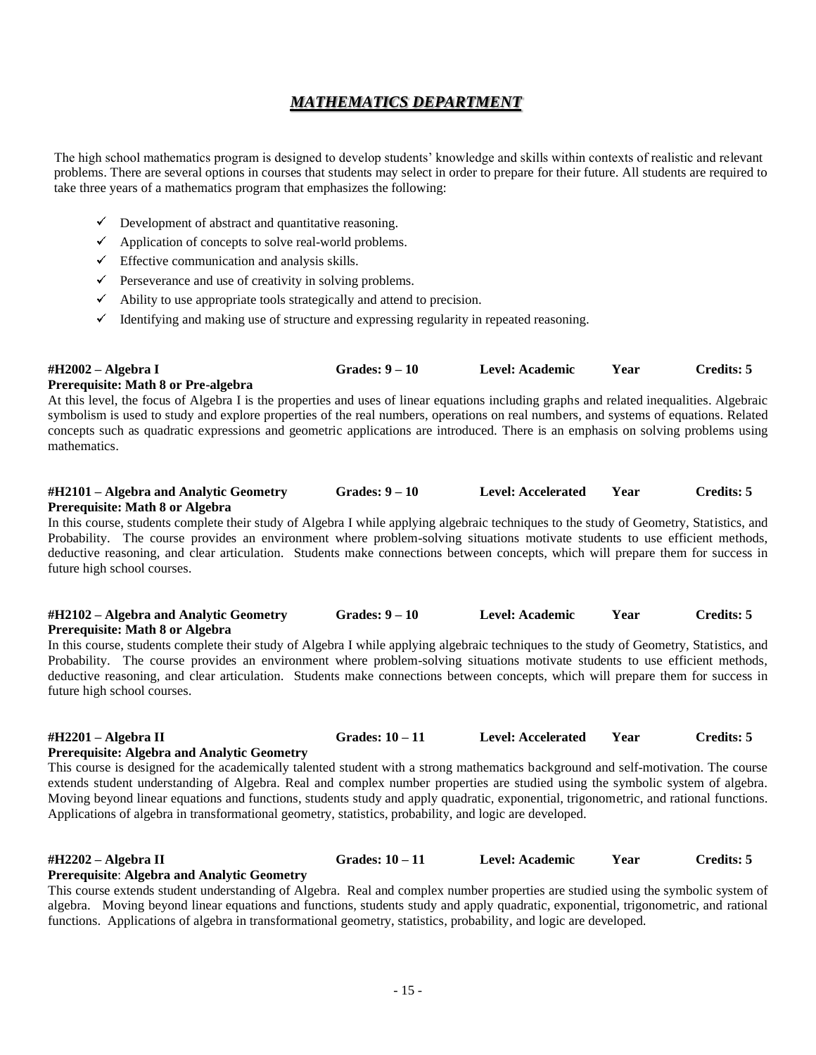# ***MATHEMATICS DEPARTMENT***

The high school mathematics program is designed to develop students' knowledge and skills within contexts of realistic and relevant problems. There are several options in courses that students may select in order to prepare for their future. All students are required to take three years of a mathematics program that emphasizes the following:

- ✓ Development of abstract and quantitative reasoning.
- ✓ Application of concepts to solve real-world problems.
- ✓ Effective communication and analysis skills.
- ✓ Perseverance and use of creativity in solving problems.
- ✓ Ability to use appropriate tools strategically and attend to precision.
- ✓ Identifying and making use of structure and expressing regularity in repeated reasoning.

**#H2002 – Algebra I** **Grades: 9 – 10** **Level: Academic** **Year** **Credits: 5**
**Prerequisite: Math 8 or Pre-algebra**
At this level, the focus of Algebra I is the properties and uses of linear equations including graphs and related inequalities. Algebraic symbolism is used to study and explore properties of the real numbers, operations on real numbers, and systems of equations. Related concepts such as quadratic expressions and geometric applications are introduced. There is an emphasis on solving problems using mathematics.

**#H2101 – Algebra and Analytic Geometry** **Grades: 9 – 10** **Level: Accelerated** **Year** **Credits: 5**
**Prerequisite: Math 8 or Algebra**
In this course, students complete their study of Algebra I while applying algebraic techniques to the study of Geometry, Statistics, and Probability. The course provides an environment where problem-solving situations motivate students to use efficient methods, deductive reasoning, and clear articulation. Students make connections between concepts, which will prepare them for success in future high school courses.

**#H2102 – Algebra and Analytic Geometry** **Grades: 9 – 10** **Level: Academic** **Year** **Credits: 5**
**Prerequisite: Math 8 or Algebra**
In this course, students complete their study of Algebra I while applying algebraic techniques to the study of Geometry, Statistics, and Probability. The course provides an environment where problem-solving situations motivate students to use efficient methods, deductive reasoning, and clear articulation. Students make connections between concepts, which will prepare them for success in future high school courses.

**#H2201 – Algebra II** **Grades: 10 – 11** **Level: Accelerated** **Year** **Credits: 5**
**Prerequisite: Algebra and Analytic Geometry**
This course is designed for the academically talented student with a strong mathematics background and self-motivation. The course extends student understanding of Algebra. Real and complex number properties are studied using the symbolic system of algebra. Moving beyond linear equations and functions, students study and apply quadratic, exponential, trigonometric, and rational functions. Applications of algebra in transformational geometry, statistics, probability, and logic are developed.

**#H2202 – Algebra II** **Grades: 10 – 11** **Level: Academic** **Year** **Credits: 5**
**Prerequisite**: **Algebra and Analytic Geometry**
This course extends student understanding of Algebra. Real and complex number properties are studied using the symbolic system of algebra. Moving beyond linear equations and functions, students study and apply quadratic, exponential, trigonometric, and rational functions. Applications of algebra in transformational geometry, statistics, probability, and logic are developed.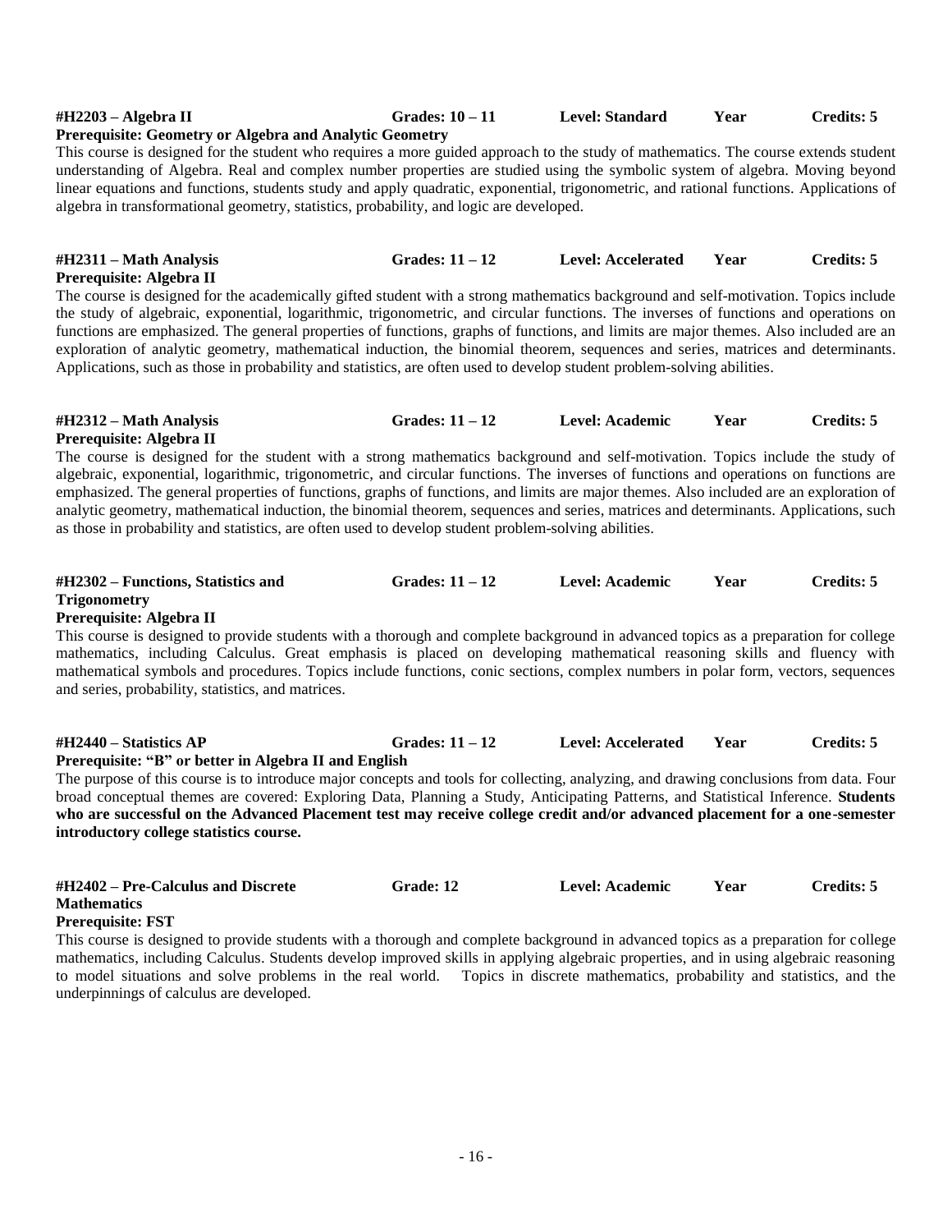**#H2203 – Algebra II** | **Grades: 10 – 11** | **Level: Standard** | **Year** | **Credits: 5**

**Prerequisite: Geometry or Algebra and Analytic Geometry**

This course is designed for the student who requires a more guided approach to the study of mathematics. The course extends student understanding of Algebra. Real and complex number properties are studied using the symbolic system of algebra. Moving beyond linear equations and functions, students study and apply quadratic, exponential, trigonometric, and rational functions. Applications of algebra in transformational geometry, statistics, probability, and logic are developed.

**#H2311 – Math Analysis** | **Grades: 11 – 12** | **Level: Accelerated** | **Year** | **Credits: 5**

**Prerequisite: Algebra II**

The course is designed for the academically gifted student with a strong mathematics background and self-motivation. Topics include the study of algebraic, exponential, logarithmic, trigonometric, and circular functions. The inverses of functions and operations on functions are emphasized. The general properties of functions, graphs of functions, and limits are major themes. Also included are an exploration of analytic geometry, mathematical induction, the binomial theorem, sequences and series, matrices and determinants. Applications, such as those in probability and statistics, are often used to develop student problem-solving abilities.

**#H2312 – Math Analysis** | **Grades: 11 – 12** | **Level: Academic** | **Year** | **Credits: 5**

**Prerequisite: Algebra II**

The course is designed for the student with a strong mathematics background and self-motivation. Topics include the study of algebraic, exponential, logarithmic, trigonometric, and circular functions. The inverses of functions and operations on functions are emphasized. The general properties of functions, graphs of functions, and limits are major themes. Also included are an exploration of analytic geometry, mathematical induction, the binomial theorem, sequences and series, matrices and determinants. Applications, such as those in probability and statistics, are often used to develop student problem-solving abilities.

**#H2302 – Functions, Statistics and Trigonometry** | **Grades: 11 – 12** | **Level: Academic** | **Year** | **Credits: 5**

**Prerequisite: Algebra II**

This course is designed to provide students with a thorough and complete background in advanced topics as a preparation for college mathematics, including Calculus. Great emphasis is placed on developing mathematical reasoning skills and fluency with mathematical symbols and procedures. Topics include functions, conic sections, complex numbers in polar form, vectors, sequences and series, probability, statistics, and matrices.

**#H2440 – Statistics AP** | **Grades: 11 – 12** | **Level: Accelerated** | **Year** | **Credits: 5**

**Prerequisite: "B" or better in Algebra II and English**

The purpose of this course is to introduce major concepts and tools for collecting, analyzing, and drawing conclusions from data. Four broad conceptual themes are covered: Exploring Data, Planning a Study, Anticipating Patterns, and Statistical Inference. **Students who are successful on the Advanced Placement test may receive college credit and/or advanced placement for a one-semester introductory college statistics course.**

**#H2402 – Pre-Calculus and Discrete Mathematics** | **Grade: 12** | **Level: Academic** | **Year** | **Credits: 5**

**Prerequisite: FST**

This course is designed to provide students with a thorough and complete background in advanced topics as a preparation for college mathematics, including Calculus. Students develop improved skills in applying algebraic properties, and in using algebraic reasoning to model situations and solve problems in the real world. Topics in discrete mathematics, probability and statistics, and the underpinnings of calculus are developed.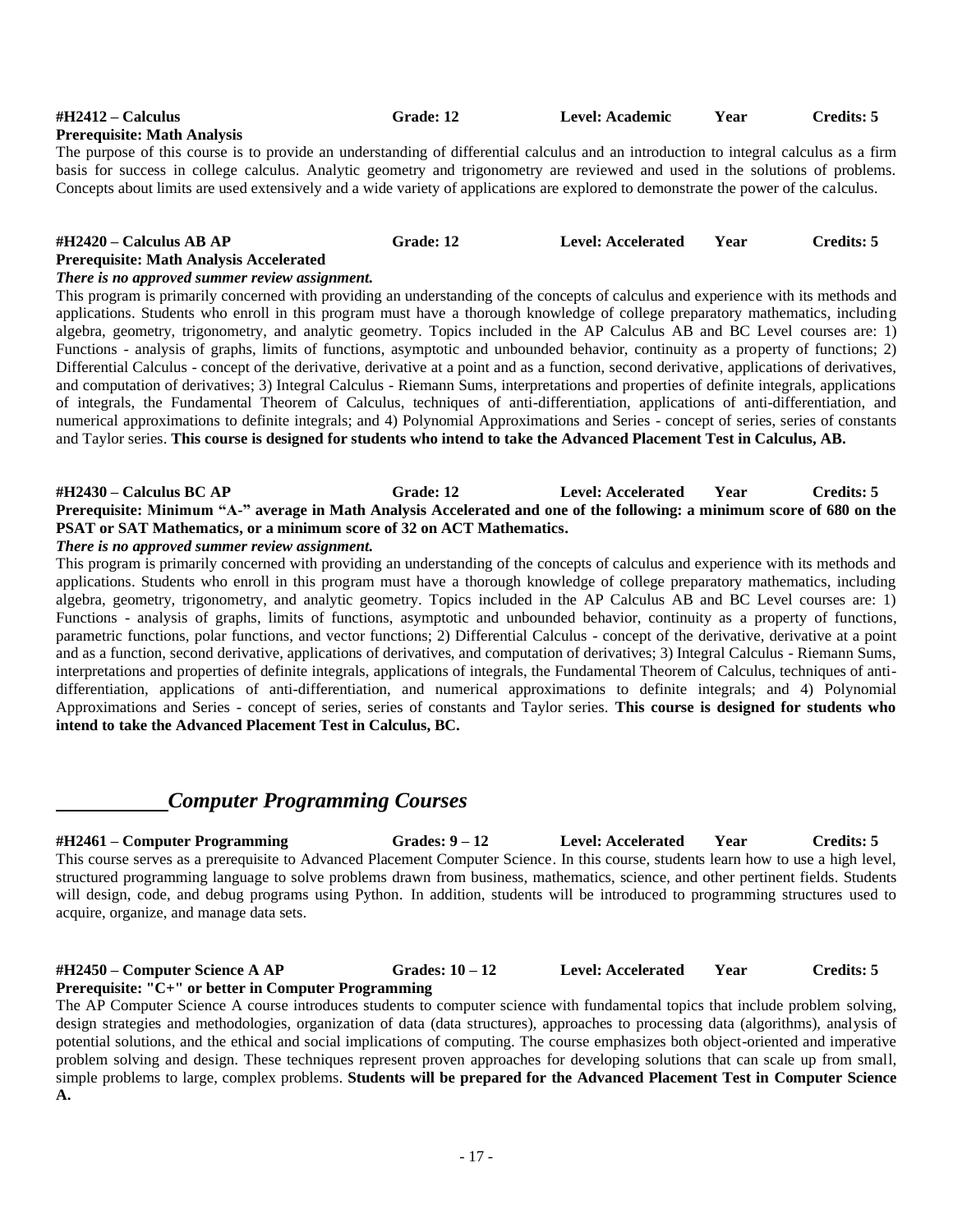**#H2412 – Calculus** **Grade: 12** **Level: Academic** **Year** **Credits: 5**
**Prerequisite: Math Analysis**

The purpose of this course is to provide an understanding of differential calculus and an introduction to integral calculus as a firm basis for success in college calculus. Analytic geometry and trigonometry are reviewed and used in the solutions of problems. Concepts about limits are used extensively and a wide variety of applications are explored to demonstrate the power of the calculus.

**#H2420 – Calculus AB AP** **Grade: 12** **Level: Accelerated** **Year** **Credits: 5**
**Prerequisite: Math Analysis Accelerated**
***There is no approved summer review assignment.***

This program is primarily concerned with providing an understanding of the concepts of calculus and experience with its methods and applications. Students who enroll in this program must have a thorough knowledge of college preparatory mathematics, including algebra, geometry, trigonometry, and analytic geometry. Topics included in the AP Calculus AB and BC Level courses are: 1) Functions - analysis of graphs, limits of functions, asymptotic and unbounded behavior, continuity as a property of functions; 2) Differential Calculus - concept of the derivative, derivative at a point and as a function, second derivative, applications of derivatives, and computation of derivatives; 3) Integral Calculus - Riemann Sums, interpretations and properties of definite integrals, applications of integrals, the Fundamental Theorem of Calculus, techniques of anti-differentiation, applications of anti-differentiation, and numerical approximations to definite integrals; and 4) Polynomial Approximations and Series - concept of series, series of constants and Taylor series. **This course is designed for students who intend to take the Advanced Placement Test in Calculus, AB.**

**#H2430 – Calculus BC AP** **Grade: 12** **Level: Accelerated** **Year** **Credits: 5**
**Prerequisite: Minimum "A-" average in Math Analysis Accelerated and one of the following: a minimum score of 680 on the PSAT or SAT Mathematics, or a minimum score of 32 on ACT Mathematics.**
***There is no approved summer review assignment.***

This program is primarily concerned with providing an understanding of the concepts of calculus and experience with its methods and applications. Students who enroll in this program must have a thorough knowledge of college preparatory mathematics, including algebra, geometry, trigonometry, and analytic geometry. Topics included in the AP Calculus AB and BC Level courses are: 1) Functions - analysis of graphs, limits of functions, asymptotic and unbounded behavior, continuity as a property of functions, parametric functions, polar functions, and vector functions; 2) Differential Calculus - concept of the derivative, derivative at a point and as a function, second derivative, applications of derivatives, and computation of derivatives; 3) Integral Calculus - Riemann Sums, interpretations and properties of definite integrals, applications of integrals, the Fundamental Theorem of Calculus, techniques of anti-differentiation, applications of anti-differentiation, and numerical approximations to definite integrals; and 4) Polynomial Approximations and Series - concept of series, series of constants and Taylor series. **This course is designed for students who intend to take the Advanced Placement Test in Calculus, BC.**

## *Computer Programming Courses*

**#H2461 – Computer Programming** **Grades: 9 – 12** **Level: Accelerated** **Year** **Credits: 5**

This course serves as a prerequisite to Advanced Placement Computer Science. In this course, students learn how to use a high level, structured programming language to solve problems drawn from business, mathematics, science, and other pertinent fields. Students will design, code, and debug programs using Python. In addition, students will be introduced to programming structures used to acquire, organize, and manage data sets.

**#H2450 – Computer Science A AP** **Grades: 10 – 12** **Level: Accelerated** **Year** **Credits: 5**
**Prerequisite: "C+" or better in Computer Programming**

The AP Computer Science A course introduces students to computer science with fundamental topics that include problem solving, design strategies and methodologies, organization of data (data structures), approaches to processing data (algorithms), analysis of potential solutions, and the ethical and social implications of computing. The course emphasizes both object-oriented and imperative problem solving and design. These techniques represent proven approaches for developing solutions that can scale up from small, simple problems to large, complex problems. **Students will be prepared for the Advanced Placement Test in Computer Science A.**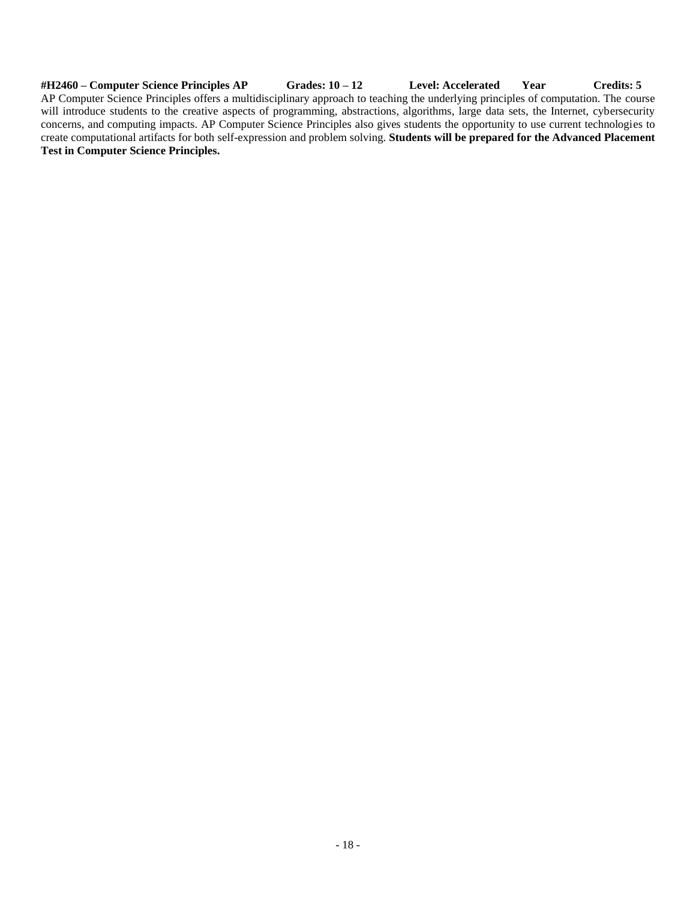**#H2460 – Computer Science Principles AP Grades: 10 – 12 Level: Accelerated Year Credits: 5**

AP Computer Science Principles offers a multidisciplinary approach to teaching the underlying principles of computation. The course will introduce students to the creative aspects of programming, abstractions, algorithms, large data sets, the Internet, cybersecurity concerns, and computing impacts. AP Computer Science Principles also gives students the opportunity to use current technologies to create computational artifacts for both self-expression and problem solving. **Students will be prepared for the Advanced Placement Test in Computer Science Principles.**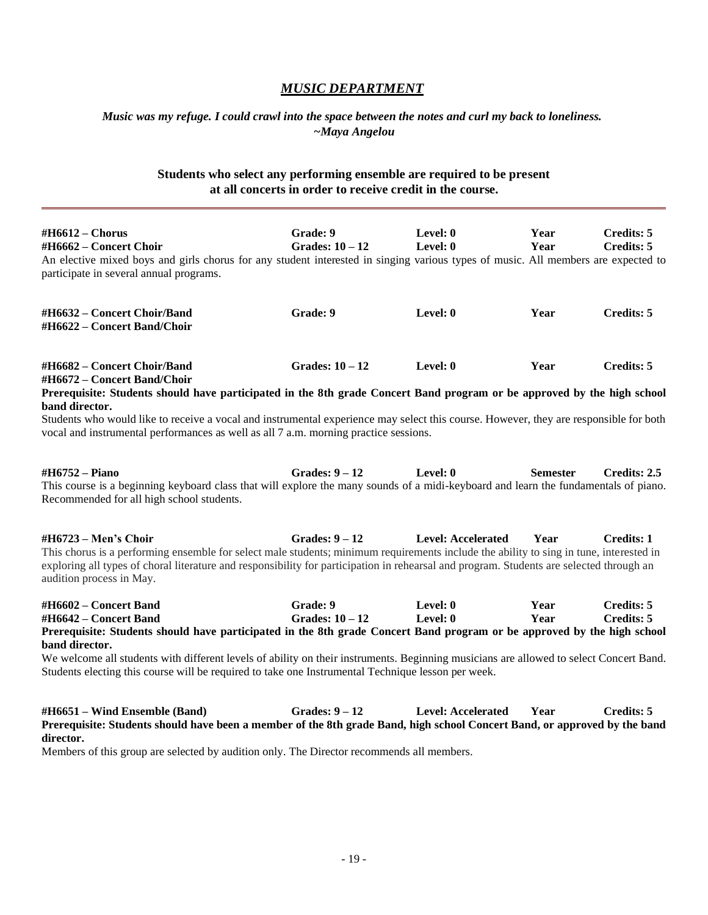# *MUSIC DEPARTMENT*

***Music was my refuge. I could crawl into the space between the notes and curl my back to loneliness.***
***~Maya Angelou***

**Students who select any performing ensemble are required to be present at all concerts in order to receive credit in the course.**

---

| | | | | |
|---|---|---|---|---|
| **#H6612 – Chorus** | **Grade: 9** | **Level: 0** | **Year** | **Credits: 5** |
| **#H6662 – Concert Choir** | **Grades: 10 – 12** | **Level: 0** | **Year** | **Credits: 5** |

An elective mixed boys and girls chorus for any student interested in singing various types of music. All members are expected to participate in several annual programs.

| | | | | |
|---|---|---|---|---|
| **#H6632 – Concert Choir/Band** | **Grade: 9** | **Level: 0** | **Year** | **Credits: 5** |
| **#H6622 – Concert Band/Choir** | | | | |

| | | | | |
|---|---|---|---|---|
| **#H6682 – Concert Choir/Band** | **Grades: 10 – 12** | **Level: 0** | **Year** | **Credits: 5** |
| **#H6672 – Concert Band/Choir** | | | | |

**Prerequisite: Students should have participated in the 8th grade Concert Band program or be approved by the high school band director.**

Students who would like to receive a vocal and instrumental experience may select this course. However, they are responsible for both vocal and instrumental performances as well as all 7 a.m. morning practice sessions.

| | | | | |
|---|---|---|---|---|
| **#H6752 – Piano** | **Grades: 9 – 12** | **Level: 0** | **Semester** | **Credits: 2.5** |

This course is a beginning keyboard class that will explore the many sounds of a midi-keyboard and learn the fundamentals of piano. Recommended for all high school students.

| | | | | |
|---|---|---|---|---|
| **#H6723 – Men's Choir** | **Grades: 9 – 12** | **Level: Accelerated** | **Year** | **Credits: 1** |

This chorus is a performing ensemble for select male students; minimum requirements include the ability to sing in tune, interested in exploring all types of choral literature and responsibility for participation in rehearsal and program. Students are selected through an audition process in May.

| | | | | |
|---|---|---|---|---|
| **#H6602 – Concert Band** | **Grade: 9** | **Level: 0** | **Year** | **Credits: 5** |
| **#H6642 – Concert Band** | **Grades: 10 – 12** | **Level: 0** | **Year** | **Credits: 5** |

**Prerequisite: Students should have participated in the 8th grade Concert Band program or be approved by the high school band director.**

We welcome all students with different levels of ability on their instruments. Beginning musicians are allowed to select Concert Band. Students electing this course will be required to take one Instrumental Technique lesson per week.

| | | | | |
|---|---|---|---|---|
| **#H6651 – Wind Ensemble (Band)** | **Grades: 9 – 12** | **Level: Accelerated** | **Year** | **Credits: 5** |

**Prerequisite: Students should have been a member of the 8th grade Band, high school Concert Band, or approved by the band director.**

Members of this group are selected by audition only. The Director recommends all members.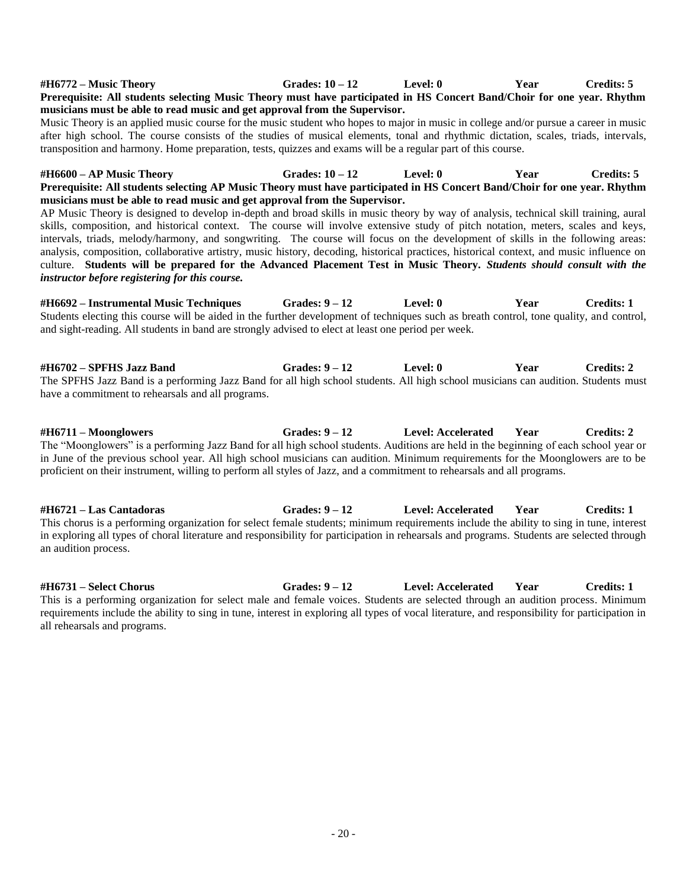**#H6772 – Music Theory** **Grades: 10 – 12** **Level: 0** **Year** **Credits: 5**

**Prerequisite: All students selecting Music Theory must have participated in HS Concert Band/Choir for one year. Rhythm musicians must be able to read music and get approval from the Supervisor.**

Music Theory is an applied music course for the music student who hopes to major in music in college and/or pursue a career in music after high school. The course consists of the studies of musical elements, tonal and rhythmic dictation, scales, triads, intervals, transposition and harmony. Home preparation, tests, quizzes and exams will be a regular part of this course.

**#H6600 – AP Music Theory** **Grades: 10 – 12** **Level: 0** **Year** **Credits: 5**

**Prerequisite: All students selecting AP Music Theory must have participated in HS Concert Band/Choir for one year. Rhythm musicians must be able to read music and get approval from the Supervisor.**

AP Music Theory is designed to develop in-depth and broad skills in music theory by way of analysis, technical skill training, aural skills, composition, and historical context. The course will involve extensive study of pitch notation, meters, scales and keys, intervals, triads, melody/harmony, and songwriting. The course will focus on the development of skills in the following areas: analysis, composition, collaborative artistry, music history, decoding, historical practices, historical context, and music influence on culture. **Students will be prepared for the Advanced Placement Test in Music Theory.** ***Students should consult with the instructor before registering for this course.***

**#H6692 – Instrumental Music Techniques** **Grades: 9 – 12** **Level: 0** **Year** **Credits: 1**

Students electing this course will be aided in the further development of techniques such as breath control, tone quality, and control, and sight-reading. All students in band are strongly advised to elect at least one period per week.

**#H6702 – SPFHS Jazz Band** **Grades: 9 – 12** **Level: 0** **Year** **Credits: 2**

The SPFHS Jazz Band is a performing Jazz Band for all high school students. All high school musicians can audition. Students must have a commitment to rehearsals and all programs.

**#H6711 – Moonglowers** **Grades: 9 – 12** **Level: Accelerated** **Year** **Credits: 2**

The "Moonglowers" is a performing Jazz Band for all high school students. Auditions are held in the beginning of each school year or in June of the previous school year. All high school musicians can audition. Minimum requirements for the Moonglowers are to be proficient on their instrument, willing to perform all styles of Jazz, and a commitment to rehearsals and all programs.

**#H6721 – Las Cantadoras** **Grades: 9 – 12** **Level: Accelerated** **Year** **Credits: 1**

This chorus is a performing organization for select female students; minimum requirements include the ability to sing in tune, interest in exploring all types of choral literature and responsibility for participation in rehearsals and programs. Students are selected through an audition process.

**#H6731 – Select Chorus** **Grades: 9 – 12** **Level: Accelerated** **Year** **Credits: 1**

This is a performing organization for select male and female voices. Students are selected through an audition process. Minimum requirements include the ability to sing in tune, interest in exploring all types of vocal literature, and responsibility for participation in all rehearsals and programs.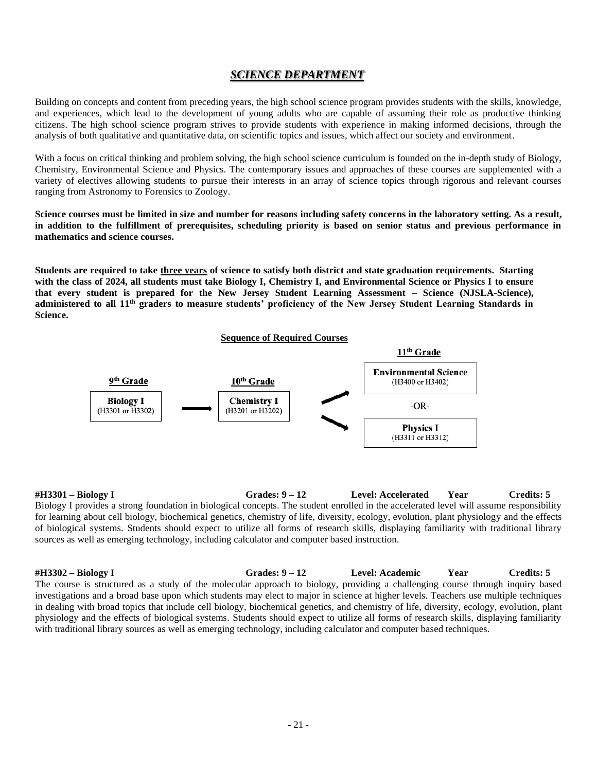# *SCIENCE DEPARTMENT*

Building on concepts and content from preceding years, the high school science program provides students with the skills, knowledge, and experiences, which lead to the development of young adults who are capable of assuming their role as productive thinking citizens. The high school science program strives to provide students with experience in making informed decisions, through the analysis of both qualitative and quantitative data, on scientific topics and issues, which affect our society and environment.

With a focus on critical thinking and problem solving, the high school science curriculum is founded on the in-depth study of Biology, Chemistry, Environmental Science and Physics. The contemporary issues and approaches of these courses are supplemented with a variety of electives allowing students to pursue their interests in an array of science topics through rigorous and relevant courses ranging from Astronomy to Forensics to Zoology.

**Science courses must be limited in size and number for reasons including safety concerns in the laboratory setting. As a result, in addition to the fulfillment of prerequisites, scheduling priority is based on senior status and previous performance in mathematics and science courses.**

**Students are required to take <u>three years</u> of science to satisfy both district and state graduation requirements. Starting with the class of 2024, all students must take Biology I, Chemistry I, and Environmental Science or Physics I to ensure that every student is prepared for the New Jersey Student Learning Assessment – Science (NJSLA-Science), administered to all 11th graders to measure students' proficiency of the New Jersey Student Learning Standards in Science.**

**<u>Sequence of Required Courses</u>**

| 9th Grade | | 10th Grade | | 11th Grade |
|---|---|---|---|---|
| **Biology I** (H3301 or H3302) | → | **Chemistry I** (H3201 or H3202) | → | **Environmental Science** (H3400 or H3402) |
| | | | | -OR- |
| | | | → | **Physics I** (H3311 or H3312) |

**#H3301 – Biology I** **Grades: 9 – 12** **Level: Accelerated** **Year** **Credits: 5**

Biology I provides a strong foundation in biological concepts. The student enrolled in the accelerated level will assume responsibility for learning about cell biology, biochemical genetics, chemistry of life, diversity, ecology, evolution, plant physiology and the effects of biological systems. Students should expect to utilize all forms of research skills, displaying familiarity with traditional library sources as well as emerging technology, including calculator and computer based instruction.

**#H3302 – Biology I** **Grades: 9 – 12** **Level: Academic** **Year** **Credits: 5**

The course is structured as a study of the molecular approach to biology, providing a challenging course through inquiry based investigations and a broad base upon which students may elect to major in science at higher levels. Teachers use multiple techniques in dealing with broad topics that include cell biology, biochemical genetics, and chemistry of life, diversity, ecology, evolution, plant physiology and the effects of biological systems. Students should expect to utilize all forms of research skills, displaying familiarity with traditional library sources as well as emerging technology, including calculator and computer based techniques.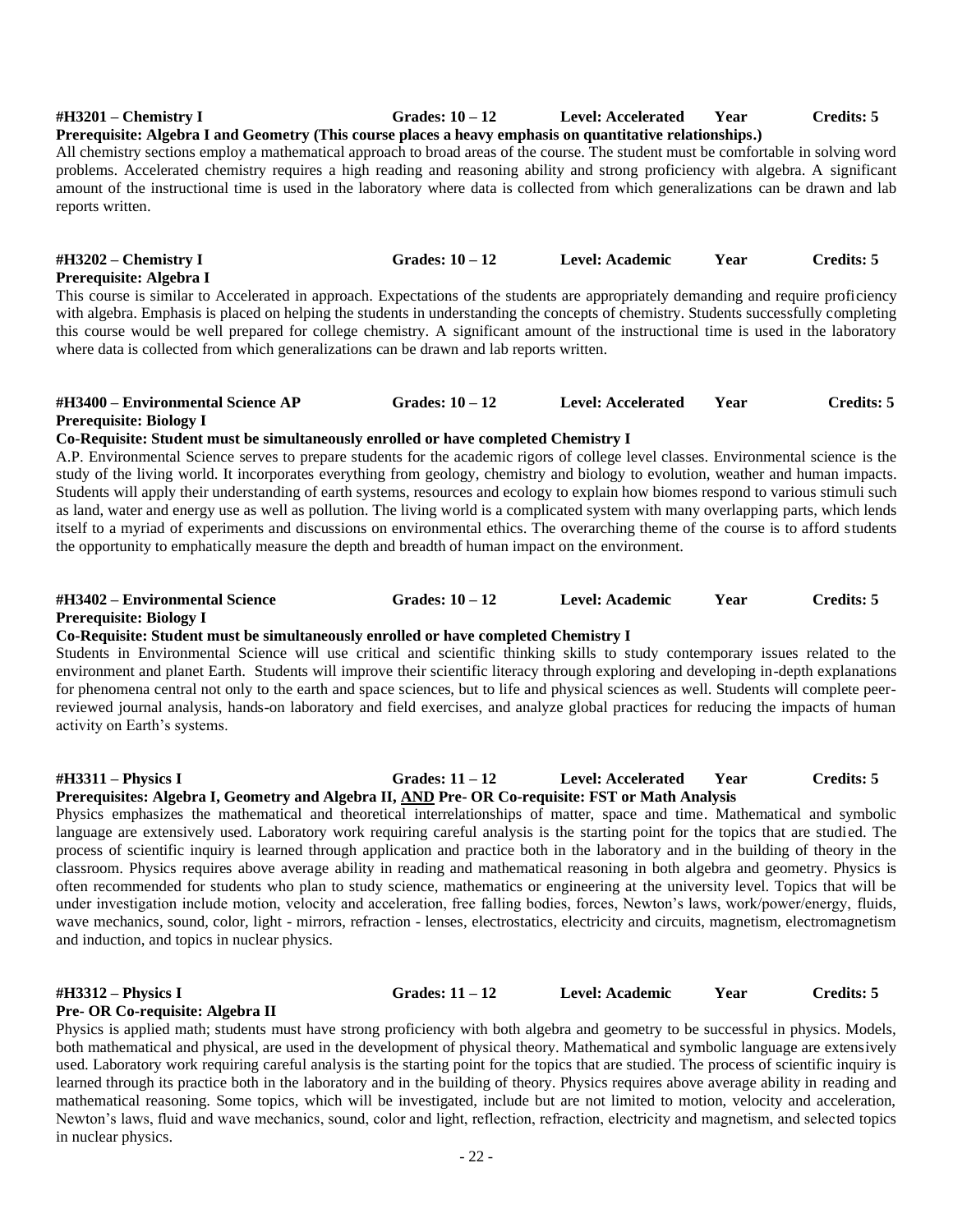**#H3201 – Chemistry I** **Grades: 10 – 12** **Level: Accelerated** **Year** **Credits: 5**
**Prerequisite: Algebra I and Geometry (This course places a heavy emphasis on quantitative relationships.)**

All chemistry sections employ a mathematical approach to broad areas of the course. The student must be comfortable in solving word problems. Accelerated chemistry requires a high reading and reasoning ability and strong proficiency with algebra. A significant amount of the instructional time is used in the laboratory where data is collected from which generalizations can be drawn and lab reports written.

**#H3202 – Chemistry I** **Grades: 10 – 12** **Level: Academic** **Year** **Credits: 5**
**Prerequisite: Algebra I**

This course is similar to Accelerated in approach. Expectations of the students are appropriately demanding and require proficiency with algebra. Emphasis is placed on helping the students in understanding the concepts of chemistry. Students successfully completing this course would be well prepared for college chemistry. A significant amount of the instructional time is used in the laboratory where data is collected from which generalizations can be drawn and lab reports written.

**#H3400 – Environmental Science AP** **Grades: 10 – 12** **Level: Accelerated** **Year** **Credits: 5**
**Prerequisite: Biology I**
**Co-Requisite: Student must be simultaneously enrolled or have completed Chemistry I**

A.P. Environmental Science serves to prepare students for the academic rigors of college level classes. Environmental science is the study of the living world. It incorporates everything from geology, chemistry and biology to evolution, weather and human impacts. Students will apply their understanding of earth systems, resources and ecology to explain how biomes respond to various stimuli such as land, water and energy use as well as pollution. The living world is a complicated system with many overlapping parts, which lends itself to a myriad of experiments and discussions on environmental ethics. The overarching theme of the course is to afford students the opportunity to emphatically measure the depth and breadth of human impact on the environment.

**#H3402 – Environmental Science** **Grades: 10 – 12** **Level: Academic** **Year** **Credits: 5**
**Prerequisite: Biology I**
**Co-Requisite: Student must be simultaneously enrolled or have completed Chemistry I**

Students in Environmental Science will use critical and scientific thinking skills to study contemporary issues related to the environment and planet Earth. Students will improve their scientific literacy through exploring and developing in-depth explanations for phenomena central not only to the earth and space sciences, but to life and physical sciences as well. Students will complete peer-reviewed journal analysis, hands-on laboratory and field exercises, and analyze global practices for reducing the impacts of human activity on Earth's systems.

**#H3311 – Physics I** **Grades: 11 – 12** **Level: Accelerated** **Year** **Credits: 5**
**Prerequisites: Algebra I, Geometry and Algebra II, AND Pre- OR Co-requisite: FST or Math Analysis**

Physics emphasizes the mathematical and theoretical interrelationships of matter, space and time. Mathematical and symbolic language are extensively used. Laboratory work requiring careful analysis is the starting point for the topics that are studied. The process of scientific inquiry is learned through application and practice both in the laboratory and in the building of theory in the classroom. Physics requires above average ability in reading and mathematical reasoning in both algebra and geometry. Physics is often recommended for students who plan to study science, mathematics or engineering at the university level. Topics that will be under investigation include motion, velocity and acceleration, free falling bodies, forces, Newton's laws, work/power/energy, fluids, wave mechanics, sound, color, light - mirrors, refraction - lenses, electrostatics, electricity and circuits, magnetism, electromagnetism and induction, and topics in nuclear physics.

**#H3312 – Physics I** **Grades: 11 – 12** **Level: Academic** **Year** **Credits: 5**
**Pre- OR Co-requisite: Algebra II**

Physics is applied math; students must have strong proficiency with both algebra and geometry to be successful in physics. Models, both mathematical and physical, are used in the development of physical theory. Mathematical and symbolic language are extensively used. Laboratory work requiring careful analysis is the starting point for the topics that are studied. The process of scientific inquiry is learned through its practice both in the laboratory and in the building of theory. Physics requires above average ability in reading and mathematical reasoning. Some topics, which will be investigated, include but are not limited to motion, velocity and acceleration, Newton's laws, fluid and wave mechanics, sound, color and light, reflection, refraction, electricity and magnetism, and selected topics in nuclear physics.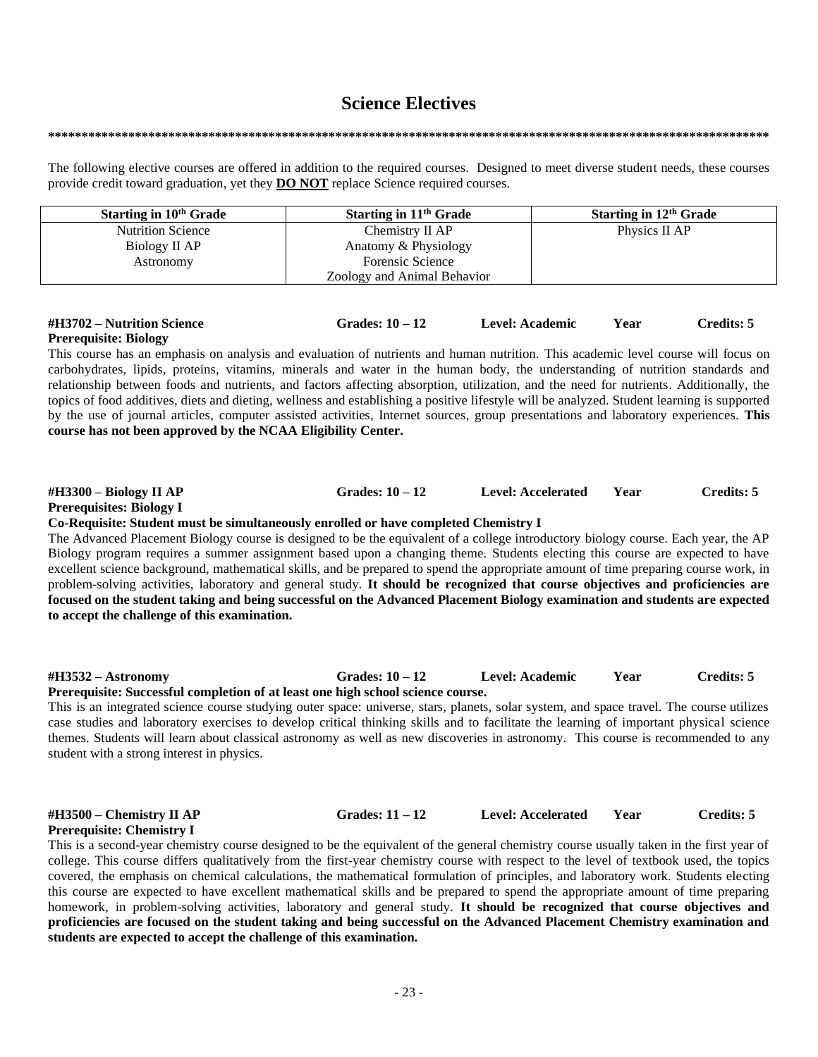# Science Electives

**************************************************************************************************************

The following elective courses are offered in addition to the required courses. Designed to meet diverse student needs, these courses provide credit toward graduation, yet they **DO NOT** replace Science required courses.

| Starting in 10th Grade | Starting in 11th Grade | Starting in 12th Grade |
|---|---|---|
| Nutrition Science<br>Biology II AP<br>Astronomy | Chemistry II AP<br>Anatomy & Physiology<br>Forensic Science<br>Zoology and Animal Behavior | Physics II AP |

**#H3702 – Nutrition Science** **Grades: 10 – 12** **Level: Academic** **Year** **Credits: 5**
**Prerequisite: Biology**

This course has an emphasis on analysis and evaluation of nutrients and human nutrition. This academic level course will focus on carbohydrates, lipids, proteins, vitamins, minerals and water in the human body, the understanding of nutrition standards and relationship between foods and nutrients, and factors affecting absorption, utilization, and the need for nutrients. Additionally, the topics of food additives, diets and dieting, wellness and establishing a positive lifestyle will be analyzed. Student learning is supported by the use of journal articles, computer assisted activities, Internet sources, group presentations and laboratory experiences. **This course has not been approved by the NCAA Eligibility Center.**

**#H3300 – Biology II AP** **Grades: 10 – 12** **Level: Accelerated** **Year** **Credits: 5**
**Prerequisites: Biology I**
**Co-Requisite: Student must be simultaneously enrolled or have completed Chemistry I**

The Advanced Placement Biology course is designed to be the equivalent of a college introductory biology course. Each year, the AP Biology program requires a summer assignment based upon a changing theme. Students electing this course are expected to have excellent science background, mathematical skills, and be prepared to spend the appropriate amount of time preparing course work, in problem-solving activities, laboratory and general study. **It should be recognized that course objectives and proficiencies are focused on the student taking and being successful on the Advanced Placement Biology examination and students are expected to accept the challenge of this examination.**

**#H3532 – Astronomy** **Grades: 10 – 12** **Level: Academic** **Year** **Credits: 5**
**Prerequisite: Successful completion of at least one high school science course.**

This is an integrated science course studying outer space: universe, stars, planets, solar system, and space travel. The course utilizes case studies and laboratory exercises to develop critical thinking skills and to facilitate the learning of important physical science themes. Students will learn about classical astronomy as well as new discoveries in astronomy. This course is recommended to any student with a strong interest in physics.

**#H3500 – Chemistry II AP** **Grades: 11 – 12** **Level: Accelerated** **Year** **Credits: 5**
**Prerequisite: Chemistry I**

This is a second-year chemistry course designed to be the equivalent of the general chemistry course usually taken in the first year of college. This course differs qualitatively from the first-year chemistry course with respect to the level of textbook used, the topics covered, the emphasis on chemical calculations, the mathematical formulation of principles, and laboratory work. Students electing this course are expected to have excellent mathematical skills and be prepared to spend the appropriate amount of time preparing homework, in problem-solving activities, laboratory and general study. **It should be recognized that course objectives and proficiencies are focused on the student taking and being successful on the Advanced Placement Chemistry examination and students are expected to accept the challenge of this examination.**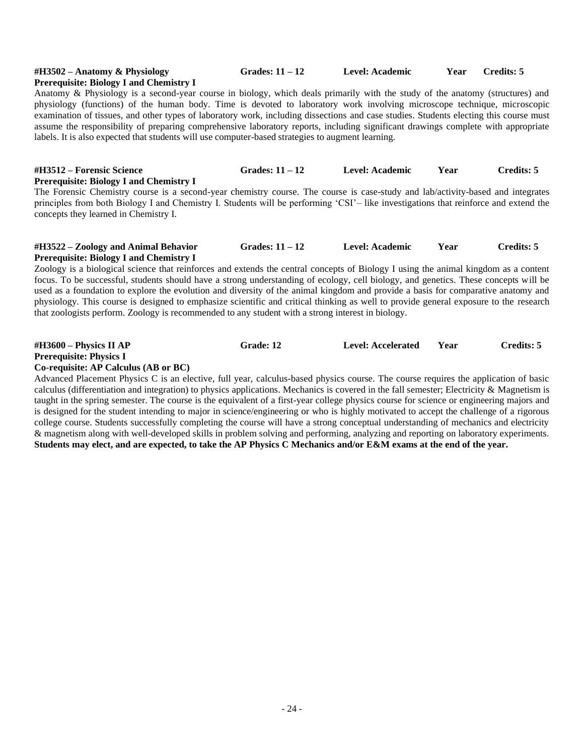**#H3502 – Anatomy & Physiology** **Grades: 11 – 12** **Level: Academic** **Year** **Credits: 5**
**Prerequisite: Biology I and Chemistry I**

Anatomy & Physiology is a second-year course in biology, which deals primarily with the study of the anatomy (structures) and physiology (functions) of the human body. Time is devoted to laboratory work involving microscope technique, microscopic examination of tissues, and other types of laboratory work, including dissections and case studies. Students electing this course must assume the responsibility of preparing comprehensive laboratory reports, including significant drawings complete with appropriate labels. It is also expected that students will use computer-based strategies to augment learning.

**#H3512 – Forensic Science** **Grades: 11 – 12** **Level: Academic** **Year** **Credits: 5**
**Prerequisite: Biology I and Chemistry I**

The Forensic Chemistry course is a second-year chemistry course. The course is case-study and lab/activity-based and integrates principles from both Biology I and Chemistry I. Students will be performing 'CSI'– like investigations that reinforce and extend the concepts they learned in Chemistry I.

**#H3522 – Zoology and Animal Behavior** **Grades: 11 – 12** **Level: Academic** **Year** **Credits: 5**
**Prerequisite: Biology I and Chemistry I**

Zoology is a biological science that reinforces and extends the central concepts of Biology I using the animal kingdom as a content focus. To be successful, students should have a strong understanding of ecology, cell biology, and genetics. These concepts will be used as a foundation to explore the evolution and diversity of the animal kingdom and provide a basis for comparative anatomy and physiology. This course is designed to emphasize scientific and critical thinking as well to provide general exposure to the research that zoologists perform. Zoology is recommended to any student with a strong interest in biology.

**#H3600 – Physics II AP** **Grade: 12** **Level: Accelerated** **Year** **Credits: 5**
**Prerequisite: Physics I**
**Co-requisite: AP Calculus (AB or BC)**

Advanced Placement Physics C is an elective, full year, calculus-based physics course. The course requires the application of basic calculus (differentiation and integration) to physics applications. Mechanics is covered in the fall semester; Electricity & Magnetism is taught in the spring semester. The course is the equivalent of a first-year college physics course for science or engineering majors and is designed for the student intending to major in science/engineering or who is highly motivated to accept the challenge of a rigorous college course. Students successfully completing the course will have a strong conceptual understanding of mechanics and electricity & magnetism along with well-developed skills in problem solving and performing, analyzing and reporting on laboratory experiments. **Students may elect, and are expected, to take the AP Physics C Mechanics and/or E&M exams at the end of the year.**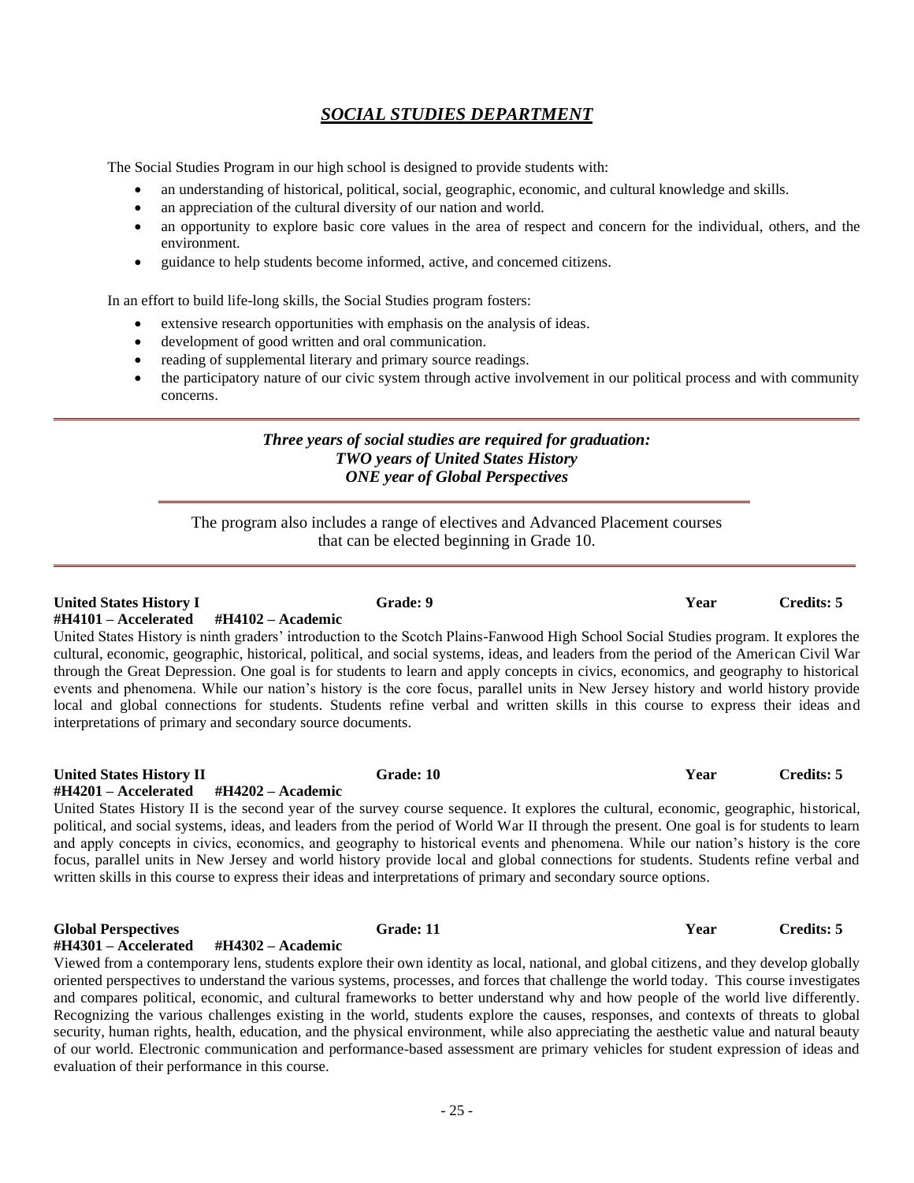# *SOCIAL STUDIES DEPARTMENT*

The Social Studies Program in our high school is designed to provide students with:

- an understanding of historical, political, social, geographic, economic, and cultural knowledge and skills.
- an appreciation of the cultural diversity of our nation and world.
- an opportunity to explore basic core values in the area of respect and concern for the individual, others, and the environment.
- guidance to help students become informed, active, and concerned citizens.

In an effort to build life-long skills, the Social Studies program fosters:

- extensive research opportunities with emphasis on the analysis of ideas.
- development of good written and oral communication.
- reading of supplemental literary and primary source readings.
- the participatory nature of our civic system through active involvement in our political process and with community concerns.

***Three years of social studies are required for graduation:***
***TWO years of United States History***
***ONE year of Global Perspectives***

The program also includes a range of electives and Advanced Placement courses that can be elected beginning in Grade 10.

**United States History I** **Grade: 9** **Year** **Credits: 5**
**#H4101 – Accelerated** **#H4102 – Academic**

United States History is ninth graders' introduction to the Scotch Plains-Fanwood High School Social Studies program. It explores the cultural, economic, geographic, historical, political, and social systems, ideas, and leaders from the period of the American Civil War through the Great Depression. One goal is for students to learn and apply concepts in civics, economics, and geography to historical events and phenomena. While our nation's history is the core focus, parallel units in New Jersey history and world history provide local and global connections for students. Students refine verbal and written skills in this course to express their ideas and interpretations of primary and secondary source documents.

**United States History II** **Grade: 10** **Year** **Credits: 5**
**#H4201 – Accelerated** **#H4202 – Academic**

United States History II is the second year of the survey course sequence. It explores the cultural, economic, geographic, historical, political, and social systems, ideas, and leaders from the period of World War II through the present. One goal is for students to learn and apply concepts in civics, economics, and geography to historical events and phenomena. While our nation's history is the core focus, parallel units in New Jersey and world history provide local and global connections for students. Students refine verbal and written skills in this course to express their ideas and interpretations of primary and secondary source options.

**Global Perspectives** **Grade: 11** **Year** **Credits: 5**
**#H4301 – Accelerated** **#H4302 – Academic**

Viewed from a contemporary lens, students explore their own identity as local, national, and global citizens, and they develop globally oriented perspectives to understand the various systems, processes, and forces that challenge the world today. This course investigates and compares political, economic, and cultural frameworks to better understand why and how people of the world live differently. Recognizing the various challenges existing in the world, students explore the causes, responses, and contexts of threats to global security, human rights, health, education, and the physical environment, while also appreciating the aesthetic value and natural beauty of our world. Electronic communication and performance-based assessment are primary vehicles for student expression of ideas and evaluation of their performance in this course.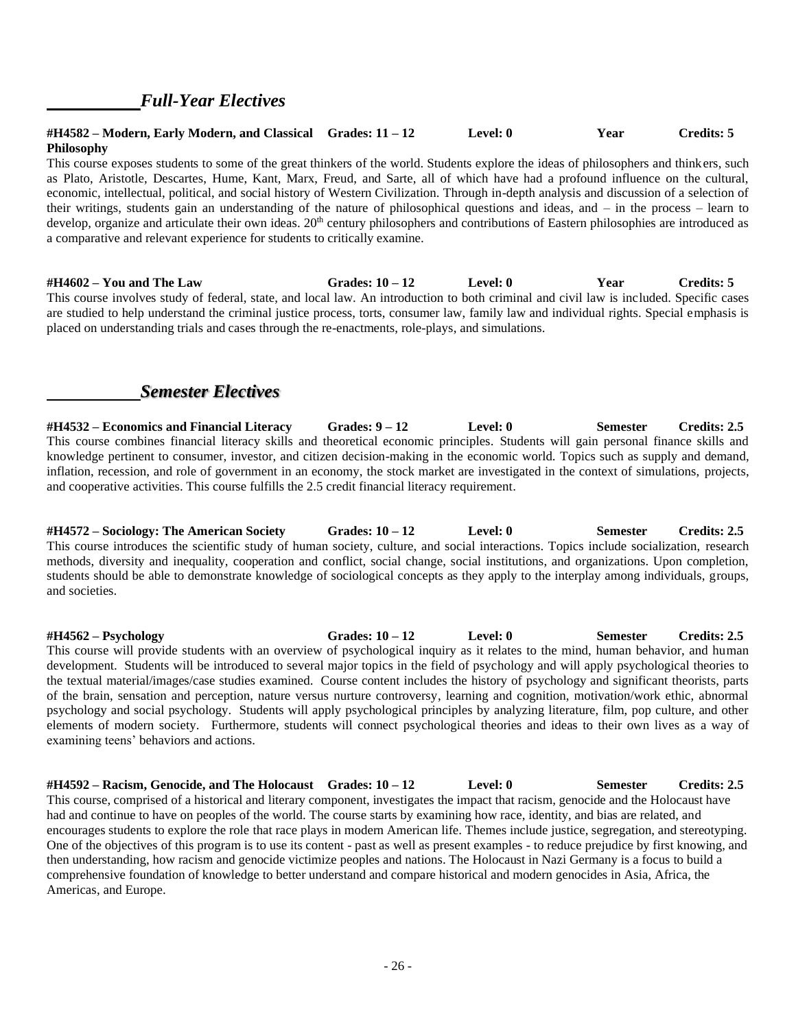## *Full-Year Electives*

**#H4582 – Modern, Early Modern, and Classical Philosophy** **Grades: 11 – 12** **Level: 0** **Year** **Credits: 5**

This course exposes students to some of the great thinkers of the world. Students explore the ideas of philosophers and thinkers, such as Plato, Aristotle, Descartes, Hume, Kant, Marx, Freud, and Sarte, all of which have had a profound influence on the cultural, economic, intellectual, political, and social history of Western Civilization. Through in-depth analysis and discussion of a selection of their writings, students gain an understanding of the nature of philosophical questions and ideas, and – in the process – learn to develop, organize and articulate their own ideas. 20th century philosophers and contributions of Eastern philosophies are introduced as a comparative and relevant experience for students to critically examine.

**#H4602 – You and The Law** **Grades: 10 – 12** **Level: 0** **Year** **Credits: 5**

This course involves study of federal, state, and local law. An introduction to both criminal and civil law is included. Specific cases are studied to help understand the criminal justice process, torts, consumer law, family law and individual rights. Special emphasis is placed on understanding trials and cases through the re-enactments, role-plays, and simulations.

## *Semester Electives*

**#H4532 – Economics and Financial Literacy** **Grades: 9 – 12** **Level: 0** **Semester** **Credits: 2.5**

This course combines financial literacy skills and theoretical economic principles. Students will gain personal finance skills and knowledge pertinent to consumer, investor, and citizen decision-making in the economic world. Topics such as supply and demand, inflation, recession, and role of government in an economy, the stock market are investigated in the context of simulations, projects, and cooperative activities. This course fulfills the 2.5 credit financial literacy requirement.

**#H4572 – Sociology: The American Society** **Grades: 10 – 12** **Level: 0** **Semester** **Credits: 2.5**

This course introduces the scientific study of human society, culture, and social interactions. Topics include socialization, research methods, diversity and inequality, cooperation and conflict, social change, social institutions, and organizations. Upon completion, students should be able to demonstrate knowledge of sociological concepts as they apply to the interplay among individuals, groups, and societies.

**#H4562 – Psychology** **Grades: 10 – 12** **Level: 0** **Semester** **Credits: 2.5**

This course will provide students with an overview of psychological inquiry as it relates to the mind, human behavior, and human development. Students will be introduced to several major topics in the field of psychology and will apply psychological theories to the textual material/images/case studies examined. Course content includes the history of psychology and significant theorists, parts of the brain, sensation and perception, nature versus nurture controversy, learning and cognition, motivation/work ethic, abnormal psychology and social psychology. Students will apply psychological principles by analyzing literature, film, pop culture, and other elements of modern society. Furthermore, students will connect psychological theories and ideas to their own lives as a way of examining teens' behaviors and actions.

**#H4592 – Racism, Genocide, and The Holocaust** **Grades: 10 – 12** **Level: 0** **Semester** **Credits: 2.5**

This course, comprised of a historical and literary component, investigates the impact that racism, genocide and the Holocaust have had and continue to have on peoples of the world. The course starts by examining how race, identity, and bias are related, and encourages students to explore the role that race plays in modern American life. Themes include justice, segregation, and stereotyping. One of the objectives of this program is to use its content - past as well as present examples - to reduce prejudice by first knowing, and then understanding, how racism and genocide victimize peoples and nations. The Holocaust in Nazi Germany is a focus to build a comprehensive foundation of knowledge to better understand and compare historical and modern genocides in Asia, Africa, the Americas, and Europe.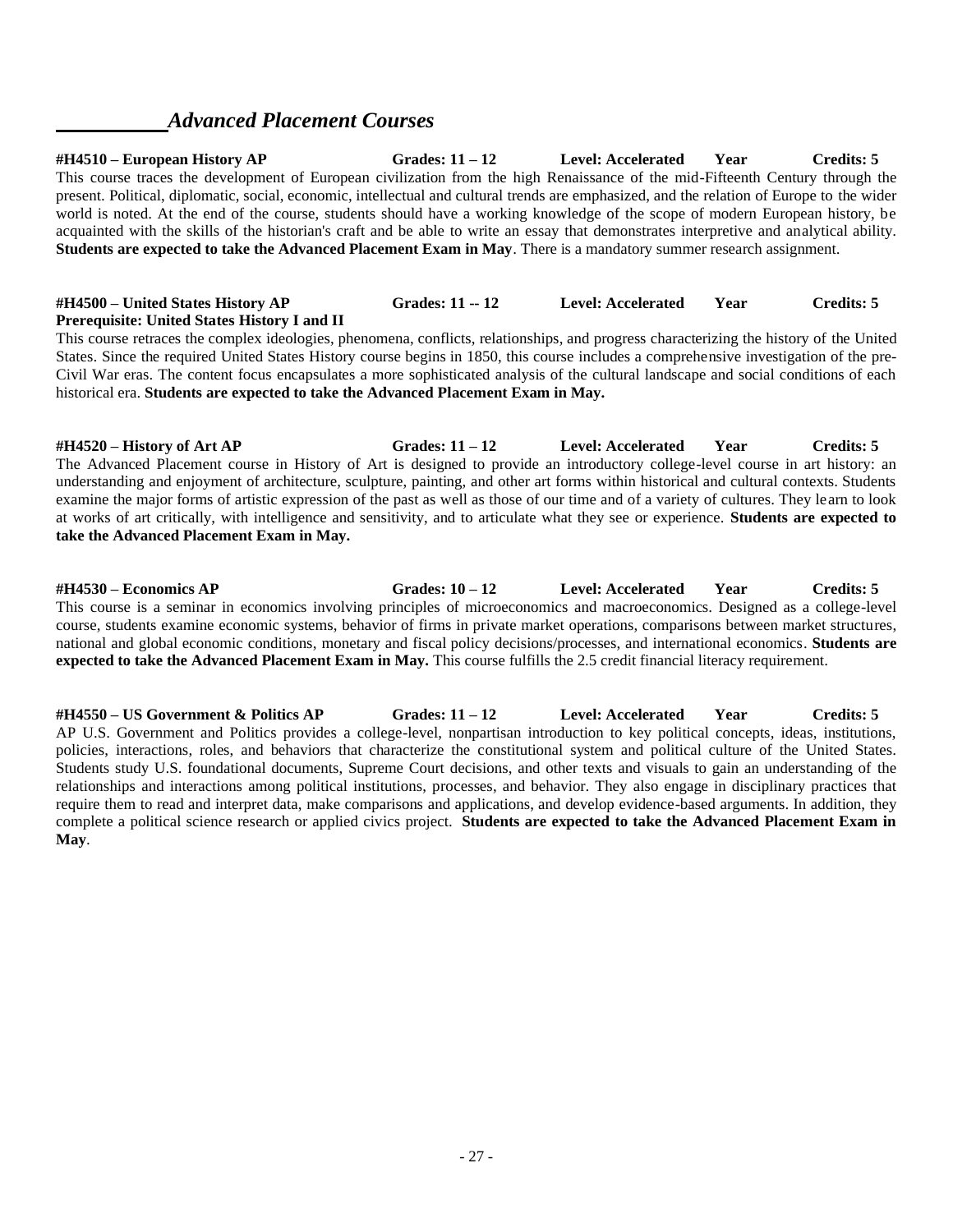## *Advanced Placement Courses*

**#H4510 – European History AP** **Grades: 11 – 12** **Level: Accelerated** **Year** **Credits: 5**

This course traces the development of European civilization from the high Renaissance of the mid-Fifteenth Century through the present. Political, diplomatic, social, economic, intellectual and cultural trends are emphasized, and the relation of Europe to the wider world is noted. At the end of the course, students should have a working knowledge of the scope of modern European history, be acquainted with the skills of the historian's craft and be able to write an essay that demonstrates interpretive and analytical ability. **Students are expected to take the Advanced Placement Exam in May**. There is a mandatory summer research assignment.

**#H4500 – United States History AP** **Grades: 11 -- 12** **Level: Accelerated** **Year** **Credits: 5**
**Prerequisite: United States History I and II**

This course retraces the complex ideologies, phenomena, conflicts, relationships, and progress characterizing the history of the United States. Since the required United States History course begins in 1850, this course includes a comprehensive investigation of the pre-Civil War eras. The content focus encapsulates a more sophisticated analysis of the cultural landscape and social conditions of each historical era. **Students are expected to take the Advanced Placement Exam in May.**

**#H4520 – History of Art AP** **Grades: 11 – 12** **Level: Accelerated** **Year** **Credits: 5**

The Advanced Placement course in History of Art is designed to provide an introductory college-level course in art history: an understanding and enjoyment of architecture, sculpture, painting, and other art forms within historical and cultural contexts. Students examine the major forms of artistic expression of the past as well as those of our time and of a variety of cultures. They learn to look at works of art critically, with intelligence and sensitivity, and to articulate what they see or experience. **Students are expected to take the Advanced Placement Exam in May.**

**#H4530 – Economics AP** **Grades: 10 – 12** **Level: Accelerated** **Year** **Credits: 5**

This course is a seminar in economics involving principles of microeconomics and macroeconomics. Designed as a college-level course, students examine economic systems, behavior of firms in private market operations, comparisons between market structures, national and global economic conditions, monetary and fiscal policy decisions/processes, and international economics. **Students are expected to take the Advanced Placement Exam in May.** This course fulfills the 2.5 credit financial literacy requirement.

**#H4550 – US Government & Politics AP** **Grades: 11 – 12** **Level: Accelerated** **Year** **Credits: 5**

AP U.S. Government and Politics provides a college-level, nonpartisan introduction to key political concepts, ideas, institutions, policies, interactions, roles, and behaviors that characterize the constitutional system and political culture of the United States. Students study U.S. foundational documents, Supreme Court decisions, and other texts and visuals to gain an understanding of the relationships and interactions among political institutions, processes, and behavior. They also engage in disciplinary practices that require them to read and interpret data, make comparisons and applications, and develop evidence-based arguments. In addition, they complete a political science research or applied civics project. **Students are expected to take the Advanced Placement Exam in May**.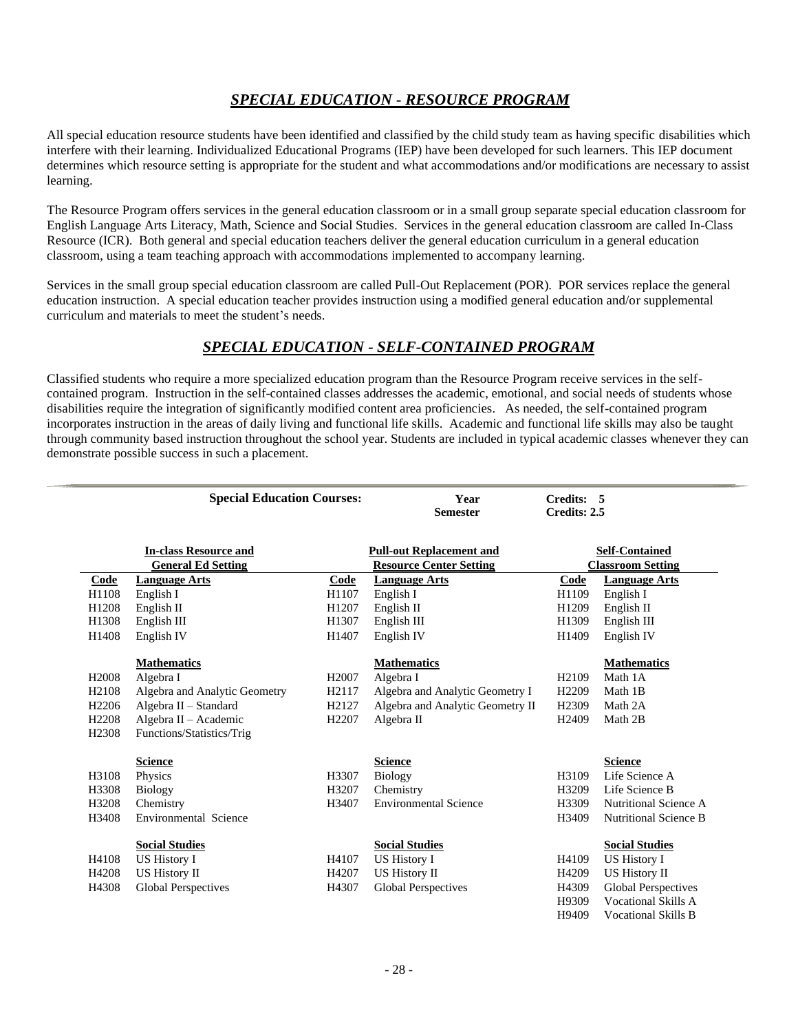## *SPECIAL EDUCATION - RESOURCE PROGRAM*

All special education resource students have been identified and classified by the child study team as having specific disabilities which interfere with their learning. Individualized Educational Programs (IEP) have been developed for such learners. This IEP document determines which resource setting is appropriate for the student and what accommodations and/or modifications are necessary to assist learning.

The Resource Program offers services in the general education classroom or in a small group separate special education classroom for English Language Arts Literacy, Math, Science and Social Studies. Services in the general education classroom are called In-Class Resource (ICR). Both general and special education teachers deliver the general education curriculum in a general education classroom, using a team teaching approach with accommodations implemented to accompany learning.

Services in the small group special education classroom are called Pull-Out Replacement (POR). POR services replace the general education instruction. A special education teacher provides instruction using a modified general education and/or supplemental curriculum and materials to meet the student's needs.

## *SPECIAL EDUCATION - SELF-CONTAINED PROGRAM*

Classified students who require a more specialized education program than the Resource Program receive services in the self-contained program. Instruction in the self-contained classes addresses the academic, emotional, and social needs of students whose disabilities require the integration of significantly modified content area proficiencies. As needed, the self-contained program incorporates instruction in the areas of daily living and functional life skills. Academic and functional life skills may also be taught through community based instruction throughout the school year. Students are included in typical academic classes whenever they can demonstrate possible success in such a placement.

**Special Education Courses:** **Year** **Credits: 5** / **Semester** **Credits: 2.5**

| **In-class Resource and General Ed Setting** | | **Pull-out Replacement and Resource Center Setting** | | **Self-Contained Classroom Setting** | |
|---|---|---|---|---|---|
| **Code** | **Language Arts** | **Code** | **Language Arts** | **Code** | **Language Arts** |
| H1108 | English I | H1107 | English I | H1109 | English I |
| H1208 | English II | H1207 | English II | H1209 | English II |
| H1308 | English III | H1307 | English III | H1309 | English III |
| H1408 | English IV | H1407 | English IV | H1409 | English IV |
| | **Mathematics** | | **Mathematics** | | **Mathematics** |
| H2008 | Algebra I | H2007 | Algebra I | H2109 | Math 1A |
| H2108 | Algebra and Analytic Geometry | H2117 | Algebra and Analytic Geometry I | H2209 | Math 1B |
| H2206 | Algebra II – Standard | H2127 | Algebra and Analytic Geometry II | H2309 | Math 2A |
| H2208 | Algebra II – Academic | H2207 | Algebra II | H2409 | Math 2B |
| H2308 | Functions/Statistics/Trig | | | | |
| | **Science** | | **Science** | | **Science** |
| H3108 | Physics | H3307 | Biology | H3109 | Life Science A |
| H3308 | Biology | H3207 | Chemistry | H3209 | Life Science B |
| H3208 | Chemistry | H3407 | Environmental Science | H3309 | Nutritional Science A |
| H3408 | Environmental Science | | | H3409 | Nutritional Science B |
| | **Social Studies** | | **Social Studies** | | **Social Studies** |
| H4108 | US History I | H4107 | US History I | H4109 | US History I |
| H4208 | US History II | H4207 | US History II | H4209 | US History II |
| H4308 | Global Perspectives | H4307 | Global Perspectives | H4309 | Global Perspectives |
| | | | | H9309 | Vocational Skills A |
| | | | | H9409 | Vocational Skills B |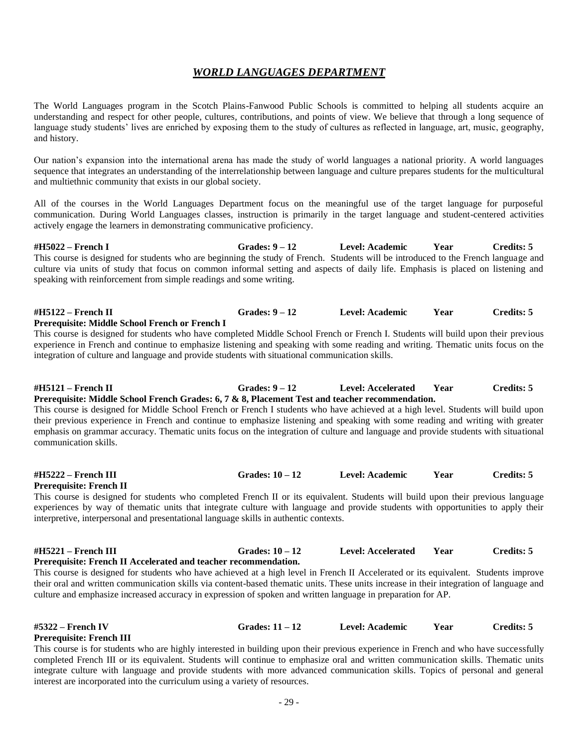## ***WORLD LANGUAGES DEPARTMENT***

The World Languages program in the Scotch Plains-Fanwood Public Schools is committed to helping all students acquire an understanding and respect for other people, cultures, contributions, and points of view. We believe that through a long sequence of language study students' lives are enriched by exposing them to the study of cultures as reflected in language, art, music, geography, and history.

Our nation's expansion into the international arena has made the study of world languages a national priority. A world languages sequence that integrates an understanding of the interrelationship between language and culture prepares students for the multicultural and multiethnic community that exists in our global society.

All of the courses in the World Languages Department focus on the meaningful use of the target language for purposeful communication. During World Languages classes, instruction is primarily in the target language and student-centered activities actively engage the learners in demonstrating communicative proficiency.

**#H5022 – French I | Grades: 9 – 12 | Level: Academic | Year | Credits: 5**

This course is designed for students who are beginning the study of French. Students will be introduced to the French language and culture via units of study that focus on common informal setting and aspects of daily life. Emphasis is placed on listening and speaking with reinforcement from simple readings and some writing.

**#H5122 – French II | Grades: 9 – 12 | Level: Academic | Year | Credits: 5**

**Prerequisite: Middle School French or French I**

This course is designed for students who have completed Middle School French or French I. Students will build upon their previous experience in French and continue to emphasize listening and speaking with some reading and writing. Thematic units focus on the integration of culture and language and provide students with situational communication skills.

**#H5121 – French II | Grades: 9 – 12 | Level: Accelerated | Year | Credits: 5**

**Prerequisite: Middle School French Grades: 6, 7 & 8, Placement Test and teacher recommendation.**

This course is designed for Middle School French or French I students who have achieved at a high level. Students will build upon their previous experience in French and continue to emphasize listening and speaking with some reading and writing with greater emphasis on grammar accuracy. Thematic units focus on the integration of culture and language and provide students with situational communication skills.

**#H5222 – French III | Grades: 10 – 12 | Level: Academic | Year | Credits: 5**

**Prerequisite: French II**

This course is designed for students who completed French II or its equivalent. Students will build upon their previous language experiences by way of thematic units that integrate culture with language and provide students with opportunities to apply their interpretive, interpersonal and presentational language skills in authentic contexts.

**#H5221 – French III | Grades: 10 – 12 | Level: Accelerated | Year | Credits: 5**

**Prerequisite: French II Accelerated and teacher recommendation.**

This course is designed for students who have achieved at a high level in French II Accelerated or its equivalent. Students improve their oral and written communication skills via content-based thematic units. These units increase in their integration of language and culture and emphasize increased accuracy in expression of spoken and written language in preparation for AP.

**#5322 – French IV | Grades: 11 – 12 | Level: Academic | Year | Credits: 5**

**Prerequisite: French III**

This course is for students who are highly interested in building upon their previous experience in French and who have successfully completed French III or its equivalent. Students will continue to emphasize oral and written communication skills. Thematic units integrate culture with language and provide students with more advanced communication skills. Topics of personal and general interest are incorporated into the curriculum using a variety of resources.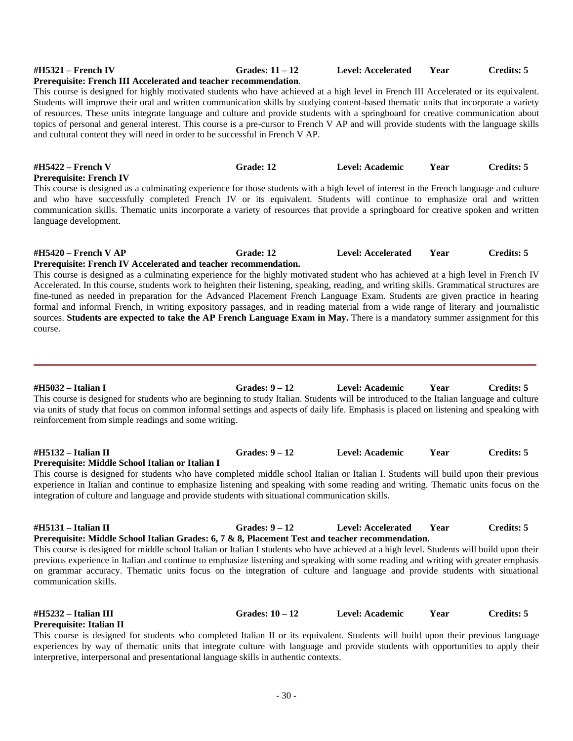**#H5321 – French IV** Grades: 11 – 12 Level: Accelerated Year Credits: 5

**Prerequisite: French III Accelerated and teacher recommendation**.

This course is designed for highly motivated students who have achieved at a high level in French III Accelerated or its equivalent. Students will improve their oral and written communication skills by studying content-based thematic units that incorporate a variety of resources. These units integrate language and culture and provide students with a springboard for creative communication about topics of personal and general interest. This course is a pre-cursor to French V AP and will provide students with the language skills and cultural content they will need in order to be successful in French V AP.

**#H5422 – French V** Grade: 12 Level: Academic Year Credits: 5

**Prerequisite: French IV**

This course is designed as a culminating experience for those students with a high level of interest in the French language and culture and who have successfully completed French IV or its equivalent. Students will continue to emphasize oral and written communication skills. Thematic units incorporate a variety of resources that provide a springboard for creative spoken and written language development.

**#H5420 – French V AP** Grade: 12 Level: Accelerated Year Credits: 5

**Prerequisite: French IV Accelerated and teacher recommendation.**

This course is designed as a culminating experience for the highly motivated student who has achieved at a high level in French IV Accelerated. In this course, students work to heighten their listening, speaking, reading, and writing skills. Grammatical structures are fine-tuned as needed in preparation for the Advanced Placement French Language Exam. Students are given practice in hearing formal and informal French, in writing expository passages, and in reading material from a wide range of literary and journalistic sources. **Students are expected to take the AP French Language Exam in May.** There is a mandatory summer assignment for this course.

---

**#H5032 – Italian I** Grades: 9 – 12 Level: Academic Year Credits: 5

This course is designed for students who are beginning to study Italian. Students will be introduced to the Italian language and culture via units of study that focus on common informal settings and aspects of daily life. Emphasis is placed on listening and speaking with reinforcement from simple readings and some writing.

**#H5132 – Italian II** Grades: 9 – 12 Level: Academic Year Credits: 5

**Prerequisite: Middle School Italian or Italian I**

This course is designed for students who have completed middle school Italian or Italian I. Students will build upon their previous experience in Italian and continue to emphasize listening and speaking with some reading and writing. Thematic units focus on the integration of culture and language and provide students with situational communication skills.

**#H5131 – Italian II** Grades: 9 – 12 Level: Accelerated Year Credits: 5

**Prerequisite: Middle School Italian Grades: 6, 7 & 8, Placement Test and teacher recommendation.**

This course is designed for middle school Italian or Italian I students who have achieved at a high level. Students will build upon their previous experience in Italian and continue to emphasize listening and speaking with some reading and writing with greater emphasis on grammar accuracy. Thematic units focus on the integration of culture and language and provide students with situational communication skills.

**#H5232 – Italian III** Grades: 10 – 12 Level: Academic Year Credits: 5

**Prerequisite: Italian II**

This course is designed for students who completed Italian II or its equivalent. Students will build upon their previous language experiences by way of thematic units that integrate culture with language and provide students with opportunities to apply their interpretive, interpersonal and presentational language skills in authentic contexts.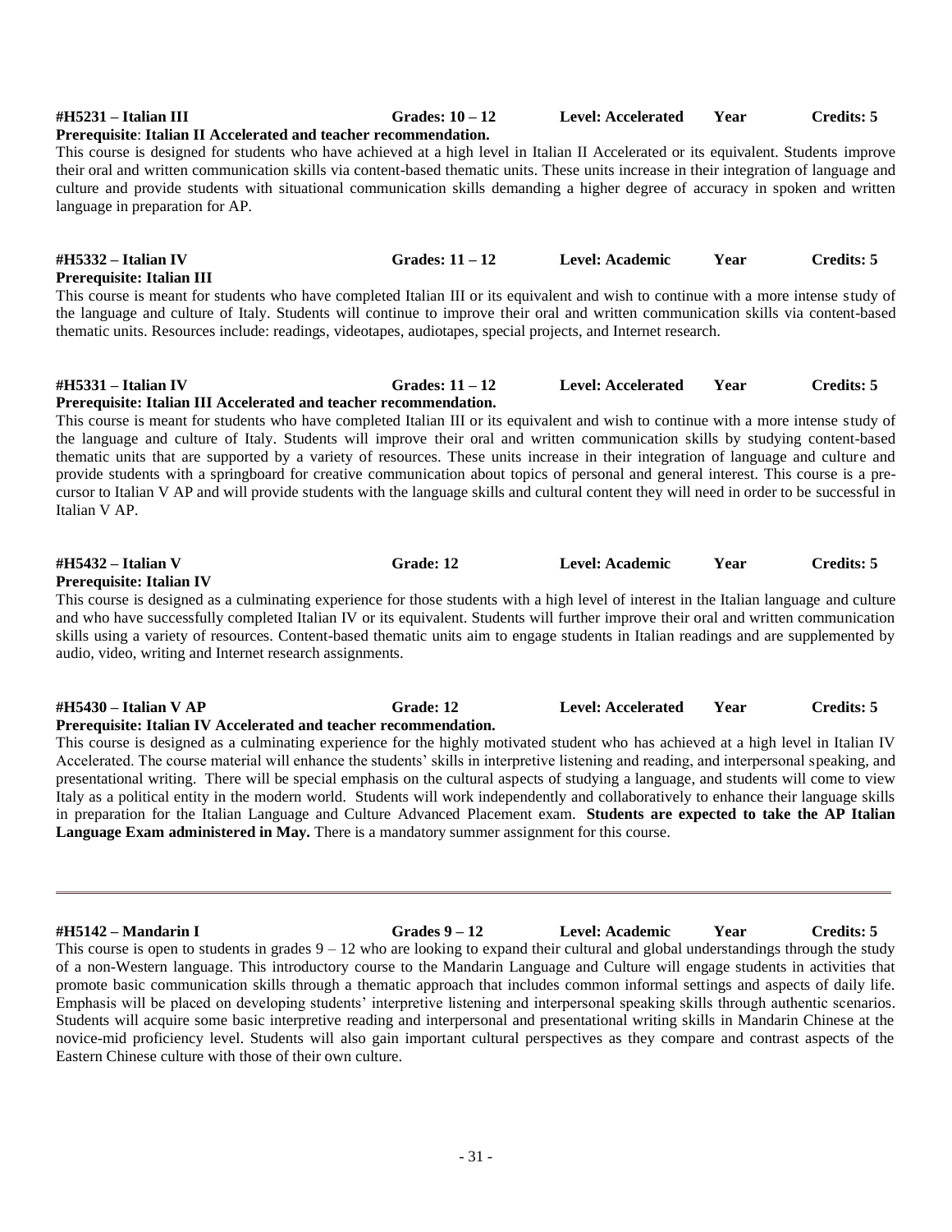**#H5231 – Italian III** | **Grades: 10 – 12** | **Level: Accelerated** | **Year** | **Credits: 5**

**Prerequisite**: **Italian II Accelerated and teacher recommendation.**

This course is designed for students who have achieved at a high level in Italian II Accelerated or its equivalent. Students improve their oral and written communication skills via content-based thematic units. These units increase in their integration of language and culture and provide students with situational communication skills demanding a higher degree of accuracy in spoken and written language in preparation for AP.

**#H5332 – Italian IV** | **Grades: 11 – 12** | **Level: Academic** | **Year** | **Credits: 5**

**Prerequisite: Italian III**

This course is meant for students who have completed Italian III or its equivalent and wish to continue with a more intense study of the language and culture of Italy. Students will continue to improve their oral and written communication skills via content-based thematic units. Resources include: readings, videotapes, audiotapes, special projects, and Internet research.

**#H5331 – Italian IV** | **Grades: 11 – 12** | **Level: Accelerated** | **Year** | **Credits: 5**

**Prerequisite: Italian III Accelerated and teacher recommendation.**

This course is meant for students who have completed Italian III or its equivalent and wish to continue with a more intense study of the language and culture of Italy. Students will improve their oral and written communication skills by studying content-based thematic units that are supported by a variety of resources. These units increase in their integration of language and culture and provide students with a springboard for creative communication about topics of personal and general interest. This course is a pre-cursor to Italian V AP and will provide students with the language skills and cultural content they will need in order to be successful in Italian V AP.

**#H5432 – Italian V** | **Grade: 12** | **Level: Academic** | **Year** | **Credits: 5**

**Prerequisite: Italian IV**

This course is designed as a culminating experience for those students with a high level of interest in the Italian language and culture and who have successfully completed Italian IV or its equivalent. Students will further improve their oral and written communication skills using a variety of resources. Content-based thematic units aim to engage students in Italian readings and are supplemented by audio, video, writing and Internet research assignments.

**#H5430 – Italian V AP** | **Grade: 12** | **Level: Accelerated** | **Year** | **Credits: 5**

**Prerequisite: Italian IV Accelerated and teacher recommendation.**

This course is designed as a culminating experience for the highly motivated student who has achieved at a high level in Italian IV Accelerated. The course material will enhance the students' skills in interpretive listening and reading, and interpersonal speaking, and presentational writing. There will be special emphasis on the cultural aspects of studying a language, and students will come to view Italy as a political entity in the modern world. Students will work independently and collaboratively to enhance their language skills in preparation for the Italian Language and Culture Advanced Placement exam. **Students are expected to take the AP Italian Language Exam administered in May.** There is a mandatory summer assignment for this course.

---

**#H5142 – Mandarin I** | **Grades 9 – 12** | **Level: Academic** | **Year** | **Credits: 5**

This course is open to students in grades 9 – 12 who are looking to expand their cultural and global understandings through the study of a non-Western language. This introductory course to the Mandarin Language and Culture will engage students in activities that promote basic communication skills through a thematic approach that includes common informal settings and aspects of daily life. Emphasis will be placed on developing students' interpretive listening and interpersonal speaking skills through authentic scenarios. Students will acquire some basic interpretive reading and interpersonal and presentational writing skills in Mandarin Chinese at the novice-mid proficiency level. Students will also gain important cultural perspectives as they compare and contrast aspects of the Eastern Chinese culture with those of their own culture.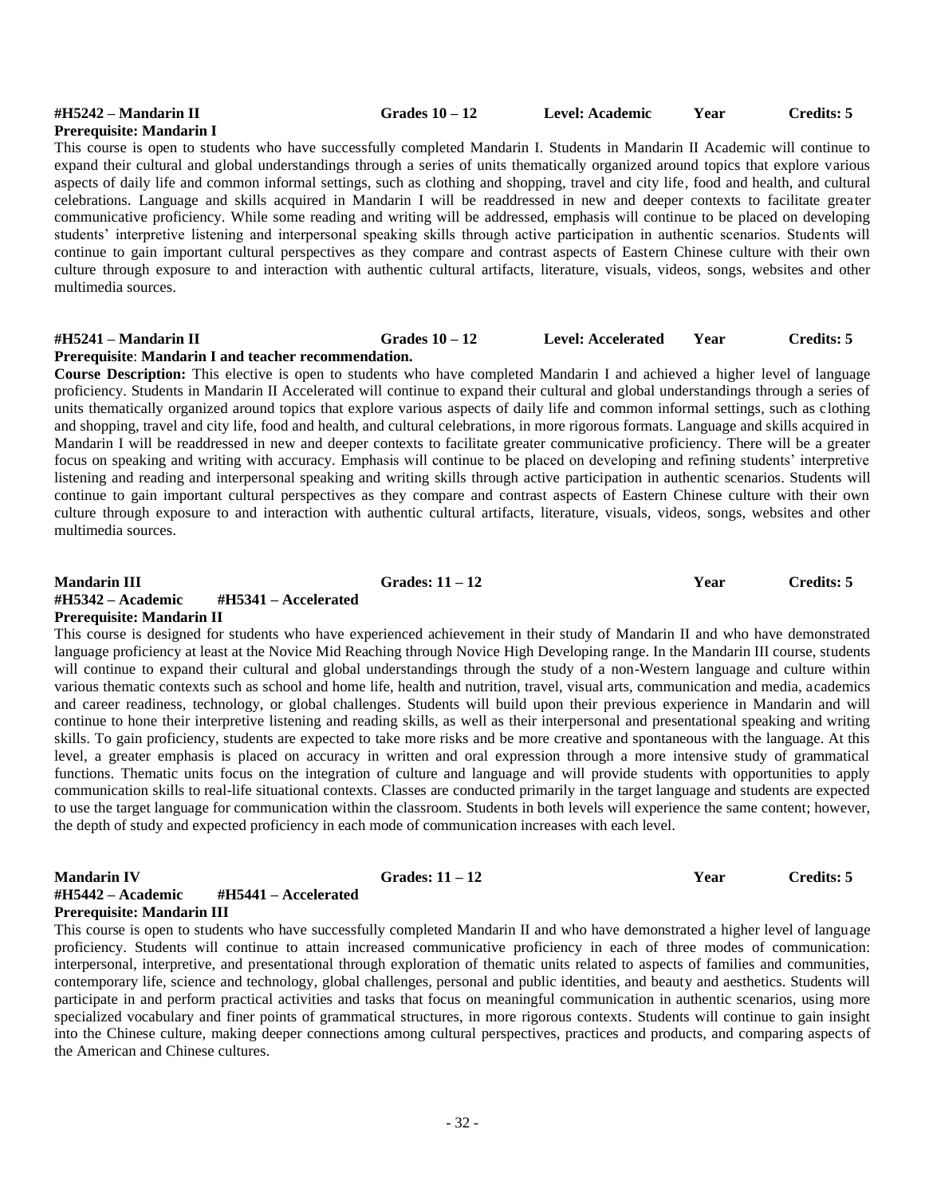**#H5242 – Mandarin II** Grades 10 – 12 Level: Academic Year Credits: 5
**Prerequisite: Mandarin I**

This course is open to students who have successfully completed Mandarin I. Students in Mandarin II Academic will continue to expand their cultural and global understandings through a series of units thematically organized around topics that explore various aspects of daily life and common informal settings, such as clothing and shopping, travel and city life, food and health, and cultural celebrations. Language and skills acquired in Mandarin I will be readdressed in new and deeper contexts to facilitate greater communicative proficiency. While some reading and writing will be addressed, emphasis will continue to be placed on developing students' interpretive listening and interpersonal speaking skills through active participation in authentic scenarios. Students will continue to gain important cultural perspectives as they compare and contrast aspects of Eastern Chinese culture with their own culture through exposure to and interaction with authentic cultural artifacts, literature, visuals, videos, songs, websites and other multimedia sources.

**#H5241 – Mandarin II** Grades 10 – 12 Level: Accelerated Year Credits: 5
**Prerequisite**: **Mandarin I and teacher recommendation.**

**Course Description:** This elective is open to students who have completed Mandarin I and achieved a higher level of language proficiency. Students in Mandarin II Accelerated will continue to expand their cultural and global understandings through a series of units thematically organized around topics that explore various aspects of daily life and common informal settings, such as clothing and shopping, travel and city life, food and health, and cultural celebrations, in more rigorous formats. Language and skills acquired in Mandarin I will be readdressed in new and deeper contexts to facilitate greater communicative proficiency. There will be a greater focus on speaking and writing with accuracy. Emphasis will continue to be placed on developing and refining students' interpretive listening and reading and interpersonal speaking and writing skills through active participation in authentic scenarios. Students will continue to gain important cultural perspectives as they compare and contrast aspects of Eastern Chinese culture with their own culture through exposure to and interaction with authentic cultural artifacts, literature, visuals, videos, songs, websites and other multimedia sources.

**Mandarin III** Grades: 11 – 12 Year Credits: 5
**#H5342 – Academic #H5341 – Accelerated**
**Prerequisite: Mandarin II**

This course is designed for students who have experienced achievement in their study of Mandarin II and who have demonstrated language proficiency at least at the Novice Mid Reaching through Novice High Developing range. In the Mandarin III course, students will continue to expand their cultural and global understandings through the study of a non-Western language and culture within various thematic contexts such as school and home life, health and nutrition, travel, visual arts, communication and media, academics and career readiness, technology, or global challenges. Students will build upon their previous experience in Mandarin and will continue to hone their interpretive listening and reading skills, as well as their interpersonal and presentational speaking and writing skills. To gain proficiency, students are expected to take more risks and be more creative and spontaneous with the language. At this level, a greater emphasis is placed on accuracy in written and oral expression through a more intensive study of grammatical functions. Thematic units focus on the integration of culture and language and will provide students with opportunities to apply communication skills to real-life situational contexts. Classes are conducted primarily in the target language and students are expected to use the target language for communication within the classroom. Students in both levels will experience the same content; however, the depth of study and expected proficiency in each mode of communication increases with each level.

**Mandarin IV** Grades: 11 – 12 Year Credits: 5
**#H5442 – Academic #H5441 – Accelerated**
**Prerequisite: Mandarin III**

This course is open to students who have successfully completed Mandarin II and who have demonstrated a higher level of language proficiency. Students will continue to attain increased communicative proficiency in each of three modes of communication: interpersonal, interpretive, and presentational through exploration of thematic units related to aspects of families and communities, contemporary life, science and technology, global challenges, personal and public identities, and beauty and aesthetics. Students will participate in and perform practical activities and tasks that focus on meaningful communication in authentic scenarios, using more specialized vocabulary and finer points of grammatical structures, in more rigorous contexts. Students will continue to gain insight into the Chinese culture, making deeper connections among cultural perspectives, practices and products, and comparing aspects of the American and Chinese cultures.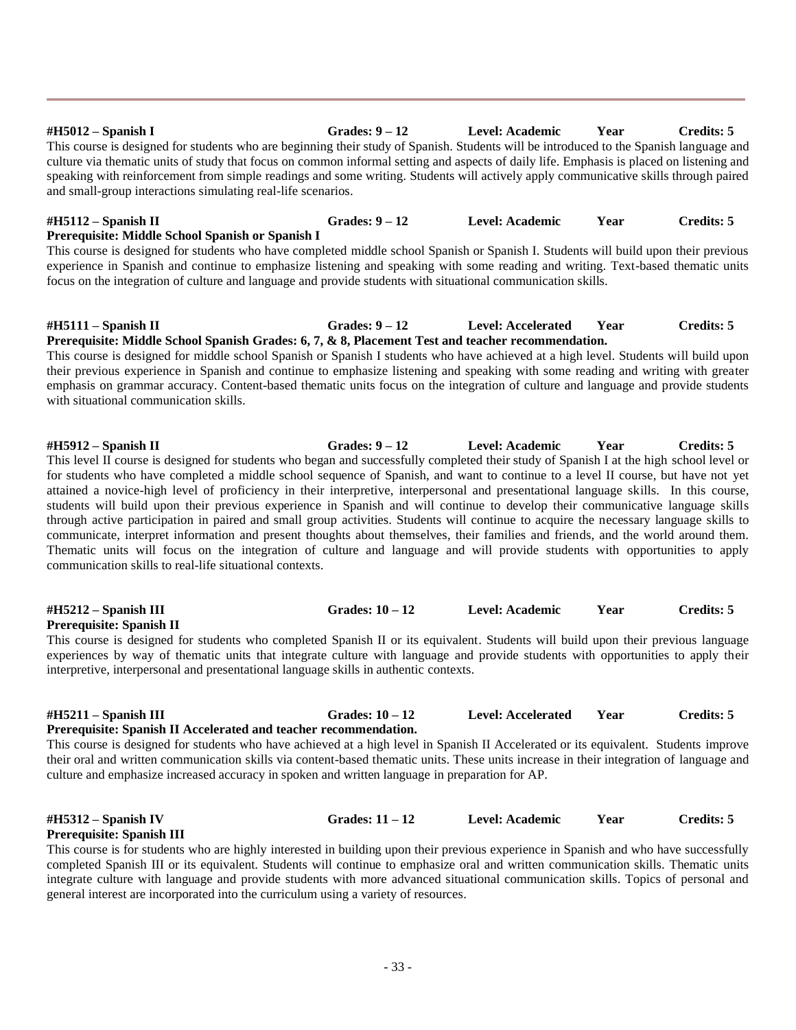**#H5012 – Spanish I** **Grades: 9 – 12** **Level: Academic** **Year** **Credits: 5**

This course is designed for students who are beginning their study of Spanish. Students will be introduced to the Spanish language and culture via thematic units of study that focus on common informal setting and aspects of daily life. Emphasis is placed on listening and speaking with reinforcement from simple readings and some writing. Students will actively apply communicative skills through paired and small-group interactions simulating real-life scenarios.

**#H5112 – Spanish II** **Grades: 9 – 12** **Level: Academic** **Year** **Credits: 5**
**Prerequisite: Middle School Spanish or Spanish I**

This course is designed for students who have completed middle school Spanish or Spanish I. Students will build upon their previous experience in Spanish and continue to emphasize listening and speaking with some reading and writing. Text-based thematic units focus on the integration of culture and language and provide students with situational communication skills.

**#H5111 – Spanish II** **Grades: 9 – 12** **Level: Accelerated** **Year** **Credits: 5**
**Prerequisite: Middle School Spanish Grades: 6, 7, & 8, Placement Test and teacher recommendation.**

This course is designed for middle school Spanish or Spanish I students who have achieved at a high level. Students will build upon their previous experience in Spanish and continue to emphasize listening and speaking with some reading and writing with greater emphasis on grammar accuracy. Content-based thematic units focus on the integration of culture and language and provide students with situational communication skills.

**#H5912 – Spanish II** **Grades: 9 – 12** **Level: Academic** **Year** **Credits: 5**

This level II course is designed for students who began and successfully completed their study of Spanish I at the high school level or for students who have completed a middle school sequence of Spanish, and want to continue to a level II course, but have not yet attained a novice-high level of proficiency in their interpretive, interpersonal and presentational language skills. In this course, students will build upon their previous experience in Spanish and will continue to develop their communicative language skills through active participation in paired and small group activities. Students will continue to acquire the necessary language skills to communicate, interpret information and present thoughts about themselves, their families and friends, and the world around them. Thematic units will focus on the integration of culture and language and will provide students with opportunities to apply communication skills to real-life situational contexts.

**#H5212 – Spanish III** **Grades: 10 – 12** **Level: Academic** **Year** **Credits: 5**
**Prerequisite: Spanish II**

This course is designed for students who completed Spanish II or its equivalent. Students will build upon their previous language experiences by way of thematic units that integrate culture with language and provide students with opportunities to apply their interpretive, interpersonal and presentational language skills in authentic contexts.

**#H5211 – Spanish III** **Grades: 10 – 12** **Level: Accelerated** **Year** **Credits: 5**
**Prerequisite: Spanish II Accelerated and teacher recommendation.**

This course is designed for students who have achieved at a high level in Spanish II Accelerated or its equivalent. Students improve their oral and written communication skills via content-based thematic units. These units increase in their integration of language and culture and emphasize increased accuracy in spoken and written language in preparation for AP.

**#H5312 – Spanish IV** **Grades: 11 – 12** **Level: Academic** **Year** **Credits: 5**
**Prerequisite: Spanish III**

This course is for students who are highly interested in building upon their previous experience in Spanish and who have successfully completed Spanish III or its equivalent. Students will continue to emphasize oral and written communication skills. Thematic units integrate culture with language and provide students with more advanced situational communication skills. Topics of personal and general interest are incorporated into the curriculum using a variety of resources.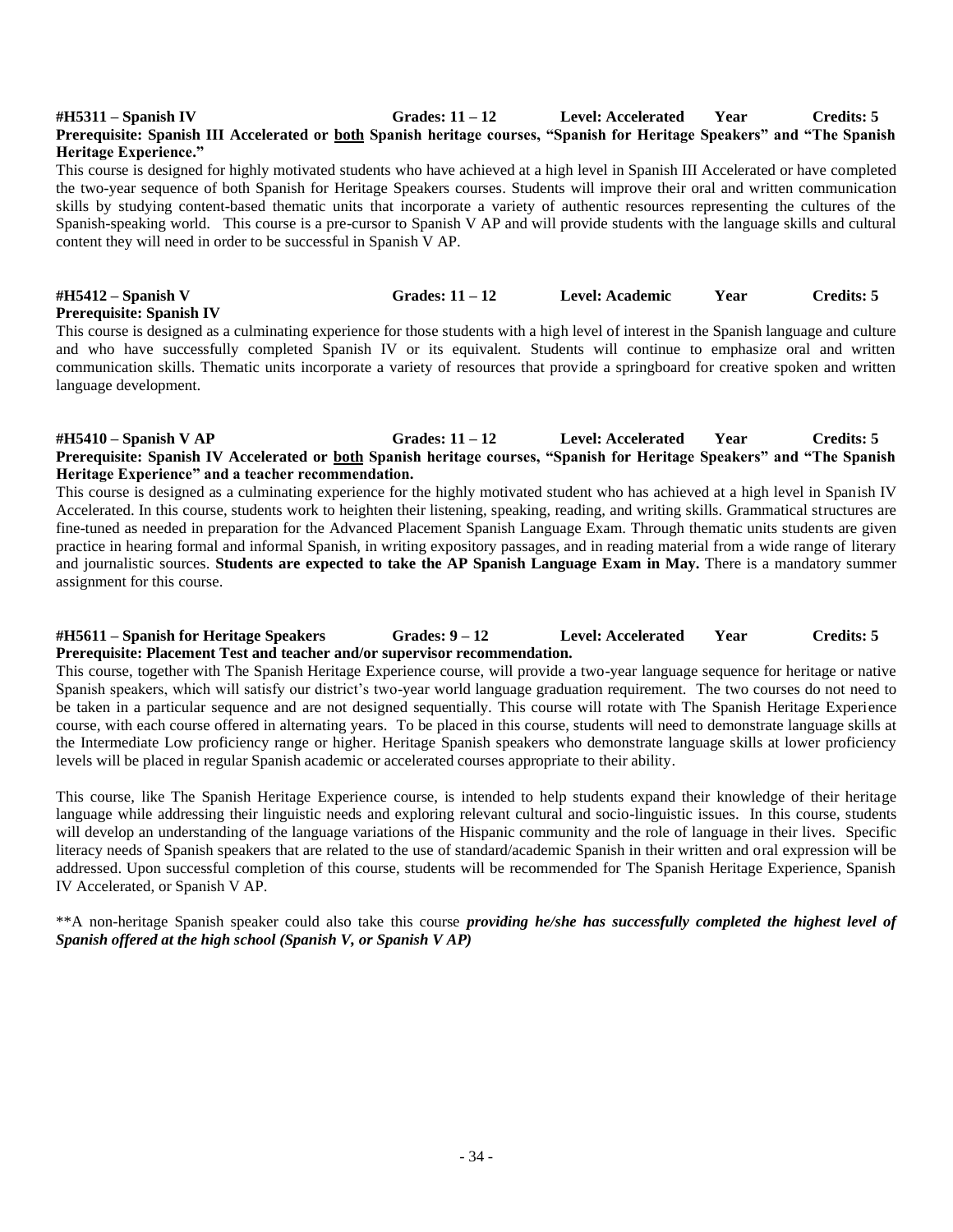**#H5311 – Spanish IV** **Grades: 11 – 12** **Level: Accelerated** **Year** **Credits: 5**
**Prerequisite: Spanish III Accelerated or both Spanish heritage courses, "Spanish for Heritage Speakers" and "The Spanish Heritage Experience."**

This course is designed for highly motivated students who have achieved at a high level in Spanish III Accelerated or have completed the two-year sequence of both Spanish for Heritage Speakers courses. Students will improve their oral and written communication skills by studying content-based thematic units that incorporate a variety of authentic resources representing the cultures of the Spanish-speaking world. This course is a pre-cursor to Spanish V AP and will provide students with the language skills and cultural content they will need in order to be successful in Spanish V AP.

**#H5412 – Spanish V** **Grades: 11 – 12** **Level: Academic** **Year** **Credits: 5**
**Prerequisite: Spanish IV**

This course is designed as a culminating experience for those students with a high level of interest in the Spanish language and culture and who have successfully completed Spanish IV or its equivalent. Students will continue to emphasize oral and written communication skills. Thematic units incorporate a variety of resources that provide a springboard for creative spoken and written language development.

**#H5410 – Spanish V AP** **Grades: 11 – 12** **Level: Accelerated** **Year** **Credits: 5**
**Prerequisite: Spanish IV Accelerated or both Spanish heritage courses, "Spanish for Heritage Speakers" and "The Spanish Heritage Experience" and a teacher recommendation.**

This course is designed as a culminating experience for the highly motivated student who has achieved at a high level in Spanish IV Accelerated. In this course, students work to heighten their listening, speaking, reading, and writing skills. Grammatical structures are fine-tuned as needed in preparation for the Advanced Placement Spanish Language Exam. Through thematic units students are given practice in hearing formal and informal Spanish, in writing expository passages, and in reading material from a wide range of literary and journalistic sources. **Students are expected to take the AP Spanish Language Exam in May.** There is a mandatory summer assignment for this course.

**#H5611 – Spanish for Heritage Speakers** **Grades: 9 – 12** **Level: Accelerated** **Year** **Credits: 5**
**Prerequisite: Placement Test and teacher and/or supervisor recommendation.**

This course, together with The Spanish Heritage Experience course, will provide a two-year language sequence for heritage or native Spanish speakers, which will satisfy our district's two-year world language graduation requirement. The two courses do not need to be taken in a particular sequence and are not designed sequentially. This course will rotate with The Spanish Heritage Experience course, with each course offered in alternating years. To be placed in this course, students will need to demonstrate language skills at the Intermediate Low proficiency range or higher. Heritage Spanish speakers who demonstrate language skills at lower proficiency levels will be placed in regular Spanish academic or accelerated courses appropriate to their ability.

This course, like The Spanish Heritage Experience course, is intended to help students expand their knowledge of their heritage language while addressing their linguistic needs and exploring relevant cultural and socio-linguistic issues. In this course, students will develop an understanding of the language variations of the Hispanic community and the role of language in their lives. Specific literacy needs of Spanish speakers that are related to the use of standard/academic Spanish in their written and oral expression will be addressed. Upon successful completion of this course, students will be recommended for The Spanish Heritage Experience, Spanish IV Accelerated, or Spanish V AP.

**A non-heritage Spanish speaker could also take this course ***providing he/she has successfully completed the highest level of Spanish offered at the high school (Spanish V, or Spanish V AP)***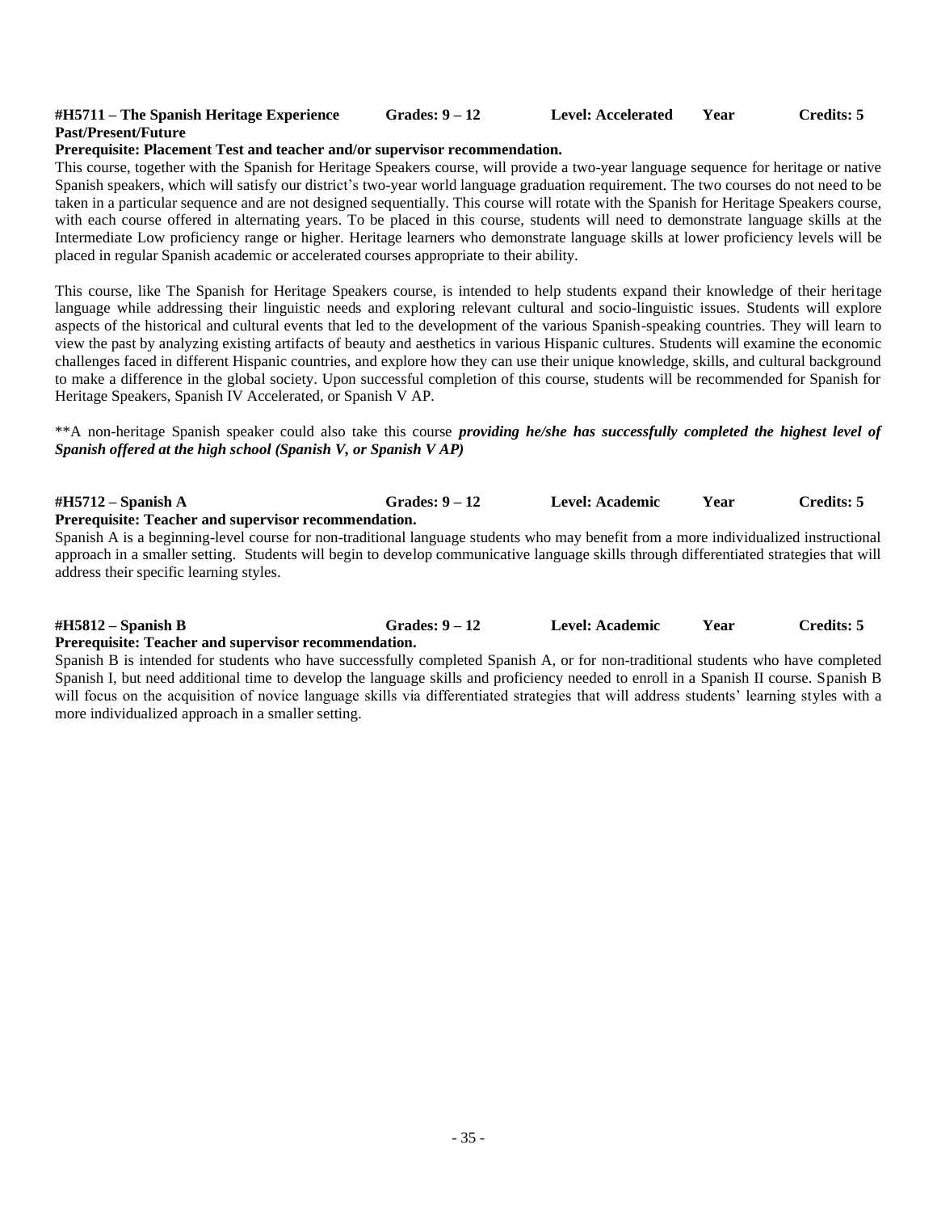**#H5711 – The Spanish Heritage Experience Past/Present/Future** **Grades: 9 – 12** **Level: Accelerated** **Year** **Credits: 5**

**Prerequisite: Placement Test and teacher and/or supervisor recommendation.**

This course, together with the Spanish for Heritage Speakers course, will provide a two-year language sequence for heritage or native Spanish speakers, which will satisfy our district's two-year world language graduation requirement. The two courses do not need to be taken in a particular sequence and are not designed sequentially. This course will rotate with the Spanish for Heritage Speakers course, with each course offered in alternating years. To be placed in this course, students will need to demonstrate language skills at the Intermediate Low proficiency range or higher. Heritage learners who demonstrate language skills at lower proficiency levels will be placed in regular Spanish academic or accelerated courses appropriate to their ability.

This course, like The Spanish for Heritage Speakers course, is intended to help students expand their knowledge of their heritage language while addressing their linguistic needs and exploring relevant cultural and socio-linguistic issues. Students will explore aspects of the historical and cultural events that led to the development of the various Spanish-speaking countries. They will learn to view the past by analyzing existing artifacts of beauty and aesthetics in various Hispanic cultures. Students will examine the economic challenges faced in different Hispanic countries, and explore how they can use their unique knowledge, skills, and cultural background to make a difference in the global society. Upon successful completion of this course, students will be recommended for Spanish for Heritage Speakers, Spanish IV Accelerated, or Spanish V AP.

**A non-heritage Spanish speaker could also take this course ***providing he/she has successfully completed the highest level of Spanish offered at the high school (Spanish V, or Spanish V AP)***

**#H5712 – Spanish A** **Grades: 9 – 12** **Level: Academic** **Year** **Credits: 5**

**Prerequisite: Teacher and supervisor recommendation.**

Spanish A is a beginning-level course for non-traditional language students who may benefit from a more individualized instructional approach in a smaller setting. Students will begin to develop communicative language skills through differentiated strategies that will address their specific learning styles.

**#H5812 – Spanish B** **Grades: 9 – 12** **Level: Academic** **Year** **Credits: 5**

**Prerequisite: Teacher and supervisor recommendation.**

Spanish B is intended for students who have successfully completed Spanish A, or for non-traditional students who have completed Spanish I, but need additional time to develop the language skills and proficiency needed to enroll in a Spanish II course. Spanish B will focus on the acquisition of novice language skills via differentiated strategies that will address students' learning styles with a more individualized approach in a smaller setting.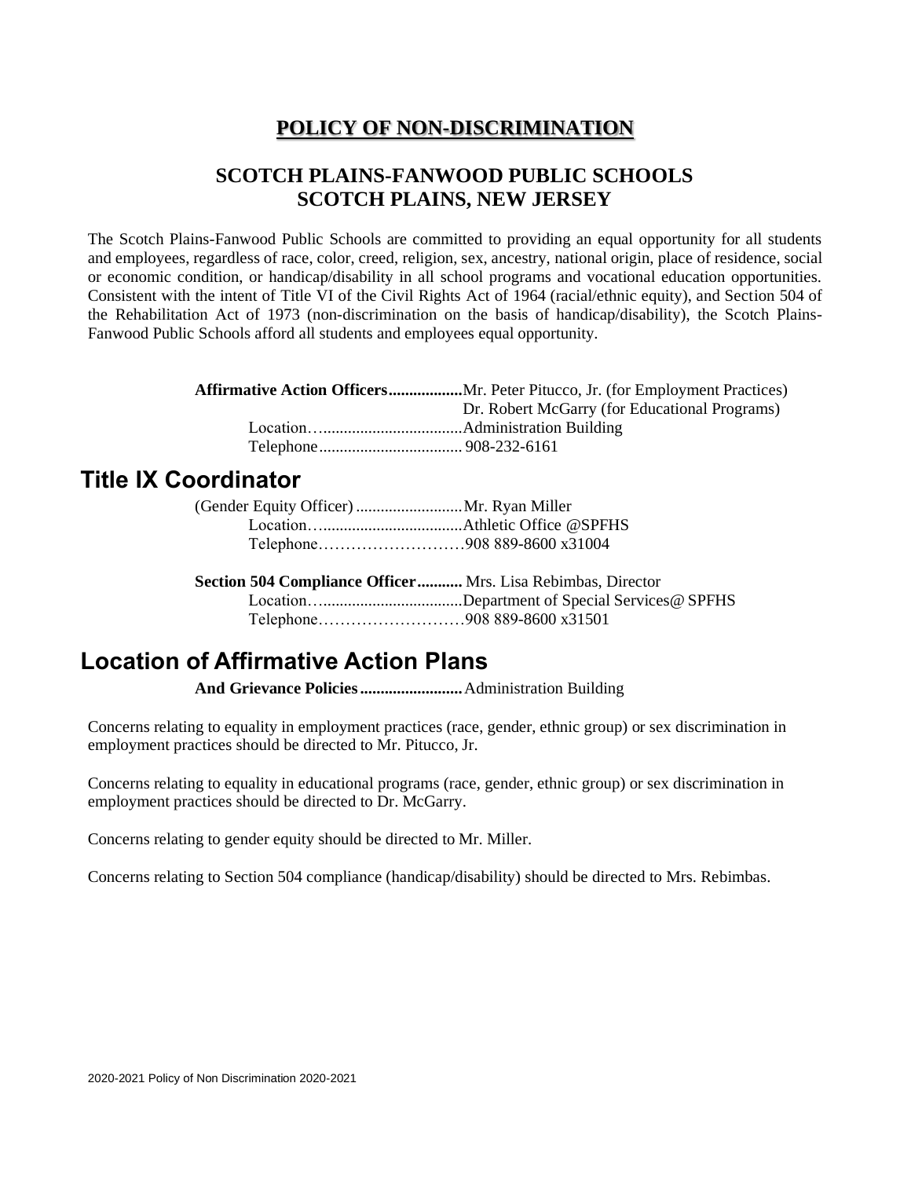# POLICY OF NON-DISCRIMINATION

## SCOTCH PLAINS-FANWOOD PUBLIC SCHOOLS
## SCOTCH PLAINS, NEW JERSEY

The Scotch Plains-Fanwood Public Schools are committed to providing an equal opportunity for all students and employees, regardless of race, color, creed, religion, sex, ancestry, national origin, place of residence, social or economic condition, or handicap/disability in all school programs and vocational education opportunities. Consistent with the intent of Title VI of the Civil Rights Act of 1964 (racial/ethnic equity), and Section 504 of the Rehabilitation Act of 1973 (non-discrimination on the basis of handicap/disability), the Scotch Plains-Fanwood Public Schools afford all students and employees equal opportunity.

**Affirmative Action Officers..................**Mr. Peter Pitucco, Jr. (for Employment Practices)
Dr. Robert McGarry (for Educational Programs)
Location…..................................Administration Building
Telephone.................................. 908-232-6161

## Title IX Coordinator

(Gender Equity Officer) ..........................Mr. Ryan Miller
Location…..................................Athletic Office @SPFHS
Telephone………………………908 889-8600 x31004

**Section 504 Compliance Officer...........** Mrs. Lisa Rebimbas, Director
Location…..................................Department of Special Services@ SPFHS
Telephone………………………908 889-8600 x31501

## Location of Affirmative Action Plans

**And Grievance Policies.........................**Administration Building

Concerns relating to equality in employment practices (race, gender, ethnic group) or sex discrimination in employment practices should be directed to Mr. Pitucco, Jr.

Concerns relating to equality in educational programs (race, gender, ethnic group) or sex discrimination in employment practices should be directed to Dr. McGarry.

Concerns relating to gender equity should be directed to Mr. Miller.

Concerns relating to Section 504 compliance (handicap/disability) should be directed to Mrs. Rebimbas.